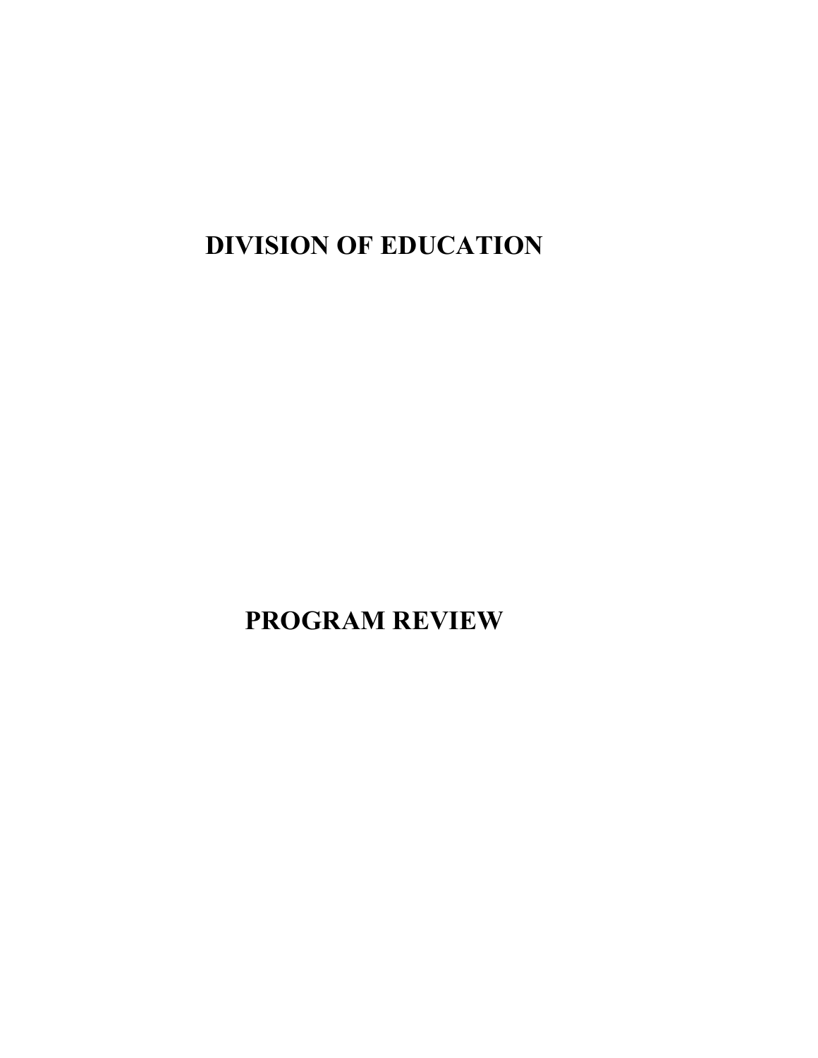# DIVISION OF EDUCATION

# PROGRAM REVIEW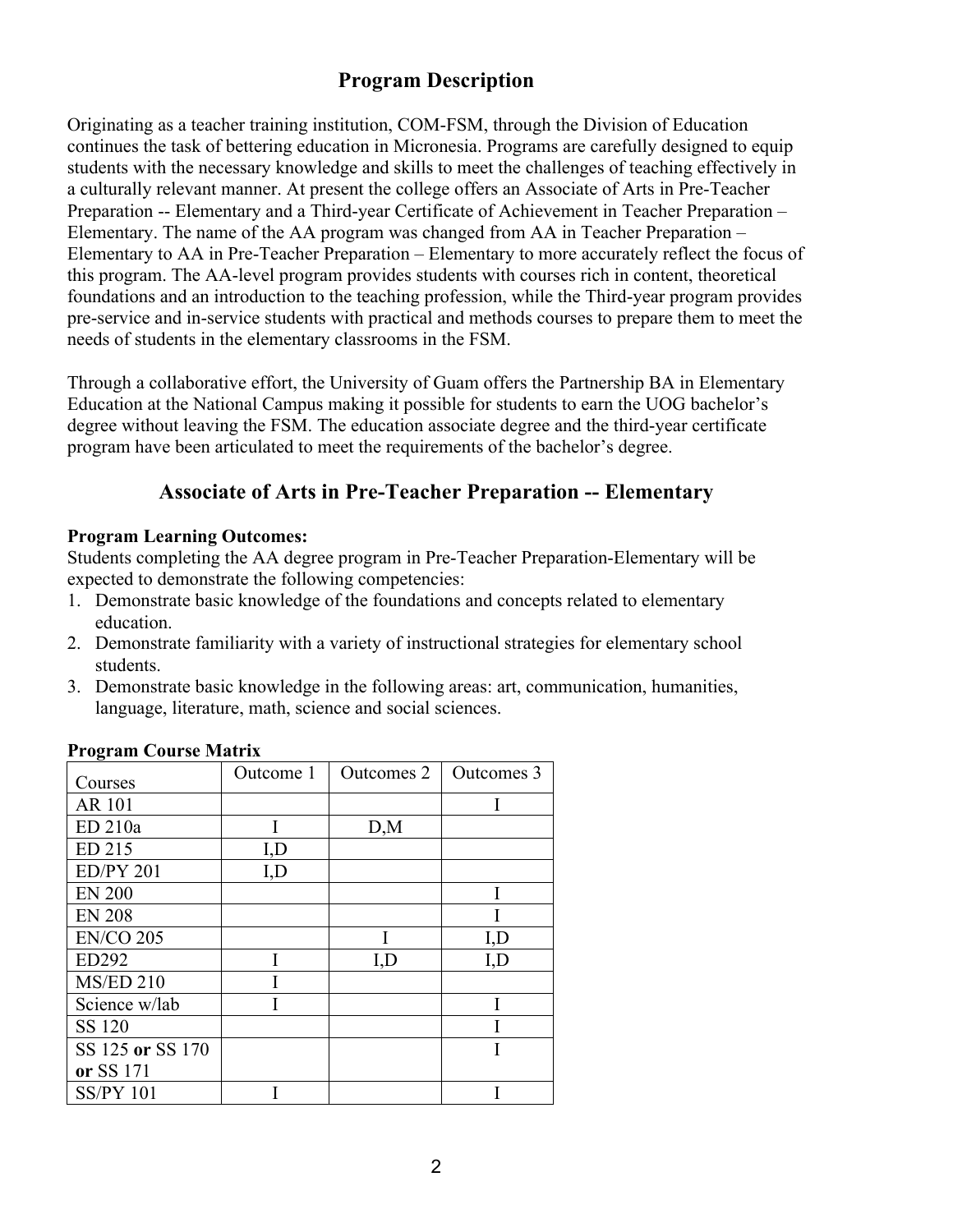## Program Description

Originating as a teacher training institution, COM-FSM, through the Division of Education continues the task of bettering education in Micronesia. Programs are carefully designed to equip students with the necessary knowledge and skills to meet the challenges of teaching effectively in a culturally relevant manner. At present the college offers an Associate of Arts in Pre-Teacher Preparation -- Elementary and a Third-year Certificate of Achievement in Teacher Preparation – Elementary. The name of the AA program was changed from AA in Teacher Preparation – Elementary to AA in Pre-Teacher Preparation – Elementary to more accurately reflect the focus of this program. The AA-level program provides students with courses rich in content, theoretical foundations and an introduction to the teaching profession, while the Third-year program provides pre-service and in-service students with practical and methods courses to prepare them to meet the needs of students in the elementary classrooms in the FSM.

Through a collaborative effort, the University of Guam offers the Partnership BA in Elementary Education at the National Campus making it possible for students to earn the UOG bachelor's degree without leaving the FSM. The education associate degree and the third-year certificate program have been articulated to meet the requirements of the bachelor's degree.

## Associate of Arts in Pre-Teacher Preparation -- Elementary

**Program Learning Outcomes:**
Students completing the AA degree program in Pre-Teacher Preparation-Elementary will be expected to demonstrate the following competencies:

1. Demonstrate basic knowledge of the foundations and concepts related to elementary education.
2. Demonstrate familiarity with a variety of instructional strategies for elementary school students.
3. Demonstrate basic knowledge in the following areas: art, communication, humanities, language, literature, math, science and social sciences.

**Program Course Matrix**

| Courses | Outcome 1 | Outcomes 2 | Outcomes 3 |
|---|---|---|---|
| AR 101 | | | I |
| ED 210a | I | D,M | |
| ED 215 | I,D | | |
| ED/PY 201 | I,D | | |
| EN 200 | | | I |
| EN 208 | | | I |
| EN/CO 205 | | I | I,D |
| ED292 | I | I,D | I,D |
| MS/ED 210 | I | | |
| Science w/lab | I | | I |
| SS 120 | | | I |
| SS 125 **or** SS 170 **or** SS 171 | | | I |
| SS/PY 101 | I | | I |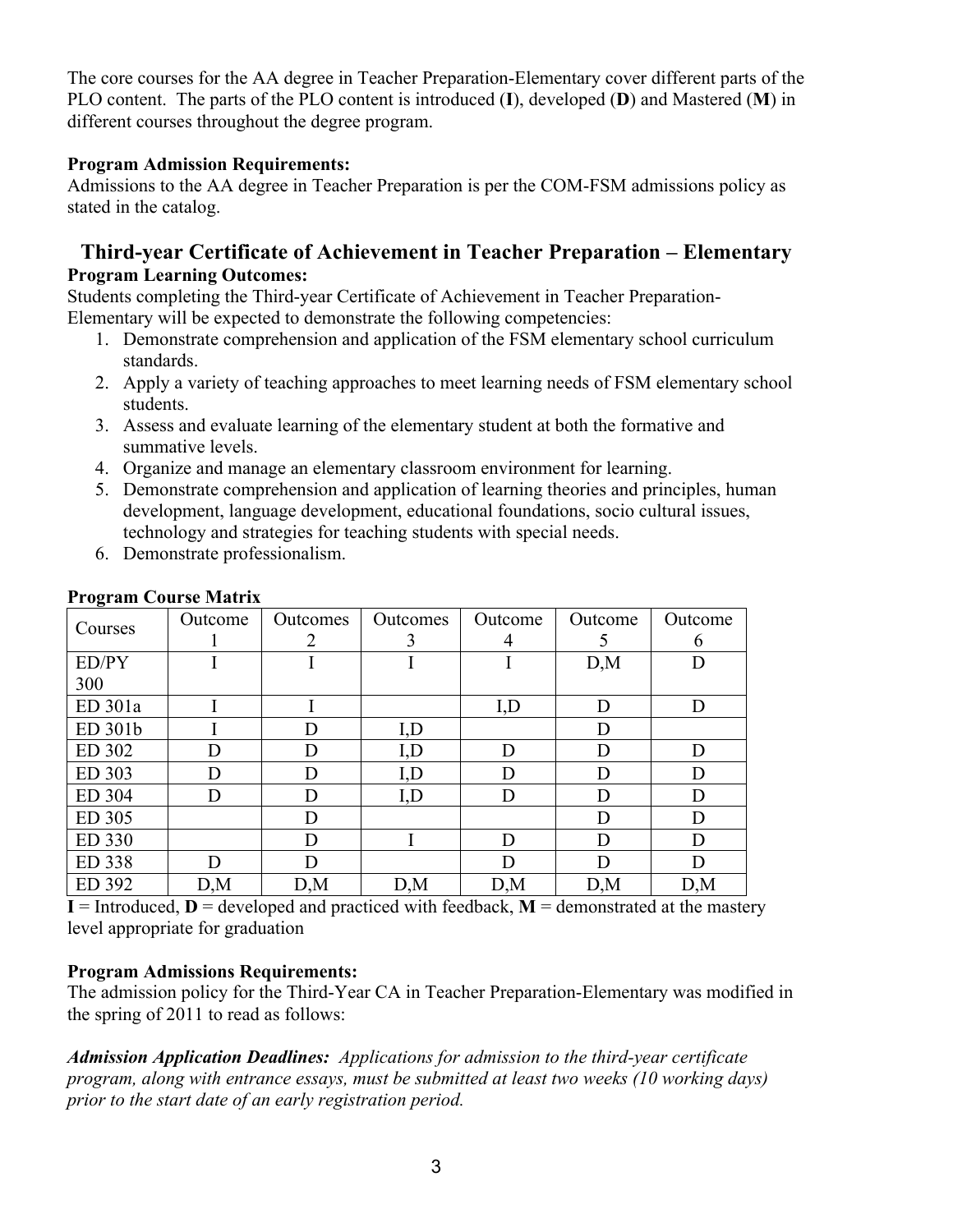The core courses for the AA degree in Teacher Preparation-Elementary cover different parts of the PLO content. The parts of the PLO content is introduced (**I**), developed (**D**) and Mastered (**M**) in different courses throughout the degree program.

**Program Admission Requirements:**
Admissions to the AA degree in Teacher Preparation is per the COM-FSM admissions policy as stated in the catalog.

## Third-year Certificate of Achievement in Teacher Preparation – Elementary

**Program Learning Outcomes:**
Students completing the Third-year Certificate of Achievement in Teacher Preparation-Elementary will be expected to demonstrate the following competencies:

1. Demonstrate comprehension and application of the FSM elementary school curriculum standards.
2. Apply a variety of teaching approaches to meet learning needs of FSM elementary school students.
3. Assess and evaluate learning of the elementary student at both the formative and summative levels.
4. Organize and manage an elementary classroom environment for learning.
5. Demonstrate comprehension and application of learning theories and principles, human development, language development, educational foundations, socio cultural issues, technology and strategies for teaching students with special needs.
6. Demonstrate professionalism.

**Program Course Matrix**

| Courses | Outcome 1 | Outcomes 2 | Outcomes 3 | Outcome 4 | Outcome 5 | Outcome 6 |
|---|---|---|---|---|---|---|
| ED/PY 300 | I | I | I | I | D,M | D |
| ED 301a | I | I | | I,D | D | D |
| ED 301b | I | D | I,D | | D | |
| ED 302 | D | D | I,D | D | D | D |
| ED 303 | D | D | I,D | D | D | D |
| ED 304 | D | D | I,D | D | D | D |
| ED 305 | | D | | | D | D |
| ED 330 | | D | I | D | D | D |
| ED 338 | D | D | | D | D | D |
| ED 392 | D,M | D,M | D,M | D,M | D,M | D,M |

**I** = Introduced, **D** = developed and practiced with feedback, **M** = demonstrated at the mastery level appropriate for graduation

**Program Admissions Requirements:**
The admission policy for the Third-Year CA in Teacher Preparation-Elementary was modified in the spring of 2011 to read as follows:

***Admission Application Deadlines:*** *Applications for admission to the third-year certificate program, along with entrance essays, must be submitted at least two weeks (10 working days) prior to the start date of an early registration period.*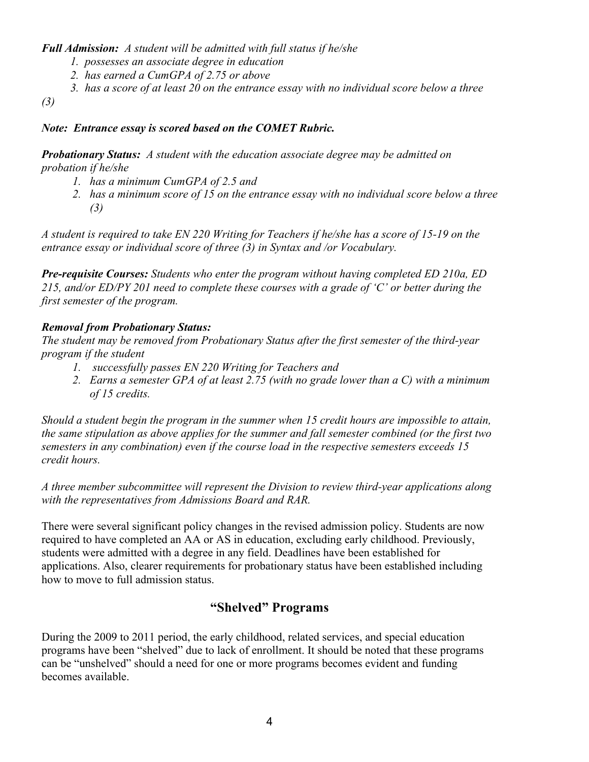***Full Admission:*** *A student will be admitted with full status if he/she*

1. *possesses an associate degree in education*
2. *has earned a CumGPA of 2.75 or above*
3. *has a score of at least 20 on the entrance essay with no individual score below a three (3)*

***Note: Entrance essay is scored based on the COMET Rubric.***

***Probationary Status:*** *A student with the education associate degree may be admitted on probation if he/she*

1. *has a minimum CumGPA of 2.5 and*
2. *has a minimum score of 15 on the entrance essay with no individual score below a three (3)*

*A student is required to take EN 220 Writing for Teachers if he/she has a score of 15-19 on the entrance essay or individual score of three (3) in Syntax and /or Vocabulary.*

***Pre-requisite Courses:*** *Students who enter the program without having completed ED 210a, ED 215, and/or ED/PY 201 need to complete these courses with a grade of 'C' or better during the first semester of the program.*

***Removal from Probationary Status:***

*The student may be removed from Probationary Status after the first semester of the third-year program if the student*

1. *successfully passes EN 220 Writing for Teachers and*
2. *Earns a semester GPA of at least 2.75 (with no grade lower than a C) with a minimum of 15 credits.*

*Should a student begin the program in the summer when 15 credit hours are impossible to attain, the same stipulation as above applies for the summer and fall semester combined (or the first two semesters in any combination) even if the course load in the respective semesters exceeds 15 credit hours.*

*A three member subcommittee will represent the Division to review third-year applications along with the representatives from Admissions Board and RAR.*

There were several significant policy changes in the revised admission policy. Students are now required to have completed an AA or AS in education, excluding early childhood. Previously, students were admitted with a degree in any field. Deadlines have been established for applications. Also, clearer requirements for probationary status have been established including how to move to full admission status.

## "Shelved" Programs

During the 2009 to 2011 period, the early childhood, related services, and special education programs have been "shelved" due to lack of enrollment. It should be noted that these programs can be "unshelved" should a need for one or more programs becomes evident and funding becomes available.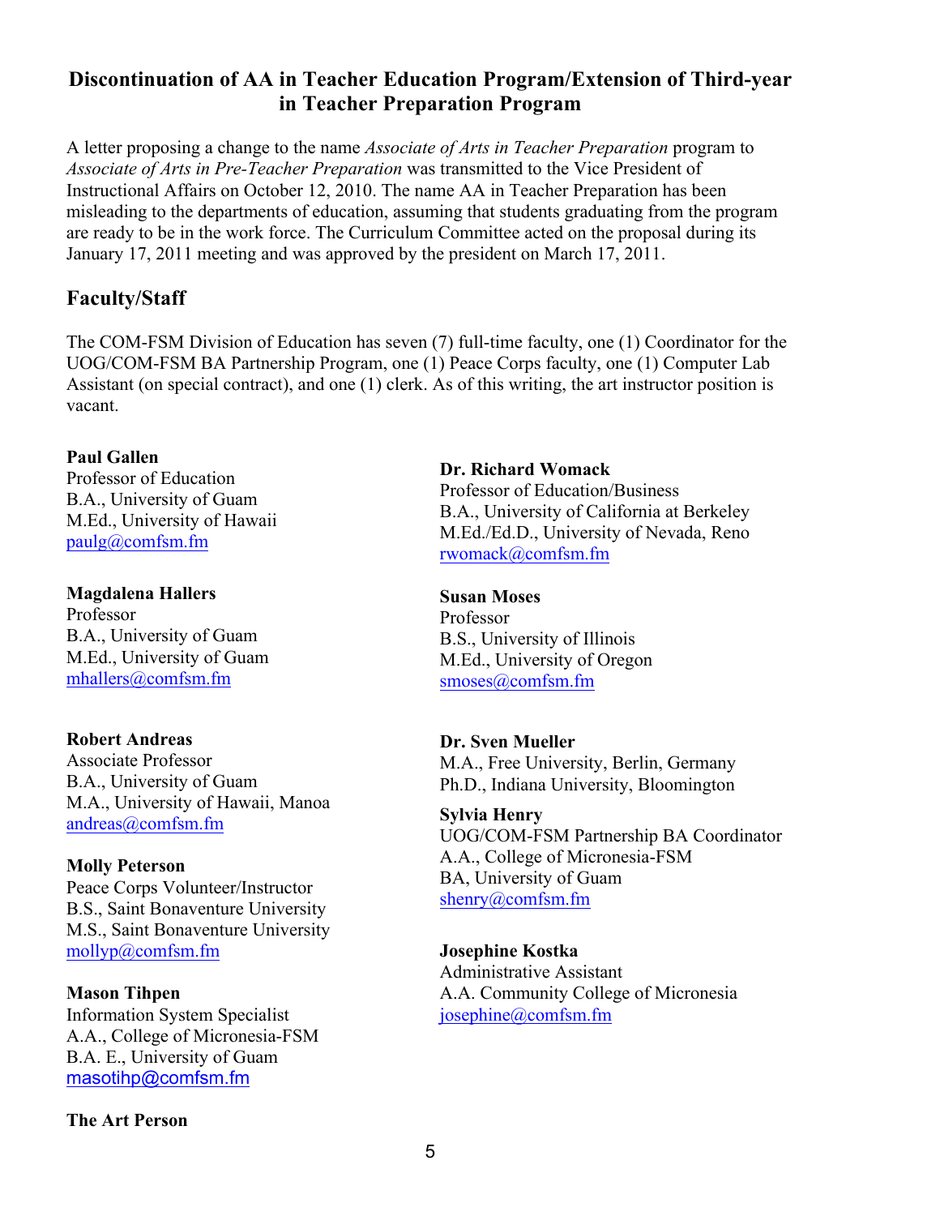## Discontinuation of AA in Teacher Education Program/Extension of Third-year in Teacher Preparation Program

A letter proposing a change to the name *Associate of Arts in Teacher Preparation* program to *Associate of Arts in Pre-Teacher Preparation* was transmitted to the Vice President of Instructional Affairs on October 12, 2010. The name AA in Teacher Preparation has been misleading to the departments of education, assuming that students graduating from the program are ready to be in the work force. The Curriculum Committee acted on the proposal during its January 17, 2011 meeting and was approved by the president on March 17, 2011.

## Faculty/Staff

The COM-FSM Division of Education has seven (7) full-time faculty, one (1) Coordinator for the UOG/COM-FSM BA Partnership Program, one (1) Peace Corps faculty, one (1) Computer Lab Assistant (on special contract), and one (1) clerk. As of this writing, the art instructor position is vacant.

**Paul Gallen**
Professor of Education
B.A., University of Guam
M.Ed., University of Hawaii
paulg@comfsm.fm

**Magdalena Hallers**
Professor
B.A., University of Guam
M.Ed., University of Guam
mhallers@comfsm.fm

**Robert Andreas**
Associate Professor
B.A., University of Guam
M.A., University of Hawaii, Manoa
andreas@comfsm.fm

**Molly Peterson**
Peace Corps Volunteer/Instructor
B.S., Saint Bonaventure University
M.S., Saint Bonaventure University
mollyp@comfsm.fm

**Mason Tihpen**
Information System Specialist
A.A., College of Micronesia-FSM
B.A. E., University of Guam
masotihp@comfsm.fm

**The Art Person**

**Dr. Richard Womack**
Professor of Education/Business
B.A., University of California at Berkeley
M.Ed./Ed.D., University of Nevada, Reno
rwomack@comfsm.fm

**Susan Moses**
Professor
B.S., University of Illinois
M.Ed., University of Oregon
smoses@comfsm.fm

**Dr. Sven Mueller**
M.A., Free University, Berlin, Germany
Ph.D., Indiana University, Bloomington

**Sylvia Henry**
UOG/COM-FSM Partnership BA Coordinator
A.A., College of Micronesia-FSM
BA, University of Guam
shenry@comfsm.fm

**Josephine Kostka**
Administrative Assistant
A.A. Community College of Micronesia
josephine@comfsm.fm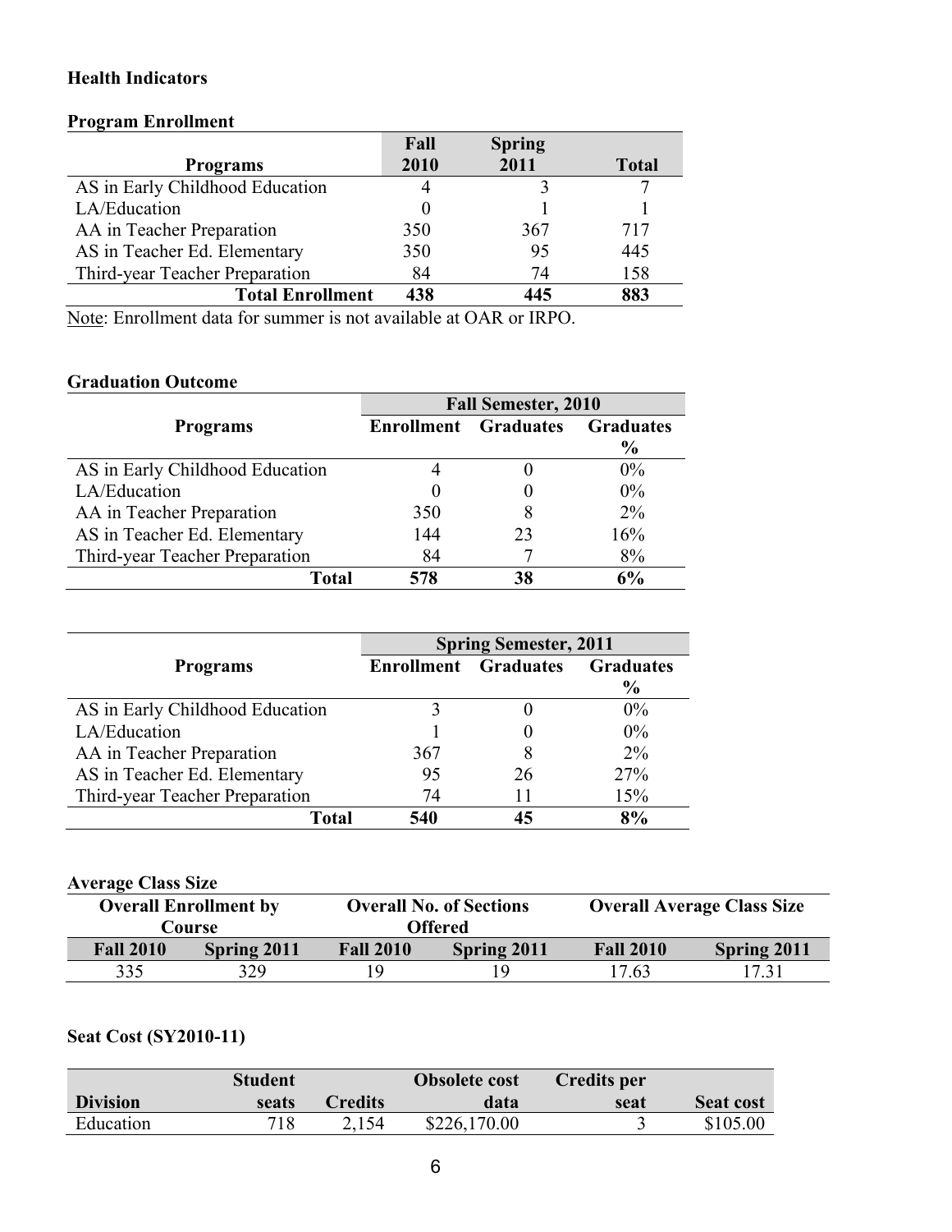**Health Indicators**

**Program Enrollment**

| Programs | Fall 2010 | Spring 2011 | Total |
|---|---|---|---|
| AS in Early Childhood Education | 4 | 3 | 7 |
| LA/Education | 0 | 1 | 1 |
| AA in Teacher Preparation | 350 | 367 | 717 |
| AS in Teacher Ed. Elementary | 350 | 95 | 445 |
| Third-year Teacher Preparation | 84 | 74 | 158 |
| **Total Enrollment** | **438** | **445** | **883** |

Note: Enrollment data for summer is not available at OAR or IRPO.

**Graduation Outcome**

| | Fall Semester, 2010 | | |
|---|---|---|---|
| **Programs** | **Enrollment** | **Graduates** | **Graduates %** |
| AS in Early Childhood Education | 4 | 0 | 0% |
| LA/Education | 0 | 0 | 0% |
| AA in Teacher Preparation | 350 | 8 | 2% |
| AS in Teacher Ed. Elementary | 144 | 23 | 16% |
| Third-year Teacher Preparation | 84 | 7 | 8% |
| **Total** | **578** | **38** | **6%** |

| | Spring Semester, 2011 | | |
|---|---|---|---|
| **Programs** | **Enrollment** | **Graduates** | **Graduates %** |
| AS in Early Childhood Education | 3 | 0 | 0% |
| LA/Education | 1 | 0 | 0% |
| AA in Teacher Preparation | 367 | 8 | 2% |
| AS in Teacher Ed. Elementary | 95 | 26 | 27% |
| Third-year Teacher Preparation | 74 | 11 | 15% |
| **Total** | **540** | **45** | **8%** |

**Average Class Size**

| Overall Enrollment by Course | | Overall No. of Sections Offered | | Overall Average Class Size | |
|---|---|---|---|---|---|
| **Fall 2010** | **Spring 2011** | **Fall 2010** | **Spring 2011** | **Fall 2010** | **Spring 2011** |
| 335 | 329 | 19 | 19 | 17.63 | 17.31 |

**Seat Cost (SY2010-11)**

| Division | Student seats | Credits | Obsolete cost data | Credits per seat | Seat cost |
|---|---|---|---|---|---|
| Education | 718 | 2,154 | $226,170.00 | 3 | $105.00 |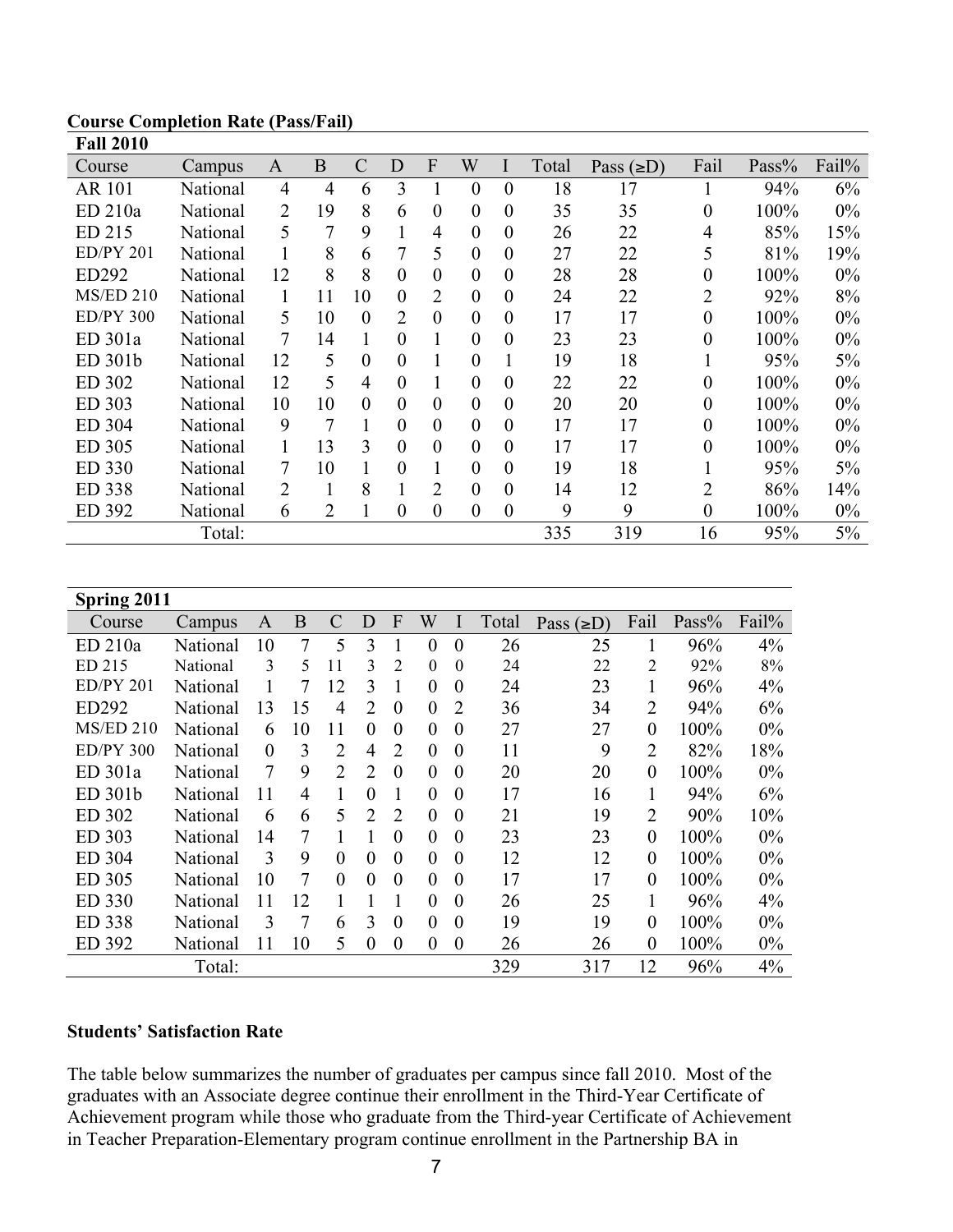**Course Completion Rate (Pass/Fail)**

**Fall 2010**

| Course | Campus | A | B | C | D | F | W | I | Total | Pass (≥D) | Fail | Pass% | Fail% |
|---|---|---|---|---|---|---|---|---|---|---|---|---|---|
| AR 101 | National | 4 | 4 | 6 | 3 | 1 | 0 | 0 | 18 | 17 | 1 | 94% | 6% |
| ED 210a | National | 2 | 19 | 8 | 6 | 0 | 0 | 0 | 35 | 35 | 0 | 100% | 0% |
| ED 215 | National | 5 | 7 | 9 | 1 | 4 | 0 | 0 | 26 | 22 | 4 | 85% | 15% |
| ED/PY 201 | National | 1 | 8 | 6 | 7 | 5 | 0 | 0 | 27 | 22 | 5 | 81% | 19% |
| ED292 | National | 12 | 8 | 8 | 0 | 0 | 0 | 0 | 28 | 28 | 0 | 100% | 0% |
| MS/ED 210 | National | 1 | 11 | 10 | 0 | 2 | 0 | 0 | 24 | 22 | 2 | 92% | 8% |
| ED/PY 300 | National | 5 | 10 | 0 | 2 | 0 | 0 | 0 | 17 | 17 | 0 | 100% | 0% |
| ED 301a | National | 7 | 14 | 1 | 0 | 1 | 0 | 0 | 23 | 23 | 0 | 100% | 0% |
| ED 301b | National | 12 | 5 | 0 | 0 | 1 | 0 | 1 | 19 | 18 | 1 | 95% | 5% |
| ED 302 | National | 12 | 5 | 4 | 0 | 1 | 0 | 0 | 22 | 22 | 0 | 100% | 0% |
| ED 303 | National | 10 | 10 | 0 | 0 | 0 | 0 | 0 | 20 | 20 | 0 | 100% | 0% |
| ED 304 | National | 9 | 7 | 1 | 0 | 0 | 0 | 0 | 17 | 17 | 0 | 100% | 0% |
| ED 305 | National | 1 | 13 | 3 | 0 | 0 | 0 | 0 | 17 | 17 | 0 | 100% | 0% |
| ED 330 | National | 7 | 10 | 1 | 0 | 1 | 0 | 0 | 19 | 18 | 1 | 95% | 5% |
| ED 338 | National | 2 | 1 | 8 | 1 | 2 | 0 | 0 | 14 | 12 | 2 | 86% | 14% |
| ED 392 | National | 6 | 2 | 1 | 0 | 0 | 0 | 0 | 9 | 9 | 0 | 100% | 0% |
| | Total: | | | | | | | | 335 | 319 | 16 | 95% | 5% |

**Spring 2011**

| Course | Campus | A | B | C | D | F | W | I | Total | Pass (≥D) | Fail | Pass% | Fail% |
|---|---|---|---|---|---|---|---|---|---|---|---|---|---|
| ED 210a | National | 10 | 7 | 5 | 3 | 1 | 0 | 0 | 26 | 25 | 1 | 96% | 4% |
| ED 215 | National | 3 | 5 | 11 | 3 | 2 | 0 | 0 | 24 | 22 | 2 | 92% | 8% |
| ED/PY 201 | National | 1 | 7 | 12 | 3 | 1 | 0 | 0 | 24 | 23 | 1 | 96% | 4% |
| ED292 | National | 13 | 15 | 4 | 2 | 0 | 0 | 2 | 36 | 34 | 2 | 94% | 6% |
| MS/ED 210 | National | 6 | 10 | 11 | 0 | 0 | 0 | 0 | 27 | 27 | 0 | 100% | 0% |
| ED/PY 300 | National | 0 | 3 | 2 | 4 | 2 | 0 | 0 | 11 | 9 | 2 | 82% | 18% |
| ED 301a | National | 7 | 9 | 2 | 2 | 0 | 0 | 0 | 20 | 20 | 0 | 100% | 0% |
| ED 301b | National | 11 | 4 | 1 | 0 | 1 | 0 | 0 | 17 | 16 | 1 | 94% | 6% |
| ED 302 | National | 6 | 6 | 5 | 2 | 2 | 0 | 0 | 21 | 19 | 2 | 90% | 10% |
| ED 303 | National | 14 | 7 | 1 | 1 | 0 | 0 | 0 | 23 | 23 | 0 | 100% | 0% |
| ED 304 | National | 3 | 9 | 0 | 0 | 0 | 0 | 0 | 12 | 12 | 0 | 100% | 0% |
| ED 305 | National | 10 | 7 | 0 | 0 | 0 | 0 | 0 | 17 | 17 | 0 | 100% | 0% |
| ED 330 | National | 11 | 12 | 1 | 1 | 1 | 0 | 0 | 26 | 25 | 1 | 96% | 4% |
| ED 338 | National | 3 | 7 | 6 | 3 | 0 | 0 | 0 | 19 | 19 | 0 | 100% | 0% |
| ED 392 | National | 11 | 10 | 5 | 0 | 0 | 0 | 0 | 26 | 26 | 0 | 100% | 0% |
| | Total: | | | | | | | | 329 | 317 | 12 | 96% | 4% |

**Students' Satisfaction Rate**

The table below summarizes the number of graduates per campus since fall 2010. Most of the graduates with an Associate degree continue their enrollment in the Third-Year Certificate of Achievement program while those who graduate from the Third-year Certificate of Achievement in Teacher Preparation-Elementary program continue enrollment in the Partnership BA in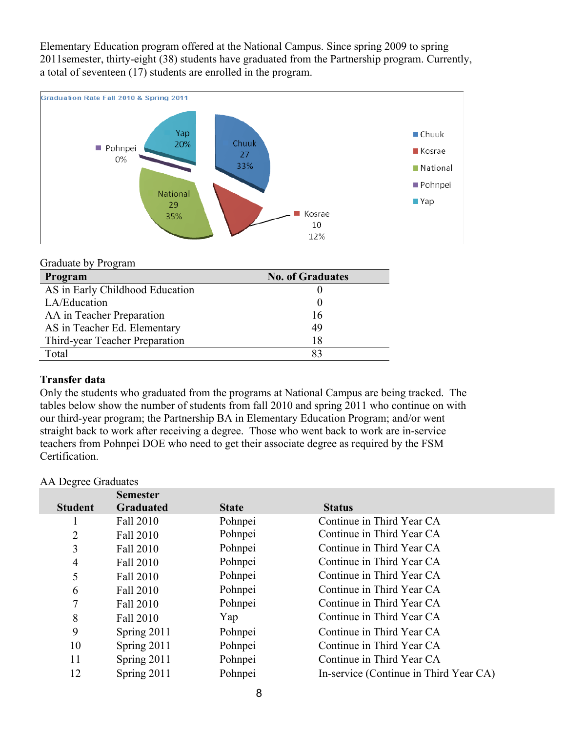Elementary Education program offered at the National Campus. Since spring 2009 to spring 2011semester, thirty-eight (38) students have graduated from the Partnership program. Currently, a total of seventeen (17) students are enrolled in the program.

Graduation Rate Fall 2010 & Spring 2011

Chuuk 27 33%; Kosrae 10 12%; National 29 35%; Pohnpei 0%; Yap 20%

Graduate by Program

| Program | No. of Graduates |
|---|---|
| AS in Early Childhood Education | 0 |
| LA/Education | 0 |
| AA in Teacher Preparation | 16 |
| AS in Teacher Ed. Elementary | 49 |
| Third-year Teacher Preparation | 18 |
| Total | 83 |

**Transfer data**

Only the students who graduated from the programs at National Campus are being tracked. The tables below show the number of students from fall 2010 and spring 2011 who continue on with our third-year program; the Partnership BA in Elementary Education Program; and/or went straight back to work after receiving a degree. Those who went back to work are in-service teachers from Pohnpei DOE who need to get their associate degree as required by the FSM Certification.

AA Degree Graduates

| Student | Semester Graduated | State | Status |
|---|---|---|---|
| 1 | Fall 2010 | Pohnpei | Continue in Third Year CA |
| 2 | Fall 2010 | Pohnpei | Continue in Third Year CA |
| 3 | Fall 2010 | Pohnpei | Continue in Third Year CA |
| 4 | Fall 2010 | Pohnpei | Continue in Third Year CA |
| 5 | Fall 2010 | Pohnpei | Continue in Third Year CA |
| 6 | Fall 2010 | Pohnpei | Continue in Third Year CA |
| 7 | Fall 2010 | Pohnpei | Continue in Third Year CA |
| 8 | Fall 2010 | Yap | Continue in Third Year CA |
| 9 | Spring 2011 | Pohnpei | Continue in Third Year CA |
| 10 | Spring 2011 | Pohnpei | Continue in Third Year CA |
| 11 | Spring 2011 | Pohnpei | Continue in Third Year CA |
| 12 | Spring 2011 | Pohnpei | In-service (Continue in Third Year CA) |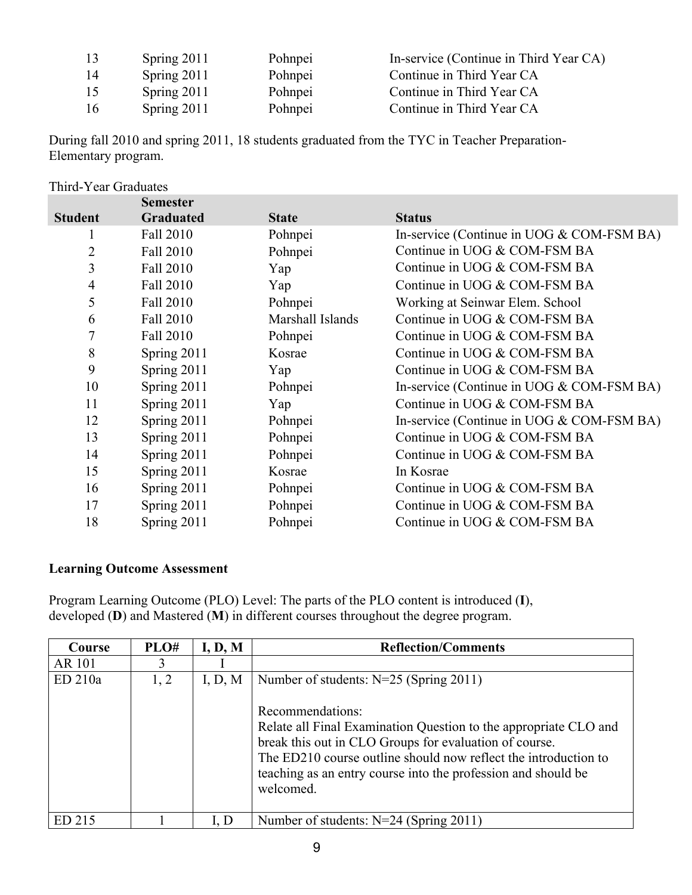| 13 | Spring 2011 | Pohnpei | In-service (Continue in Third Year CA) |
|---|---|---|---|
| 14 | Spring 2011 | Pohnpei | Continue in Third Year CA |
| 15 | Spring 2011 | Pohnpei | Continue in Third Year CA |
| 16 | Spring 2011 | Pohnpei | Continue in Third Year CA |

During fall 2010 and spring 2011, 18 students graduated from the TYC in Teacher Preparation-Elementary program.

Third-Year Graduates

| Student | Semester Graduated | State | Status |
|---|---|---|---|
| 1 | Fall 2010 | Pohnpei | In-service (Continue in UOG & COM-FSM BA) |
| 2 | Fall 2010 | Pohnpei | Continue in UOG & COM-FSM BA |
| 3 | Fall 2010 | Yap | Continue in UOG & COM-FSM BA |
| 4 | Fall 2010 | Yap | Continue in UOG & COM-FSM BA |
| 5 | Fall 2010 | Pohnpei | Working at Seinwar Elem. School |
| 6 | Fall 2010 | Marshall Islands | Continue in UOG & COM-FSM BA |
| 7 | Fall 2010 | Pohnpei | Continue in UOG & COM-FSM BA |
| 8 | Spring 2011 | Kosrae | Continue in UOG & COM-FSM BA |
| 9 | Spring 2011 | Yap | Continue in UOG & COM-FSM BA |
| 10 | Spring 2011 | Pohnpei | In-service (Continue in UOG & COM-FSM BA) |
| 11 | Spring 2011 | Yap | Continue in UOG & COM-FSM BA |
| 12 | Spring 2011 | Pohnpei | In-service (Continue in UOG & COM-FSM BA) |
| 13 | Spring 2011 | Pohnpei | Continue in UOG & COM-FSM BA |
| 14 | Spring 2011 | Pohnpei | Continue in UOG & COM-FSM BA |
| 15 | Spring 2011 | Kosrae | In Kosrae |
| 16 | Spring 2011 | Pohnpei | Continue in UOG & COM-FSM BA |
| 17 | Spring 2011 | Pohnpei | Continue in UOG & COM-FSM BA |
| 18 | Spring 2011 | Pohnpei | Continue in UOG & COM-FSM BA |

**Learning Outcome Assessment**

Program Learning Outcome (PLO) Level: The parts of the PLO content is introduced (**I**), developed (**D**) and Mastered (**M**) in different courses throughout the degree program.

| Course | PLO# | I, D, M | Reflection/Comments |
|---|---|---|---|
| AR 101 | 3 | I | |
| ED 210a | 1, 2 | I, D, M | Number of students: N=25 (Spring 2011)<br><br>Recommendations:<br>Relate all Final Examination Question to the appropriate CLO and break this out in CLO Groups for evaluation of course.<br>The ED210 course outline should now reflect the introduction to teaching as an entry course into the profession and should be welcomed. |
| ED 215 | 1 | I, D | Number of students: N=24 (Spring 2011) |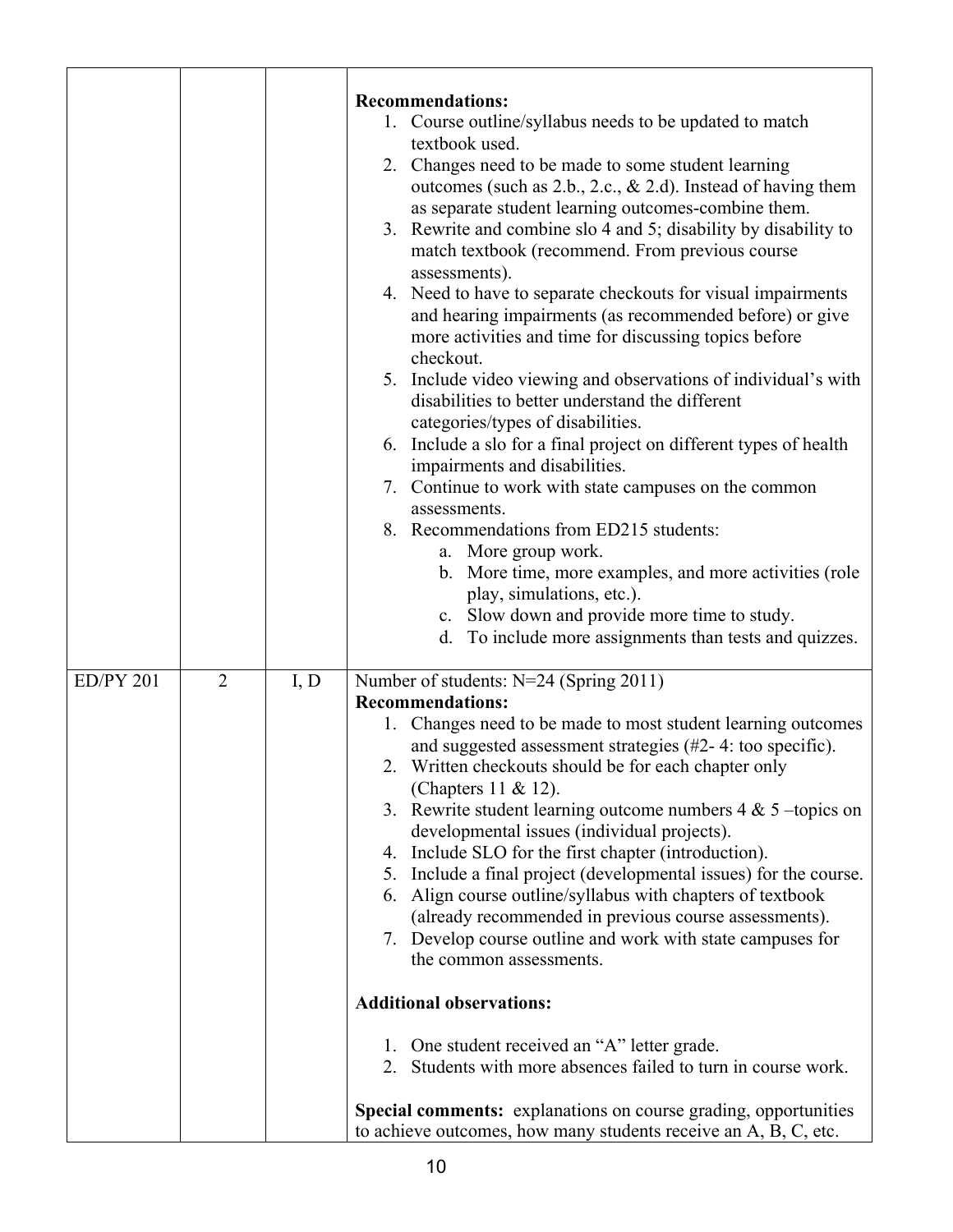| | | | |
|---|---|---|---|
| | | | **Recommendations:**<br>1. Course outline/syllabus needs to be updated to match textbook used.<br>2. Changes need to be made to some student learning outcomes (such as 2.b., 2.c., & 2.d). Instead of having them as separate student learning outcomes-combine them.<br>3. Rewrite and combine slo 4 and 5; disability by disability to match textbook (recommend. From previous course assessments).<br>4. Need to have to separate checkouts for visual impairments and hearing impairments (as recommended before) or give more activities and time for discussing topics before checkout.<br>5. Include video viewing and observations of individual's with disabilities to better understand the different categories/types of disabilities.<br>6. Include a slo for a final project on different types of health impairments and disabilities.<br>7. Continue to work with state campuses on the common assessments.<br>8. Recommendations from ED215 students:<br>a. More group work.<br>b. More time, more examples, and more activities (role play, simulations, etc.).<br>c. Slow down and provide more time to study.<br>d. To include more assignments than tests and quizzes. |
| ED/PY 201 | 2 | I, D | Number of students: N=24 (Spring 2011)<br>**Recommendations:**<br>1. Changes need to be made to most student learning outcomes and suggested assessment strategies (#2- 4: too specific).<br>2. Written checkouts should be for each chapter only (Chapters 11 & 12).<br>3. Rewrite student learning outcome numbers 4 & 5 –topics on developmental issues (individual projects).<br>4. Include SLO for the first chapter (introduction).<br>5. Include a final project (developmental issues) for the course.<br>6. Align course outline/syllabus with chapters of textbook (already recommended in previous course assessments).<br>7. Develop course outline and work with state campuses for the common assessments.<br><br>**Additional observations:**<br><br>1. One student received an "A" letter grade.<br>2. Students with more absences failed to turn in course work.<br><br>**Special comments:** explanations on course grading, opportunities to achieve outcomes, how many students receive an A, B, C, etc. |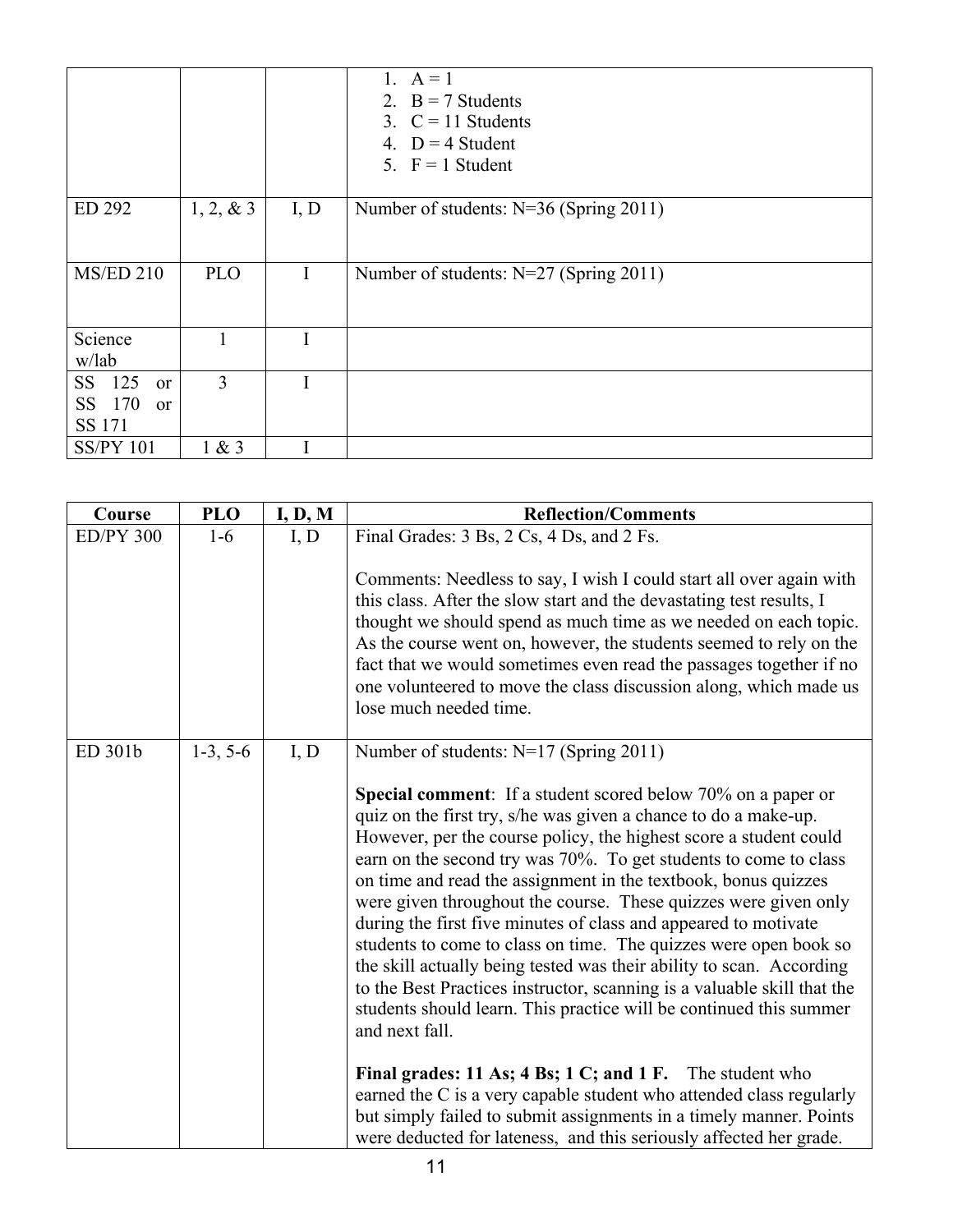|  |  |  | 1. A = 1<br>2. B = 7 Students<br>3. C = 11 Students<br>4. D = 4 Student<br>5. F = 1 Student |
|---|---|---|---|
| ED 292 | 1, 2, & 3 | I, D | Number of students: N=36 (Spring 2011) |
| MS/ED 210 | PLO | I | Number of students: N=27 (Spring 2011) |
| Science w/lab | 1 | I |  |
| SS 125 or SS 170 or SS 171 | 3 | I |  |
| SS/PY 101 | 1 & 3 | I |  |

| Course | PLO | I, D, M | Reflection/Comments |
|---|---|---|---|
| ED/PY 300 | 1-6 | I, D | Final Grades: 3 Bs, 2 Cs, 4 Ds, and 2 Fs.<br><br>Comments: Needless to say, I wish I could start all over again with this class. After the slow start and the devastating test results, I thought we should spend as much time as we needed on each topic. As the course went on, however, the students seemed to rely on the fact that we would sometimes even read the passages together if no one volunteered to move the class discussion along, which made us lose much needed time. |
| ED 301b | 1-3, 5-6 | I, D | Number of students: N=17 (Spring 2011)<br><br>**Special comment**: If a student scored below 70% on a paper or quiz on the first try, s/he was given a chance to do a make-up. However, per the course policy, the highest score a student could earn on the second try was 70%. To get students to come to class on time and read the assignment in the textbook, bonus quizzes were given throughout the course. These quizzes were given only during the first five minutes of class and appeared to motivate students to come to class on time. The quizzes were open book so the skill actually being tested was their ability to scan. According to the Best Practices instructor, scanning is a valuable skill that the students should learn. This practice will be continued this summer and next fall.<br><br>**Final grades: 11 As; 4 Bs; 1 C; and 1 F.** The student who earned the C is a very capable student who attended class regularly but simply failed to submit assignments in a timely manner. Points were deducted for lateness, and this seriously affected her grade. |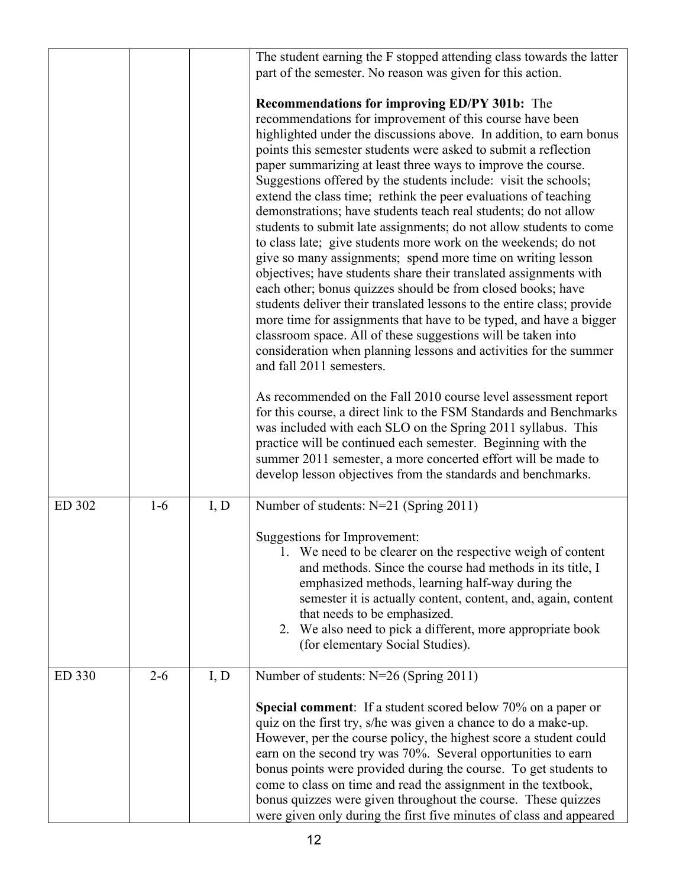| | | | |
|---|---|---|---|
| | | | The student earning the F stopped attending class towards the latter part of the semester. No reason was given for this action.<br><br>**Recommendations for improving ED/PY 301b:** The recommendations for improvement of this course have been highlighted under the discussions above. In addition, to earn bonus points this semester students were asked to submit a reflection paper summarizing at least three ways to improve the course. Suggestions offered by the students include: visit the schools; extend the class time; rethink the peer evaluations of teaching demonstrations; have students teach real students; do not allow students to submit late assignments; do not allow students to come to class late; give students more work on the weekends; do not give so many assignments; spend more time on writing lesson objectives; have students share their translated assignments with each other; bonus quizzes should be from closed books; have students deliver their translated lessons to the entire class; provide more time for assignments that have to be typed, and have a bigger classroom space. All of these suggestions will be taken into consideration when planning lessons and activities for the summer and fall 2011 semesters.<br><br>As recommended on the Fall 2010 course level assessment report for this course, a direct link to the FSM Standards and Benchmarks was included with each SLO on the Spring 2011 syllabus. This practice will be continued each semester. Beginning with the summer 2011 semester, a more concerted effort will be made to develop lesson objectives from the standards and benchmarks. |
| ED 302 | 1-6 | I, D | Number of students: N=21 (Spring 2011)<br><br>Suggestions for Improvement:<br>1. We need to be clearer on the respective weigh of content and methods. Since the course had methods in its title, I emphasized methods, learning half-way during the semester it is actually content, content, and, again, content that needs to be emphasized.<br>2. We also need to pick a different, more appropriate book (for elementary Social Studies). |
| ED 330 | 2-6 | I, D | Number of students: N=26 (Spring 2011)<br><br>**Special comment**: If a student scored below 70% on a paper or quiz on the first try, s/he was given a chance to do a make-up. However, per the course policy, the highest score a student could earn on the second try was 70%. Several opportunities to earn bonus points were provided during the course. To get students to come to class on time and read the assignment in the textbook, bonus quizzes were given throughout the course. These quizzes were given only during the first five minutes of class and appeared |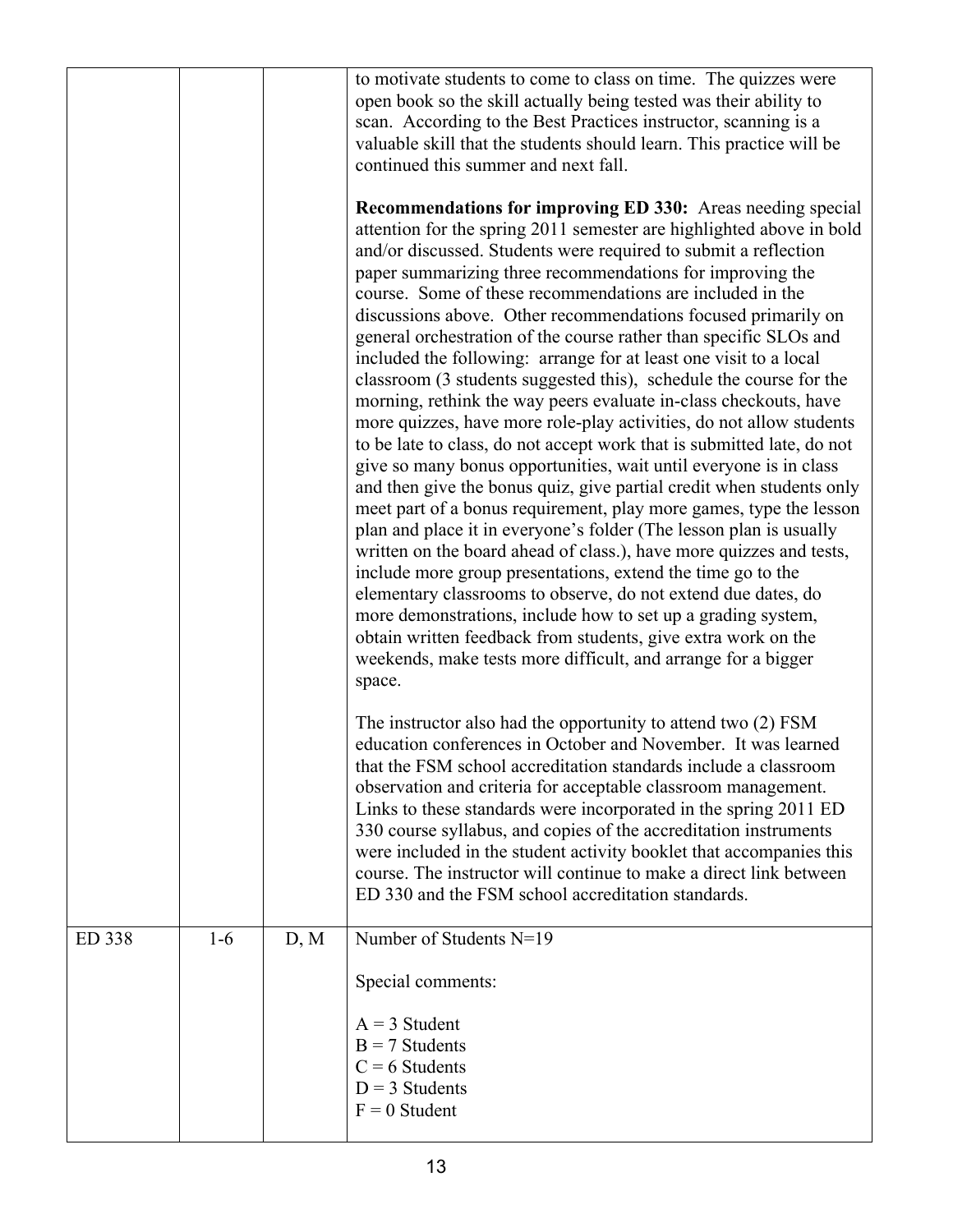| | | | |
|---|---|---|---|
| | | | to motivate students to come to class on time. The quizzes were open book so the skill actually being tested was their ability to scan. According to the Best Practices instructor, scanning is a valuable skill that the students should learn. This practice will be continued this summer and next fall.<br><br>**Recommendations for improving ED 330:** Areas needing special attention for the spring 2011 semester are highlighted above in bold and/or discussed. Students were required to submit a reflection paper summarizing three recommendations for improving the course. Some of these recommendations are included in the discussions above. Other recommendations focused primarily on general orchestration of the course rather than specific SLOs and included the following: arrange for at least one visit to a local classroom (3 students suggested this), schedule the course for the morning, rethink the way peers evaluate in-class checkouts, have more quizzes, have more role-play activities, do not allow students to be late to class, do not accept work that is submitted late, do not give so many bonus opportunities, wait until everyone is in class and then give the bonus quiz, give partial credit when students only meet part of a bonus requirement, play more games, type the lesson plan and place it in everyone's folder (The lesson plan is usually written on the board ahead of class.), have more quizzes and tests, include more group presentations, extend the time go to the elementary classrooms to observe, do not extend due dates, do more demonstrations, include how to set up a grading system, obtain written feedback from students, give extra work on the weekends, make tests more difficult, and arrange for a bigger space.<br><br>The instructor also had the opportunity to attend two (2) FSM education conferences in October and November. It was learned that the FSM school accreditation standards include a classroom observation and criteria for acceptable classroom management. Links to these standards were incorporated in the spring 2011 ED 330 course syllabus, and copies of the accreditation instruments were included in the student activity booklet that accompanies this course. The instructor will continue to make a direct link between ED 330 and the FSM school accreditation standards. |
| ED 338 | 1-6 | D, M | Number of Students N=19<br><br>Special comments:<br><br>A = 3 Student<br>B = 7 Students<br>C = 6 Students<br>D = 3 Students<br>F = 0 Student |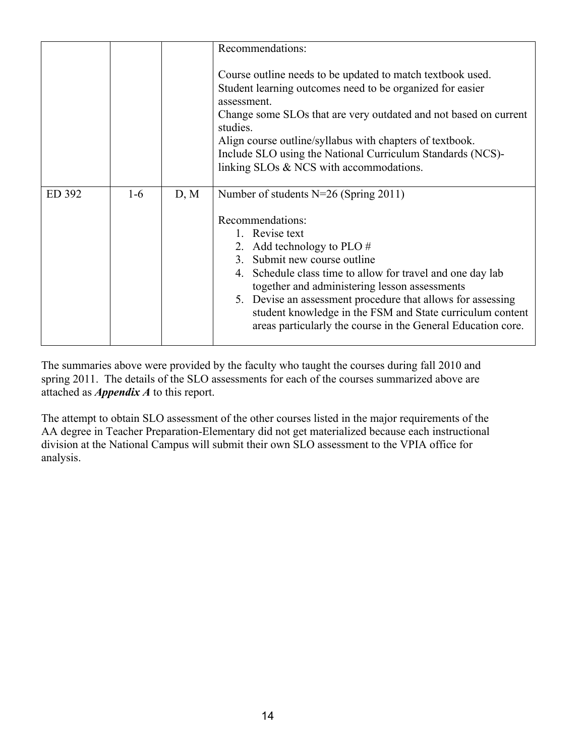| | | | |
|---|---|---|---|
| | | | Recommendations:<br><br>Course outline needs to be updated to match textbook used.<br>Student learning outcomes need to be organized for easier assessment.<br>Change some SLOs that are very outdated and not based on current studies.<br>Align course outline/syllabus with chapters of textbook.<br>Include SLO using the National Curriculum Standards (NCS)-linking SLOs & NCS with accommodations. |
| ED 392 | 1-6 | D, M | Number of students N=26 (Spring 2011)<br><br>Recommendations:<br>1. Revise text<br>2. Add technology to PLO #<br>3. Submit new course outline<br>4. Schedule class time to allow for travel and one day lab together and administering lesson assessments<br>5. Devise an assessment procedure that allows for assessing student knowledge in the FSM and State curriculum content areas particularly the course in the General Education core. |

The summaries above were provided by the faculty who taught the courses during fall 2010 and spring 2011. The details of the SLO assessments for each of the courses summarized above are attached as ***Appendix A*** to this report.

The attempt to obtain SLO assessment of the other courses listed in the major requirements of the AA degree in Teacher Preparation-Elementary did not get materialized because each instructional division at the National Campus will submit their own SLO assessment to the VPIA office for analysis.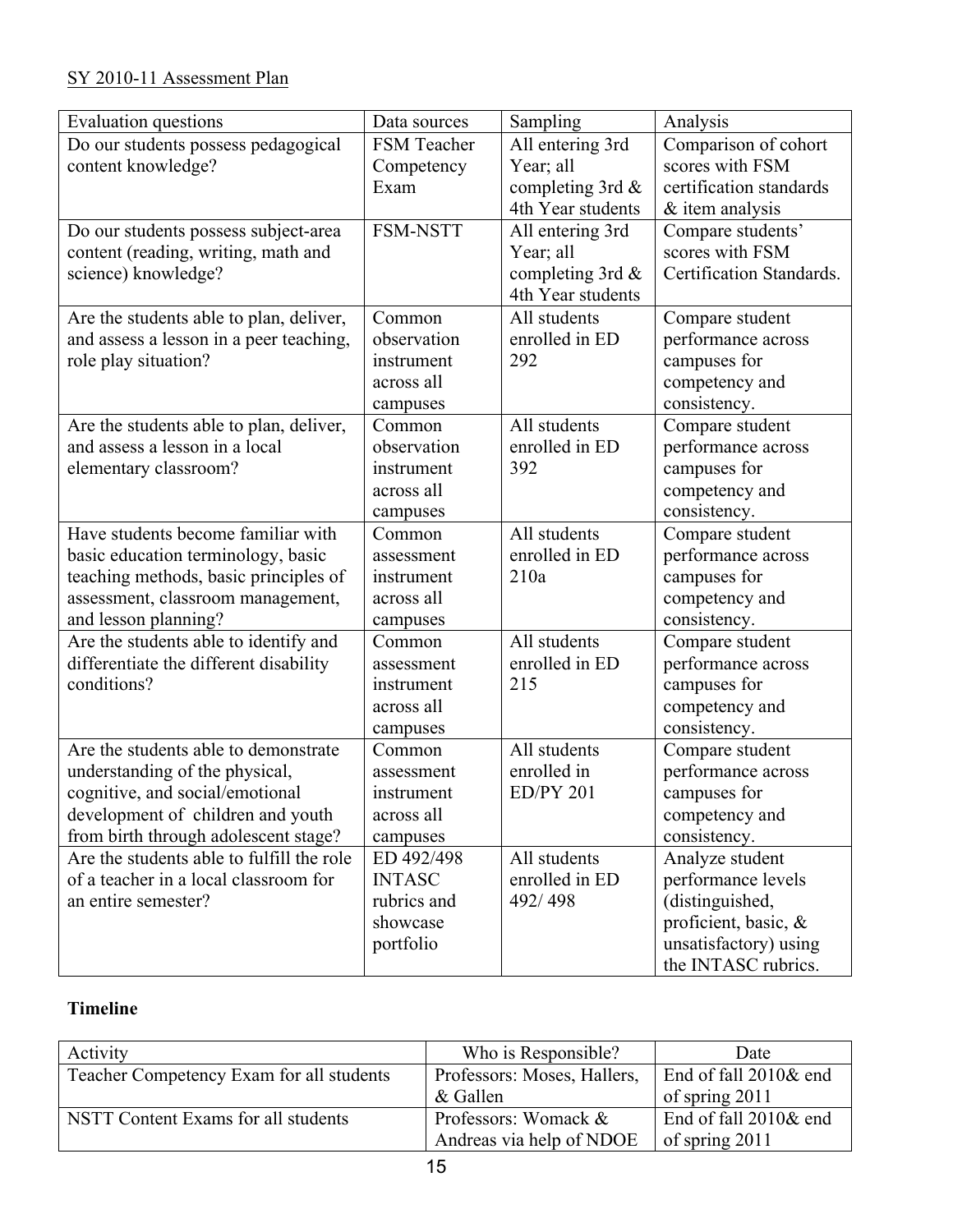SY 2010-11 Assessment Plan

| Evaluation questions | Data sources | Sampling | Analysis |
|---|---|---|---|
| Do our students possess pedagogical content knowledge? | FSM Teacher Competency Exam | All entering 3rd Year; all completing 3rd & 4th Year students | Comparison of cohort scores with FSM certification standards & item analysis |
| Do our students possess subject-area content (reading, writing, math and science) knowledge? | FSM-NSTT | All entering 3rd Year; all completing 3rd & 4th Year students | Compare students' scores with FSM Certification Standards. |
| Are the students able to plan, deliver, and assess a lesson in a peer teaching, role play situation? | Common observation instrument across all campuses | All students enrolled in ED 292 | Compare student performance across campuses for competency and consistency. |
| Are the students able to plan, deliver, and assess a lesson in a local elementary classroom? | Common observation instrument across all campuses | All students enrolled in ED 392 | Compare student performance across campuses for competency and consistency. |
| Have students become familiar with basic education terminology, basic teaching methods, basic principles of assessment, classroom management, and lesson planning? | Common assessment instrument across all campuses | All students enrolled in ED 210a | Compare student performance across campuses for competency and consistency. |
| Are the students able to identify and differentiate the different disability conditions? | Common assessment instrument across all campuses | All students enrolled in ED 215 | Compare student performance across campuses for competency and consistency. |
| Are the students able to demonstrate understanding of the physical, cognitive, and social/emotional development of children and youth from birth through adolescent stage? | Common assessment instrument across all campuses | All students enrolled in ED/PY 201 | Compare student performance across campuses for competency and consistency. |
| Are the students able to fulfill the role of a teacher in a local classroom for an entire semester? | ED 492/498 INTASC rubrics and showcase portfolio | All students enrolled in ED 492/ 498 | Analyze student performance levels (distinguished, proficient, basic, & unsatisfactory) using the INTASC rubrics. |

**Timeline**

| Activity | Who is Responsible? | Date |
|---|---|---|
| Teacher Competency Exam for all students | Professors: Moses, Hallers, & Gallen | End of fall 2010& end of spring 2011 |
| NSTT Content Exams for all students | Professors: Womack & Andreas via help of NDOE | End of fall 2010& end of spring 2011 |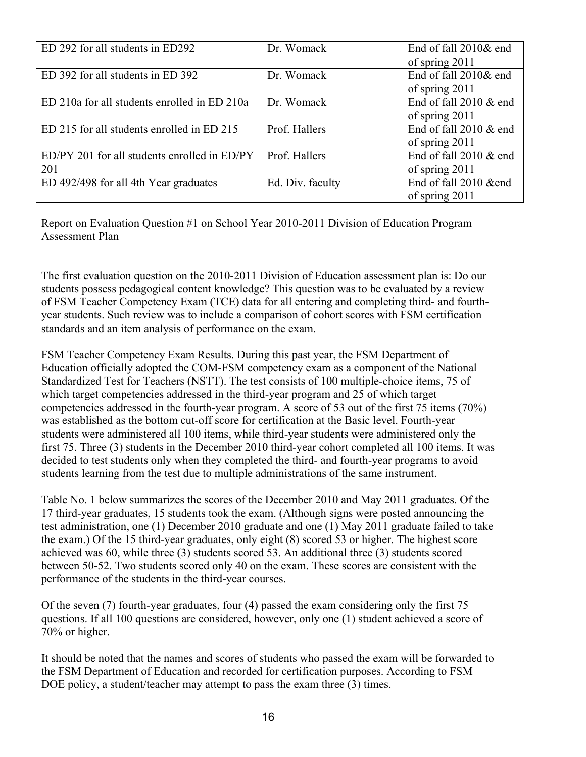| ED 292 for all students in ED292 | Dr. Womack | End of fall 2010& end of spring 2011 |
|---|---|---|
| ED 392 for all students in ED 392 | Dr. Womack | End of fall 2010& end of spring 2011 |
| ED 210a for all students enrolled in ED 210a | Dr. Womack | End of fall 2010 & end of spring 2011 |
| ED 215 for all students enrolled in ED 215 | Prof. Hallers | End of fall 2010 & end of spring 2011 |
| ED/PY 201 for all students enrolled in ED/PY 201 | Prof. Hallers | End of fall 2010 & end of spring 2011 |
| ED 492/498 for all 4th Year graduates | Ed. Div. faculty | End of fall 2010 &end of spring 2011 |

Report on Evaluation Question #1 on School Year 2010-2011 Division of Education Program Assessment Plan

The first evaluation question on the 2010-2011 Division of Education assessment plan is: Do our students possess pedagogical content knowledge? This question was to be evaluated by a review of FSM Teacher Competency Exam (TCE) data for all entering and completing third- and fourth-year students. Such review was to include a comparison of cohort scores with FSM certification standards and an item analysis of performance on the exam.

FSM Teacher Competency Exam Results. During this past year, the FSM Department of Education officially adopted the COM-FSM competency exam as a component of the National Standardized Test for Teachers (NSTT). The test consists of 100 multiple-choice items, 75 of which target competencies addressed in the third-year program and 25 of which target competencies addressed in the fourth-year program. A score of 53 out of the first 75 items (70%) was established as the bottom cut-off score for certification at the Basic level. Fourth-year students were administered all 100 items, while third-year students were administered only the first 75. Three (3) students in the December 2010 third-year cohort completed all 100 items. It was decided to test students only when they completed the third- and fourth-year programs to avoid students learning from the test due to multiple administrations of the same instrument.

Table No. 1 below summarizes the scores of the December 2010 and May 2011 graduates. Of the 17 third-year graduates, 15 students took the exam. (Although signs were posted announcing the test administration, one (1) December 2010 graduate and one (1) May 2011 graduate failed to take the exam.) Of the 15 third-year graduates, only eight (8) scored 53 or higher. The highest score achieved was 60, while three (3) students scored 53. An additional three (3) students scored between 50-52. Two students scored only 40 on the exam. These scores are consistent with the performance of the students in the third-year courses.

Of the seven (7) fourth-year graduates, four (4) passed the exam considering only the first 75 questions. If all 100 questions are considered, however, only one (1) student achieved a score of 70% or higher.

It should be noted that the names and scores of students who passed the exam will be forwarded to the FSM Department of Education and recorded for certification purposes. According to FSM DOE policy, a student/teacher may attempt to pass the exam three (3) times.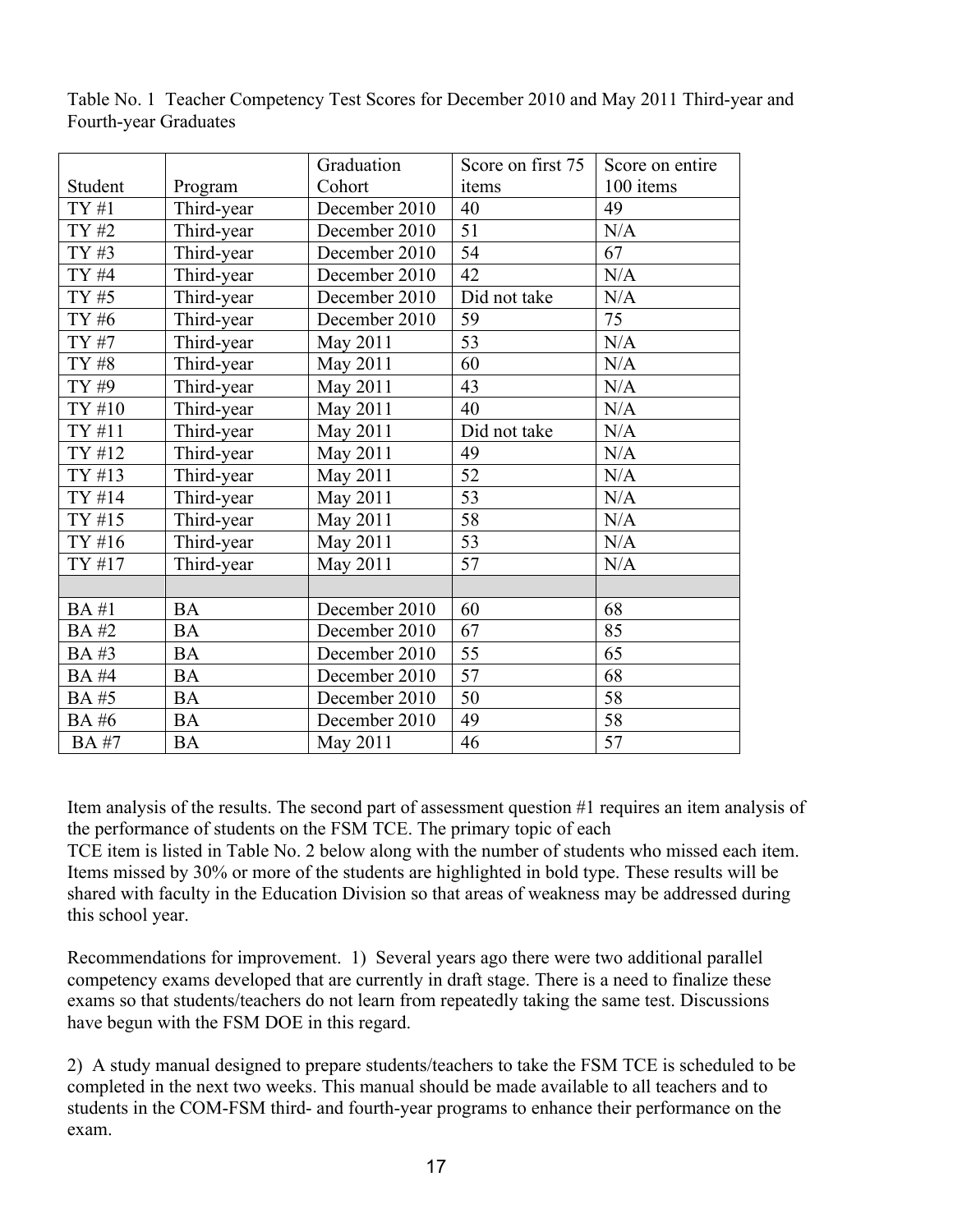Table No. 1 Teacher Competency Test Scores for December 2010 and May 2011 Third-year and Fourth-year Graduates

| Student | Program | Graduation Cohort | Score on first 75 items | Score on entire 100 items |
|---|---|---|---|---|
| TY #1 | Third-year | December 2010 | 40 | 49 |
| TY #2 | Third-year | December 2010 | 51 | N/A |
| TY #3 | Third-year | December 2010 | 54 | 67 |
| TY #4 | Third-year | December 2010 | 42 | N/A |
| TY #5 | Third-year | December 2010 | Did not take | N/A |
| TY #6 | Third-year | December 2010 | 59 | 75 |
| TY #7 | Third-year | May 2011 | 53 | N/A |
| TY #8 | Third-year | May 2011 | 60 | N/A |
| TY #9 | Third-year | May 2011 | 43 | N/A |
| TY #10 | Third-year | May 2011 | 40 | N/A |
| TY #11 | Third-year | May 2011 | Did not take | N/A |
| TY #12 | Third-year | May 2011 | 49 | N/A |
| TY #13 | Third-year | May 2011 | 52 | N/A |
| TY #14 | Third-year | May 2011 | 53 | N/A |
| TY #15 | Third-year | May 2011 | 58 | N/A |
| TY #16 | Third-year | May 2011 | 53 | N/A |
| TY #17 | Third-year | May 2011 | 57 | N/A |
| | | | | |
| BA #1 | BA | December 2010 | 60 | 68 |
| BA #2 | BA | December 2010 | 67 | 85 |
| BA #3 | BA | December 2010 | 55 | 65 |
| BA #4 | BA | December 2010 | 57 | 68 |
| BA #5 | BA | December 2010 | 50 | 58 |
| BA #6 | BA | December 2010 | 49 | 58 |
| BA #7 | BA | May 2011 | 46 | 57 |

Item analysis of the results. The second part of assessment question #1 requires an item analysis of the performance of students on the FSM TCE. The primary topic of each TCE item is listed in Table No. 2 below along with the number of students who missed each item. Items missed by 30% or more of the students are highlighted in bold type. These results will be shared with faculty in the Education Division so that areas of weakness may be addressed during this school year.

Recommendations for improvement. 1) Several years ago there were two additional parallel competency exams developed that are currently in draft stage. There is a need to finalize these exams so that students/teachers do not learn from repeatedly taking the same test. Discussions have begun with the FSM DOE in this regard.

2) A study manual designed to prepare students/teachers to take the FSM TCE is scheduled to be completed in the next two weeks. This manual should be made available to all teachers and to students in the COM-FSM third- and fourth-year programs to enhance their performance on the exam.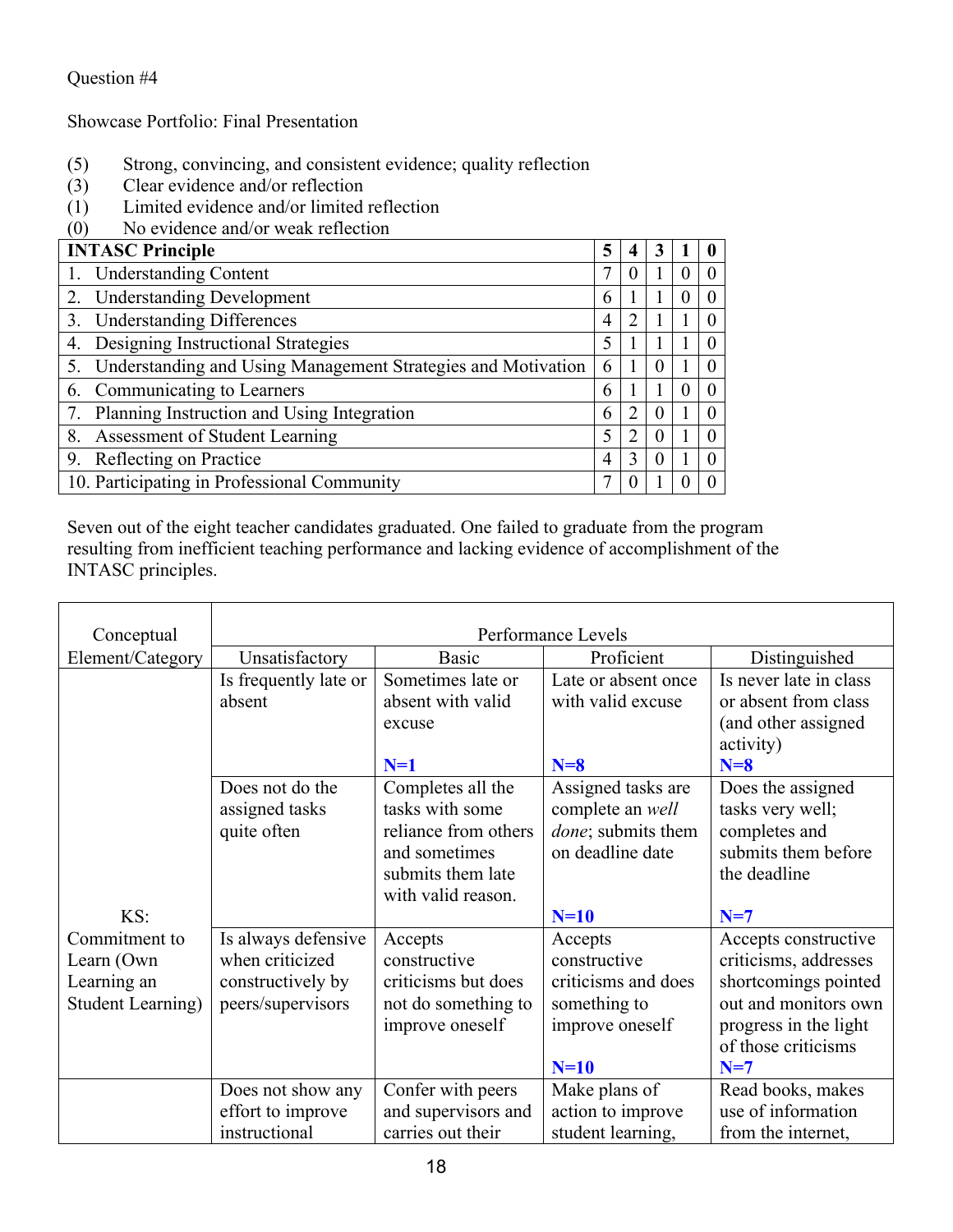Question #4

Showcase Portfolio: Final Presentation

(5) Strong, convincing, and consistent evidence; quality reflection
(3) Clear evidence and/or reflection
(1) Limited evidence and/or limited reflection
(0) No evidence and/or weak reflection

| **INTASC Principle** | **5** | **4** | **3** | **1** | **0** |
|---|---|---|---|---|---|
| 1. Understanding Content | 7 | 0 | 1 | 0 | 0 |
| 2. Understanding Development | 6 | 1 | 1 | 0 | 0 |
| 3. Understanding Differences | 4 | 2 | 1 | 1 | 0 |
| 4. Designing Instructional Strategies | 5 | 1 | 1 | 1 | 0 |
| 5. Understanding and Using Management Strategies and Motivation | 6 | 1 | 0 | 1 | 0 |
| 6. Communicating to Learners | 6 | 1 | 1 | 0 | 0 |
| 7. Planning Instruction and Using Integration | 6 | 2 | 0 | 1 | 0 |
| 8. Assessment of Student Learning | 5 | 2 | 0 | 1 | 0 |
| 9. Reflecting on Practice | 4 | 3 | 0 | 1 | 0 |
| 10. Participating in Professional Community | 7 | 0 | 1 | 0 | 0 |

Seven out of the eight teacher candidates graduated. One failed to graduate from the program resulting from inefficient teaching performance and lacking evidence of accomplishment of the INTASC principles.

| Conceptual Element/Category | Performance Levels | | | |
|---|---|---|---|---|
| | Unsatisfactory | Basic | Proficient | Distinguished |
| KS: Commitment to Learn (Own Learning an Student Learning) | Is frequently late or absent | Sometimes late or absent with valid excuse<br>**N=1** | Late or absent once with valid excuse<br>**N=8** | Is never late in class or absent from class (and other assigned activity)<br>**N=8** |
| | Does not do the assigned tasks quite often | Completes all the tasks with some reliance from others and sometimes submits them late with valid reason. | Assigned tasks are complete an *well done*; submits them on deadline date<br>**N=10** | Does the assigned tasks very well; completes and submits them before the deadline<br>**N=7** |
| | Is always defensive when criticized constructively by peers/supervisors | Accepts constructive criticisms but does not do something to improve oneself | Accepts constructive criticisms and does something to improve oneself<br>**N=10** | Accepts constructive criticisms, addresses shortcomings pointed out and monitors own progress in the light of those criticisms<br>**N=7** |
| | Does not show any effort to improve instructional | Confer with peers and supervisors and carries out their | Make plans of action to improve student learning, | Read books, makes use of information from the internet, |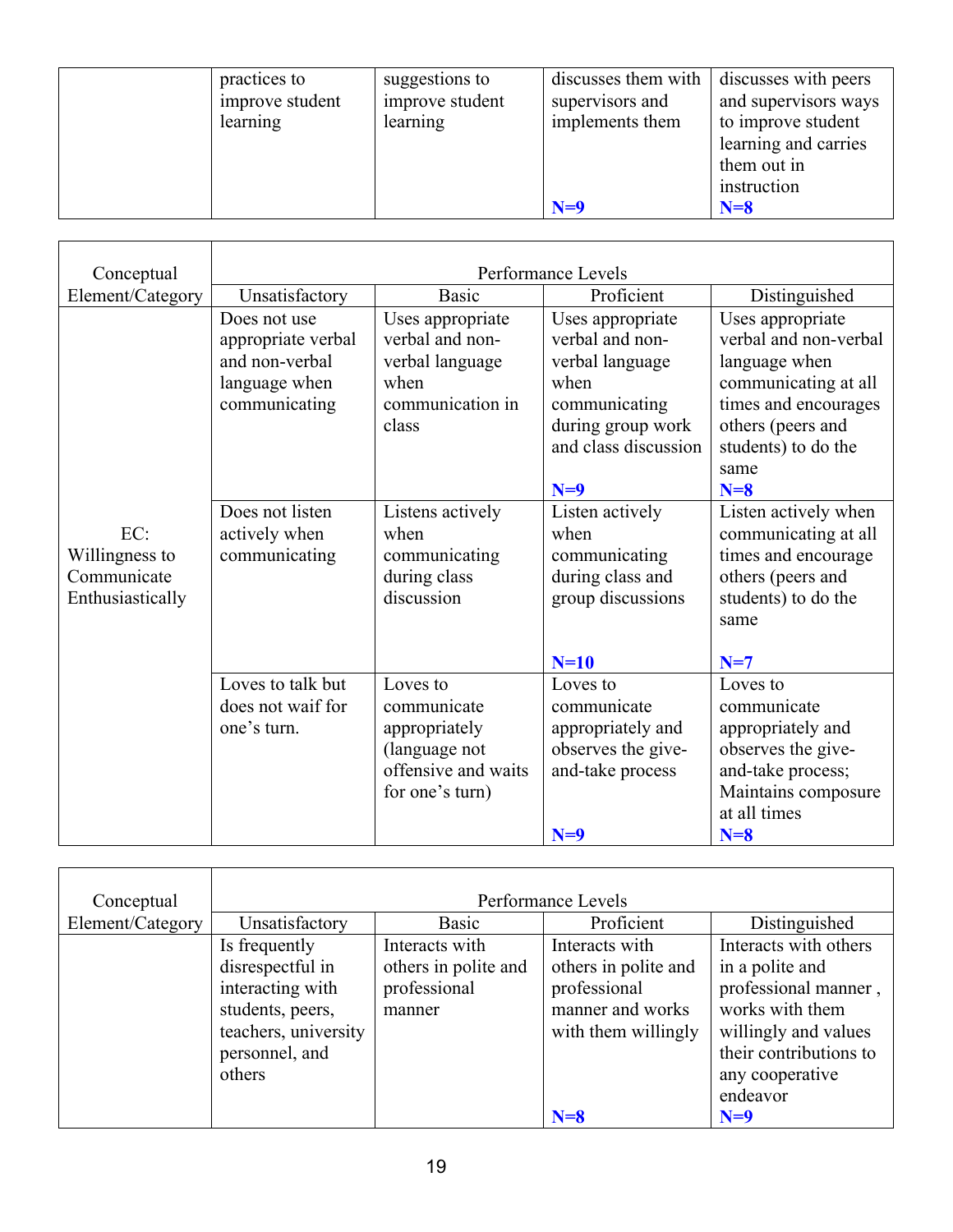| | | | | |
|---|---|---|---|---|
| | practices to improve student learning | suggestions to improve student learning | discusses them with supervisors and implements them **N=9** | discusses with peers and supervisors ways to improve student learning and carries them out in instruction **N=8** |

| Conceptual Element/Category | Performance Levels | | | |
|---|---|---|---|---|
| | Unsatisfactory | Basic | Proficient | Distinguished |
| EC: Willingness to Communicate Enthusiastically | Does not use appropriate verbal and non-verbal language when communicating | Uses appropriate verbal and non-verbal language when communication in class | Uses appropriate verbal and non-verbal language when communicating during group work and class discussion **N=9** | Uses appropriate verbal and non-verbal language when communicating at all times and encourages others (peers and students) to do the same **N=8** |
| | Does not listen actively when communicating | Listens actively when communicating during class discussion | Listen actively when communicating during class and group discussions **N=10** | Listen actively when communicating at all times and encourage others (peers and students) to do the same **N=7** |
| | Loves to talk but does not waif for one's turn. | Loves to communicate appropriately (language not offensive and waits for one's turn) | Loves to communicate appropriately and observes the give-and-take process **N=9** | Loves to communicate appropriately and observes the give-and-take process; Maintains composure at all times **N=8** |

| Conceptual Element/Category | Performance Levels | | | |
|---|---|---|---|---|
| | Unsatisfactory | Basic | Proficient | Distinguished |
| | Is frequently disrespectful in interacting with students, peers, teachers, university personnel, and others | Interacts with others in polite and professional manner | Interacts with others in polite and professional manner and works with them willingly **N=8** | Interacts with others in a polite and professional manner , works with them willingly and values their contributions to any cooperative endeavor **N=9** |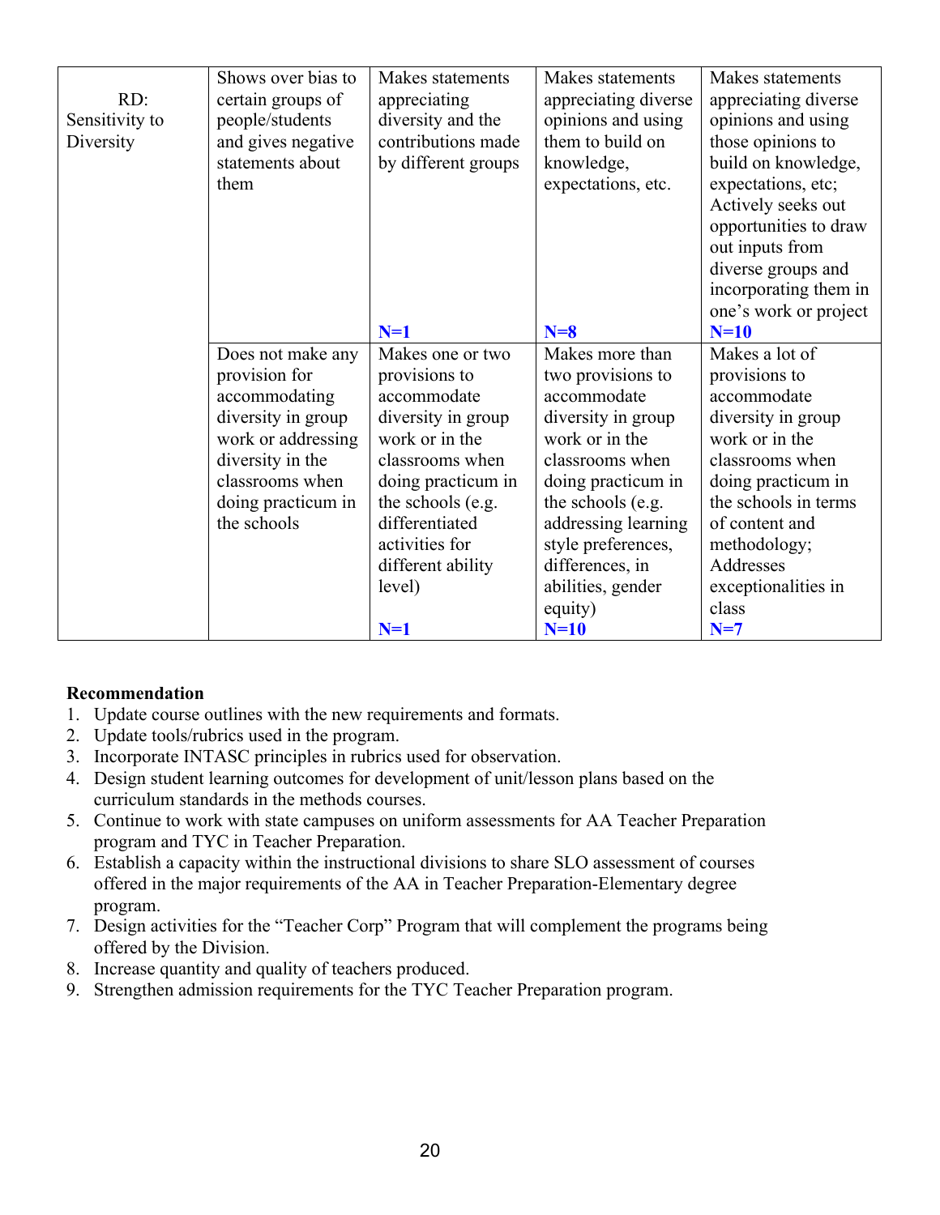| | | | | |
|---|---|---|---|---|
| RD: Sensitivity to Diversity | Shows over bias to certain groups of people/students and gives negative statements about them | Makes statements appreciating diversity and the contributions made by different groups<br><br>**N=1** | Makes statements appreciating diverse opinions and using them to build on knowledge, expectations, etc.<br><br>**N=8** | Makes statements appreciating diverse opinions and using those opinions to build on knowledge, expectations, etc; Actively seeks out opportunities to draw out inputs from diverse groups and incorporating them in one's work or project<br>**N=10** |
| | Does not make any provision for accommodating diversity in group work or addressing diversity in the classrooms when doing practicum in the schools | Makes one or two provisions to accommodate diversity in group work or in the classrooms when doing practicum in the schools (e.g. differentiated activities for different ability level)<br><br>**N=1** | Makes more than two provisions to accommodate diversity in group work or in the classrooms when doing practicum in the schools (e.g. addressing learning style preferences, differences, in abilities, gender equity)<br>**N=10** | Makes a lot of provisions to accommodate diversity in group work or in the classrooms when doing practicum in the schools in terms of content and methodology; Addresses exceptionalities in class<br>**N=7** |

**Recommendation**

1. Update course outlines with the new requirements and formats.
2. Update tools/rubrics used in the program.
3. Incorporate INTASC principles in rubrics used for observation.
4. Design student learning outcomes for development of unit/lesson plans based on the curriculum standards in the methods courses.
5. Continue to work with state campuses on uniform assessments for AA Teacher Preparation program and TYC in Teacher Preparation.
6. Establish a capacity within the instructional divisions to share SLO assessment of courses offered in the major requirements of the AA in Teacher Preparation-Elementary degree program.
7. Design activities for the "Teacher Corp" Program that will complement the programs being offered by the Division.
8. Increase quantity and quality of teachers produced.
9. Strengthen admission requirements for the TYC Teacher Preparation program.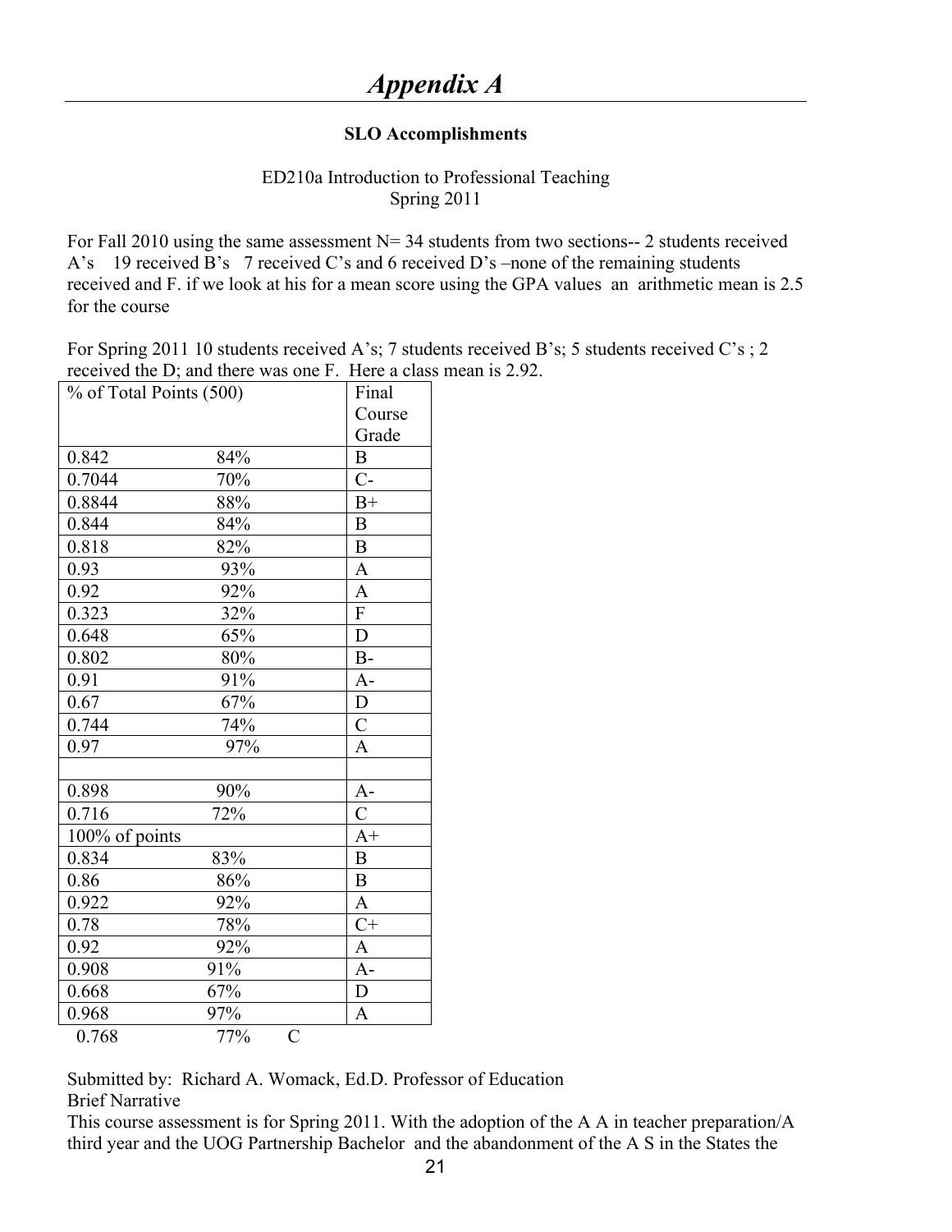# *Appendix A*

**SLO Accomplishments**

ED210a Introduction to Professional Teaching
Spring 2011

For Fall 2010 using the same assessment N= 34 students from two sections-- 2 students received A's 19 received B's 7 received C's and 6 received D's –none of the remaining students received and F. if we look at his for a mean score using the GPA values an arithmetic mean is 2.5 for the course

For Spring 2011 10 students received A's; 7 students received B's; 5 students received C's ; 2 received the D; and there was one F. Here a class mean is 2.92.

| % of Total Points (500) | | Final Course Grade |
|---|---|---|
| 0.842 | 84% | B |
| 0.7044 | 70% | C- |
| 0.8844 | 88% | B+ |
| 0.844 | 84% | B |
| 0.818 | 82% | B |
| 0.93 | 93% | A |
| 0.92 | 92% | A |
| 0.323 | 32% | F |
| 0.648 | 65% | D |
| 0.802 | 80% | B- |
| 0.91 | 91% | A- |
| 0.67 | 67% | D |
| 0.744 | 74% | C |
| 0.97 | 97% | A |
| | | |
| 0.898 | 90% | A- |
| 0.716 | 72% | C |
| 100% of points | | A+ |
| 0.834 | 83% | B |
| 0.86 | 86% | B |
| 0.922 | 92% | A |
| 0.78 | 78% | C+ |
| 0.92 | 92% | A |
| 0.908 | 91% | A- |
| 0.668 | 67% | D |
| 0.968 | 97% | A |
| 0.768 | 77% | C |

Submitted by: Richard A. Womack, Ed.D. Professor of Education

Brief Narrative

This course assessment is for Spring 2011. With the adoption of the A A in teacher preparation/A third year and the UOG Partnership Bachelor and the abandonment of the A S in the States the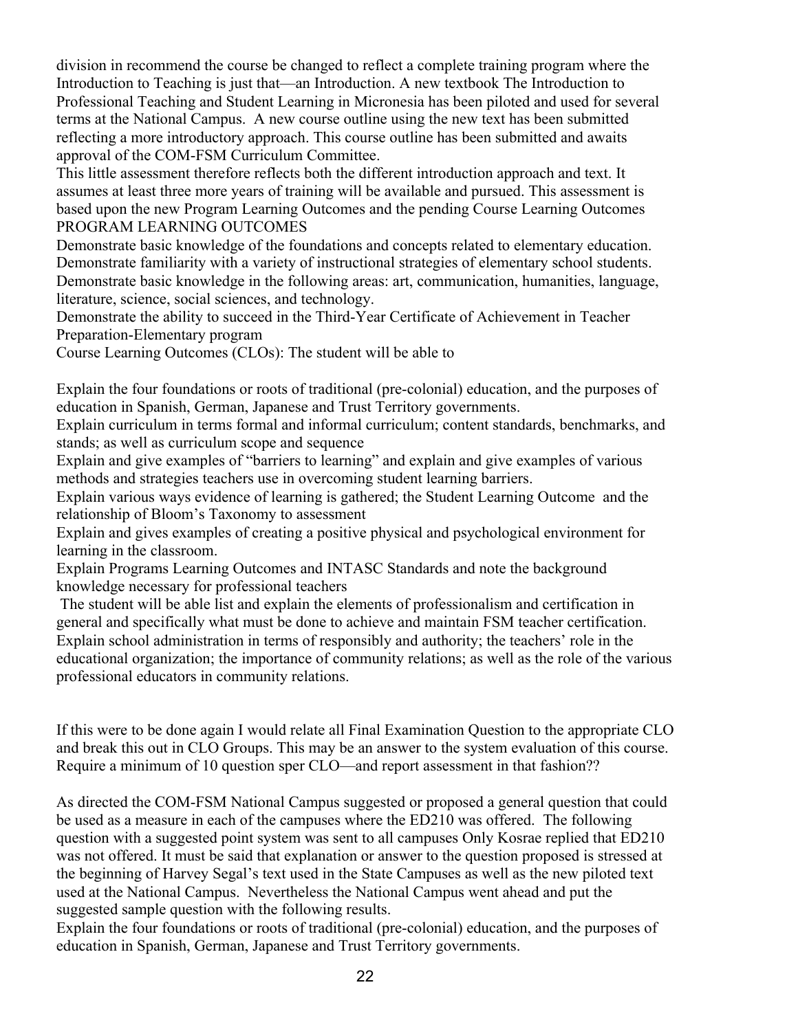division in recommend the course be changed to reflect a complete training program where the Introduction to Teaching is just that—an Introduction. A new textbook The Introduction to Professional Teaching and Student Learning in Micronesia has been piloted and used for several terms at the National Campus. A new course outline using the new text has been submitted reflecting a more introductory approach. This course outline has been submitted and awaits approval of the COM-FSM Curriculum Committee.

This little assessment therefore reflects both the different introduction approach and text. It assumes at least three more years of training will be available and pursued. This assessment is based upon the new Program Learning Outcomes and the pending Course Learning Outcomes

PROGRAM LEARNING OUTCOMES

Demonstrate basic knowledge of the foundations and concepts related to elementary education.

Demonstrate familiarity with a variety of instructional strategies of elementary school students.

Demonstrate basic knowledge in the following areas: art, communication, humanities, language, literature, science, social sciences, and technology.

Demonstrate the ability to succeed in the Third-Year Certificate of Achievement in Teacher Preparation-Elementary program

Course Learning Outcomes (CLOs): The student will be able to

Explain the four foundations or roots of traditional (pre-colonial) education, and the purposes of education in Spanish, German, Japanese and Trust Territory governments.

Explain curriculum in terms formal and informal curriculum; content standards, benchmarks, and stands; as well as curriculum scope and sequence

Explain and give examples of "barriers to learning" and explain and give examples of various methods and strategies teachers use in overcoming student learning barriers.

Explain various ways evidence of learning is gathered; the Student Learning Outcome and the relationship of Bloom's Taxonomy to assessment

Explain and gives examples of creating a positive physical and psychological environment for learning in the classroom.

Explain Programs Learning Outcomes and INTASC Standards and note the background knowledge necessary for professional teachers

The student will be able list and explain the elements of professionalism and certification in general and specifically what must be done to achieve and maintain FSM teacher certification.

Explain school administration in terms of responsibly and authority; the teachers' role in the educational organization; the importance of community relations; as well as the role of the various professional educators in community relations.

If this were to be done again I would relate all Final Examination Question to the appropriate CLO and break this out in CLO Groups. This may be an answer to the system evaluation of this course. Require a minimum of 10 question sper CLO—and report assessment in that fashion??

As directed the COM-FSM National Campus suggested or proposed a general question that could be used as a measure in each of the campuses where the ED210 was offered. The following question with a suggested point system was sent to all campuses Only Kosrae replied that ED210 was not offered. It must be said that explanation or answer to the question proposed is stressed at the beginning of Harvey Segal's text used in the State Campuses as well as the new piloted text used at the National Campus. Nevertheless the National Campus went ahead and put the suggested sample question with the following results.

Explain the four foundations or roots of traditional (pre-colonial) education, and the purposes of education in Spanish, German, Japanese and Trust Territory governments.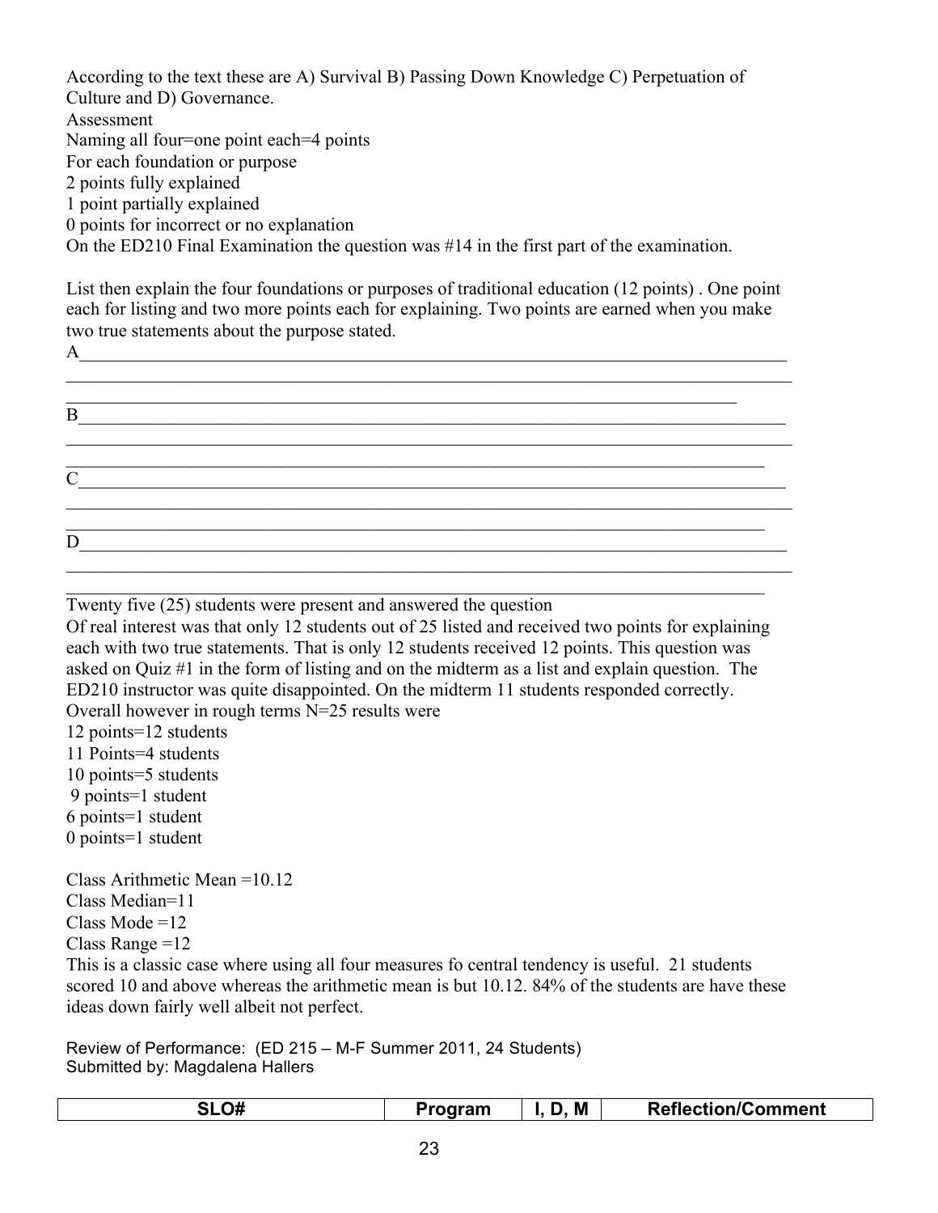According to the text these are A) Survival B) Passing Down Knowledge C) Perpetuation of Culture and D) Governance.

Assessment

Naming all four=one point each=4 points

For each foundation or purpose

2 points fully explained

1 point partially explained

0 points for incorrect or no explanation

On the ED210 Final Examination the question was #14 in the first part of the examination.

List then explain the four foundations or purposes of traditional education (12 points) . One point each for listing and two more points each for explaining. Two points are earned when you make two true statements about the purpose stated.

A_______________________________________________________________________________
_________________________________________________________________________________
___________________________________________________________________________

B_______________________________________________________________________________
_________________________________________________________________________________
______________________________________________________________________________

C_______________________________________________________________________________
_________________________________________________________________________________
______________________________________________________________________________

D_______________________________________________________________________________
_________________________________________________________________________________
______________________________________________________________________________

Twenty five (25) students were present and answered the question

Of real interest was that only 12 students out of 25 listed and received two points for explaining each with two true statements. That is only 12 students received 12 points. This question was asked on Quiz #1 in the form of listing and on the midterm as a list and explain question. The ED210 instructor was quite disappointed. On the midterm 11 students responded correctly.

Overall however in rough terms N=25 results were

12 points=12 students

11 Points=4 students

10 points=5 students

9 points=1 student

6 points=1 student

0 points=1 student

Class Arithmetic Mean =10.12

Class Median=11

Class Mode =12

Class Range =12

This is a classic case where using all four measures fo central tendency is useful. 21 students scored 10 and above whereas the arithmetic mean is but 10.12. 84% of the students are have these ideas down fairly well albeit not perfect.

Review of Performance: (ED 215 – M-F Summer 2011, 24 Students)
Submitted by: Magdalena Hallers

| SLO# | Program | I, D, M | Reflection/Comment |
|---|---|---|---|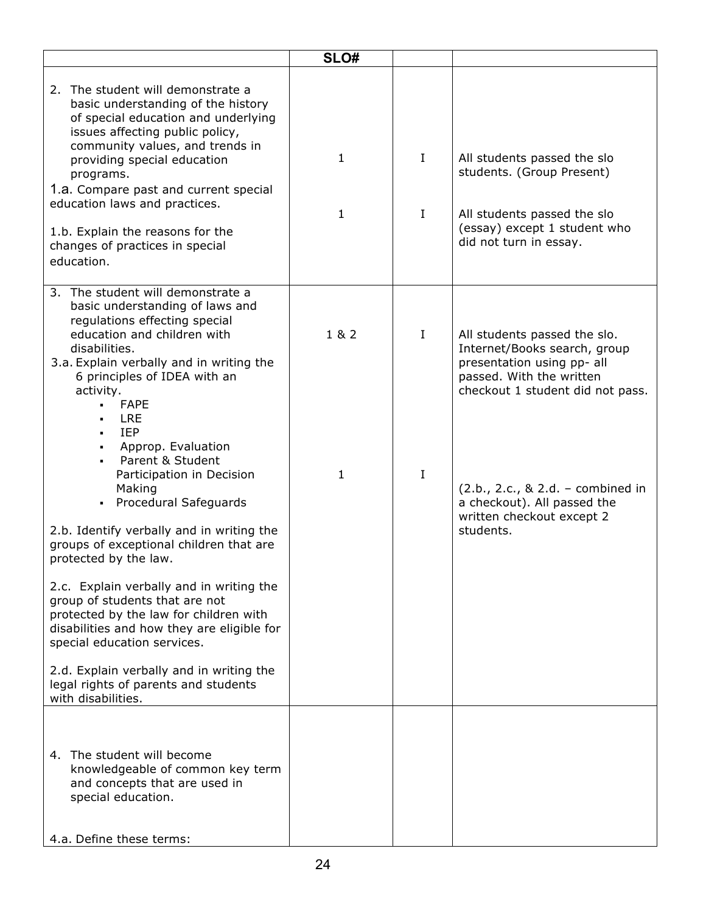| | SLO# | | |
|---|---|---|---|
| 2. The student will demonstrate a basic understanding of the history of special education and underlying issues affecting public policy, community values, and trends in providing special education programs.<br>1.a. Compare past and current special education laws and practices.<br><br>1.b. Explain the reasons for the changes of practices in special education. | 1<br><br>1 | I<br><br>I | All students passed the slo students. (Group Present)<br><br>All students passed the slo (essay) except 1 student who did not turn in essay. |
| 3. The student will demonstrate a basic understanding of laws and regulations effecting special education and children with disabilities.<br>3.a. Explain verbally and in writing the 6 principles of IDEA with an activity.<br>▪ FAPE<br>▪ LRE<br>▪ IEP<br>▪ Approp. Evaluation<br>▪ Parent & Student Participation in Decision Making<br>▪ Procedural Safeguards<br><br>2.b. Identify verbally and in writing the groups of exceptional children that are protected by the law.<br><br>2.c. Explain verbally and in writing the group of students that are not protected by the law for children with disabilities and how they are eligible for special education services.<br><br>2.d. Explain verbally and in writing the legal rights of parents and students with disabilities. | 1 & 2<br><br>1 | I<br><br>I | All students passed the slo. Internet/Books search, group presentation using pp- all passed. With the written checkout 1 student did not pass.<br><br>(2.b., 2.c., & 2.d. – combined in a checkout). All passed the written checkout except 2 students. |
| 4. The student will become knowledgeable of common key term and concepts that are used in special education.<br><br>4.a. Define these terms: | | | |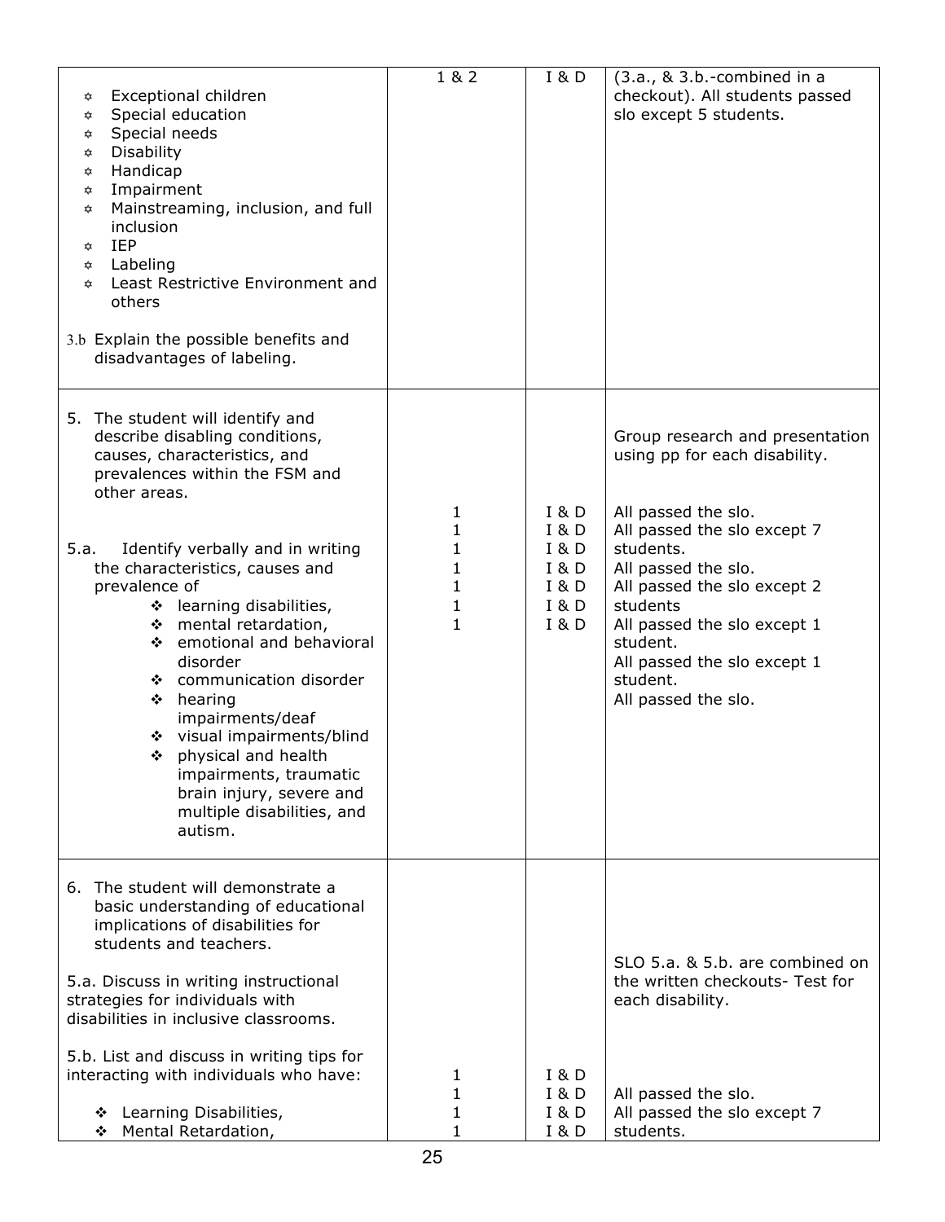| | | | |
|---|---|---|---|
| ✡ Exceptional children<br>✡ Special education<br>✡ Special needs<br>✡ Disability<br>✡ Handicap<br>✡ Impairment<br>✡ Mainstreaming, inclusion, and full inclusion<br>✡ IEP<br>✡ Labeling<br>✡ Least Restrictive Environment and others<br><br>3.b Explain the possible benefits and disadvantages of labeling. | 1 & 2 | I & D | (3.a., & 3.b.-combined in a checkout). All students passed slo except 5 students. |
| 5. The student will identify and describe disabling conditions, causes, characteristics, and prevalences within the FSM and other areas.<br><br>5.a. Identify verbally and in writing the characteristics, causes and prevalence of<br>❖ learning disabilities,<br>❖ mental retardation,<br>❖ emotional and behavioral disorder<br>❖ communication disorder<br>❖ hearing impairments/deaf<br>❖ visual impairments/blind<br>❖ physical and health impairments, traumatic brain injury, severe and multiple disabilities, and autism. | 1<br>1<br>1<br>1<br>1<br>1<br>1 | I & D<br>I & D<br>I & D<br>I & D<br>I & D<br>I & D<br>I & D | Group research and presentation using pp for each disability.<br><br>All passed the slo.<br>All passed the slo except 7 students.<br>All passed the slo.<br>All passed the slo except 2 students<br>All passed the slo except 1 student.<br>All passed the slo except 1 student.<br>All passed the slo. |
| 6. The student will demonstrate a basic understanding of educational implications of disabilities for students and teachers.<br><br>5.a. Discuss in writing instructional strategies for individuals with disabilities in inclusive classrooms.<br><br>5.b. List and discuss in writing tips for interacting with individuals who have:<br><br>❖ Learning Disabilities,<br>❖ Mental Retardation, | 1<br>1<br>1<br>1 | I & D<br>I & D<br>I & D<br>I & D | SLO 5.a. & 5.b. are combined on the written checkouts- Test for each disability.<br><br>All passed the slo.<br>All passed the slo except 7 students. |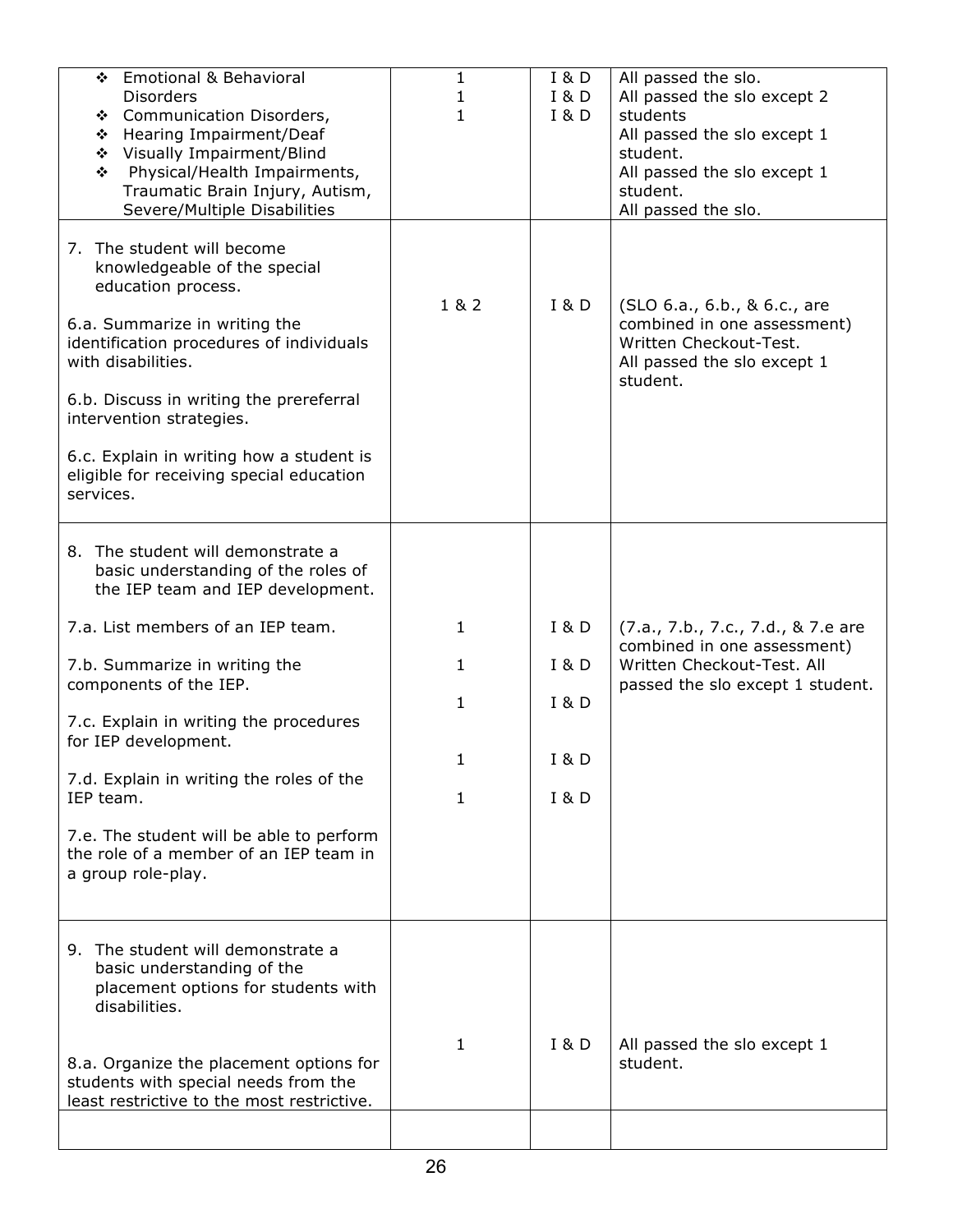| | | | |
|---|---|---|---|
| ❖ Emotional & Behavioral Disorders<br>❖ Communication Disorders,<br>❖ Hearing Impairment/Deaf<br>❖ Visually Impairment/Blind<br>❖ Physical/Health Impairments, Traumatic Brain Injury, Autism, Severe/Multiple Disabilities | 1<br>1<br>1 | I & D<br>I & D<br>I & D | All passed the slo.<br>All passed the slo except 2 students<br>All passed the slo except 1 student.<br>All passed the slo except 1 student.<br>All passed the slo. |
| 7. The student will become knowledgeable of the special education process.<br><br>6.a. Summarize in writing the identification procedures of individuals with disabilities.<br><br>6.b. Discuss in writing the prereferral intervention strategies.<br><br>6.c. Explain in writing how a student is eligible for receiving special education services. | 1 & 2 | I & D | (SLO 6.a., 6.b., & 6.c., are combined in one assessment) Written Checkout-Test.<br>All passed the slo except 1 student. |
| 8. The student will demonstrate a basic understanding of the roles of the IEP team and IEP development.<br><br>7.a. List members of an IEP team.<br><br>7.b. Summarize in writing the components of the IEP.<br><br>7.c. Explain in writing the procedures for IEP development.<br><br>7.d. Explain in writing the roles of the IEP team.<br><br>7.e. The student will be able to perform the role of a member of an IEP team in a group role-play. | 1<br><br>1<br><br>1<br><br>1<br><br>1 | I & D<br><br>I & D<br><br>I & D<br><br>I & D<br><br>I & D | (7.a., 7.b., 7.c., 7.d., & 7.e are combined in one assessment) Written Checkout-Test. All passed the slo except 1 student. |
| 9. The student will demonstrate a basic understanding of the placement options for students with disabilities.<br><br>8.a. Organize the placement options for students with special needs from the least restrictive to the most restrictive. | 1 | I & D | All passed the slo except 1 student. |
| | | | |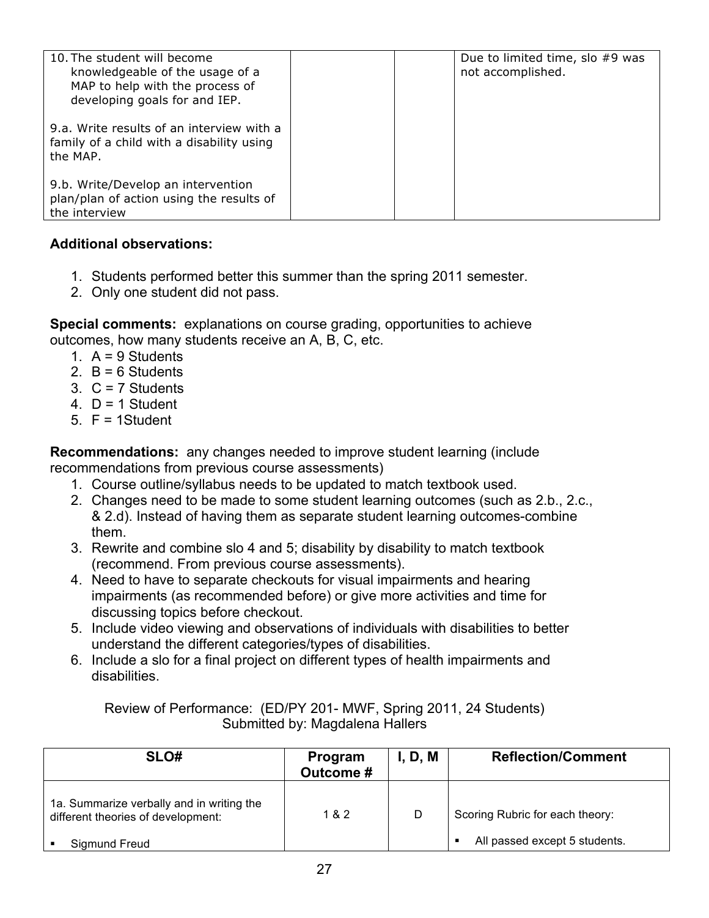| | | | |
|---|---|---|---|
| 10. The student will become knowledgeable of the usage of a MAP to help with the process of developing goals for and IEP.<br><br>9.a. Write results of an interview with a family of a child with a disability using the MAP.<br><br>9.b. Write/Develop an intervention plan/plan of action using the results of the interview | | | Due to limited time, slo #9 was not accomplished. |

**Additional observations:**

1. Students performed better this summer than the spring 2011 semester.
2. Only one student did not pass.

**Special comments:** explanations on course grading, opportunities to achieve outcomes, how many students receive an A, B, C, etc.

1. A = 9 Students
2. B = 6 Students
3. C = 7 Students
4. D = 1 Student
5. F = 1Student

**Recommendations:** any changes needed to improve student learning (include recommendations from previous course assessments)

1. Course outline/syllabus needs to be updated to match textbook used.
2. Changes need to be made to some student learning outcomes (such as 2.b., 2.c., & 2.d). Instead of having them as separate student learning outcomes-combine them.
3. Rewrite and combine slo 4 and 5; disability by disability to match textbook (recommend. From previous course assessments).
4. Need to have to separate checkouts for visual impairments and hearing impairments (as recommended before) or give more activities and time for discussing topics before checkout.
5. Include video viewing and observations of individuals with disabilities to better understand the different categories/types of disabilities.
6. Include a slo for a final project on different types of health impairments and disabilities.

Review of Performance: (ED/PY 201- MWF, Spring 2011, 24 Students)
Submitted by: Magdalena Hallers

| SLO# | Program Outcome # | I, D, M | Reflection/Comment |
|---|---|---|---|
| 1a. Summarize verbally and in writing the different theories of development:<br>▪ Sigmund Freud | 1 & 2 | D | Scoring Rubric for each theory:<br>▪ All passed except 5 students. |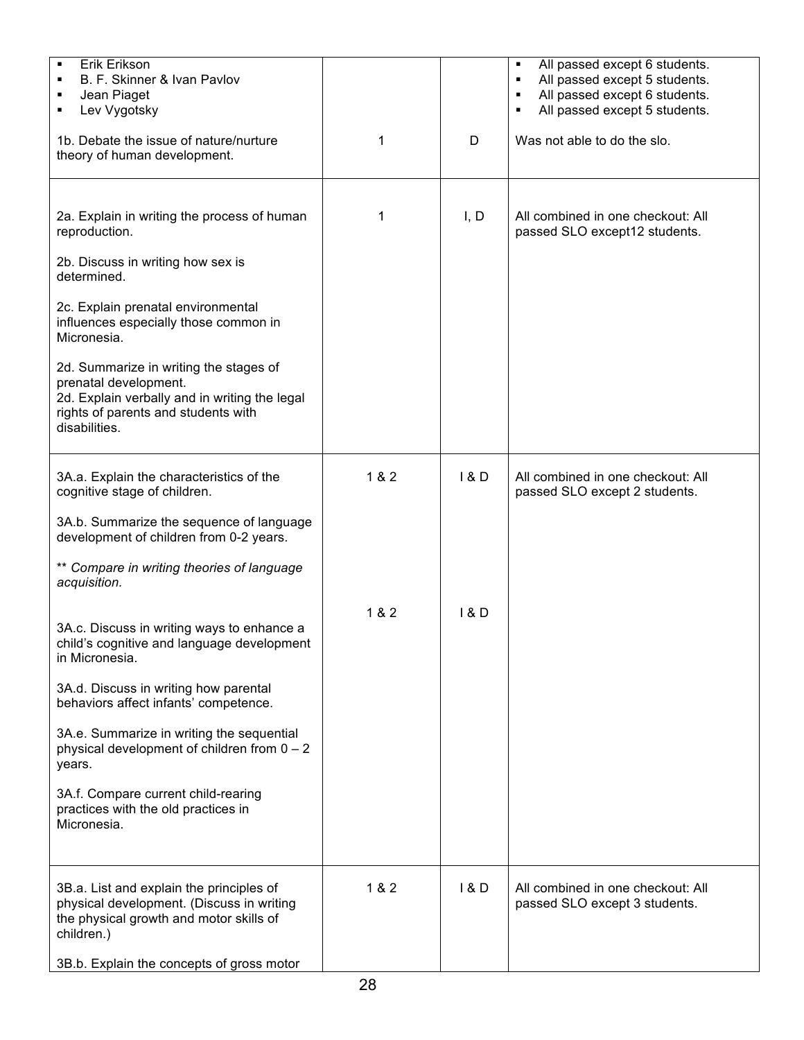| | | | |
|---|---|---|---|
| ▪ Erik Erikson<br>▪ B. F. Skinner & Ivan Pavlov<br>▪ Jean Piaget<br>▪ Lev Vygotsky<br><br>1b. Debate the issue of nature/nurture theory of human development. | <br><br><br><br><br>1 | <br><br><br><br><br>D | ▪ All passed except 6 students.<br>▪ All passed except 5 students.<br>▪ All passed except 6 students.<br>▪ All passed except 5 students.<br><br>Was not able to do the slo. |
| 2a. Explain in writing the process of human reproduction.<br><br>2b. Discuss in writing how sex is determined.<br><br>2c. Explain prenatal environmental influences especially those common in Micronesia.<br><br>2d. Summarize in writing the stages of prenatal development.<br>2d. Explain verbally and in writing the legal rights of parents and students with disabilities. | 1 | I, D | All combined in one checkout: All passed SLO except12 students. |
| 3A.a. Explain the characteristics of the cognitive stage of children.<br><br>3A.b. Summarize the sequence of language development of children from 0-2 years.<br><br>** *Compare in writing theories of language acquisition.*<br><br>3A.c. Discuss in writing ways to enhance a child's cognitive and language development in Micronesia.<br><br>3A.d. Discuss in writing how parental behaviors affect infants' competence.<br><br>3A.e. Summarize in writing the sequential physical development of children from 0 – 2 years.<br><br>3A.f. Compare current child-rearing practices with the old practices in Micronesia. | 1 & 2<br><br><br><br><br><br>1 & 2 | I & D<br><br><br><br><br><br>I & D | All combined in one checkout: All passed SLO except 2 students. |
| 3B.a. List and explain the principles of physical development. (Discuss in writing the physical growth and motor skills of children.)<br><br>3B.b. Explain the concepts of gross motor | 1 & 2 | I & D | All combined in one checkout: All passed SLO except 3 students. |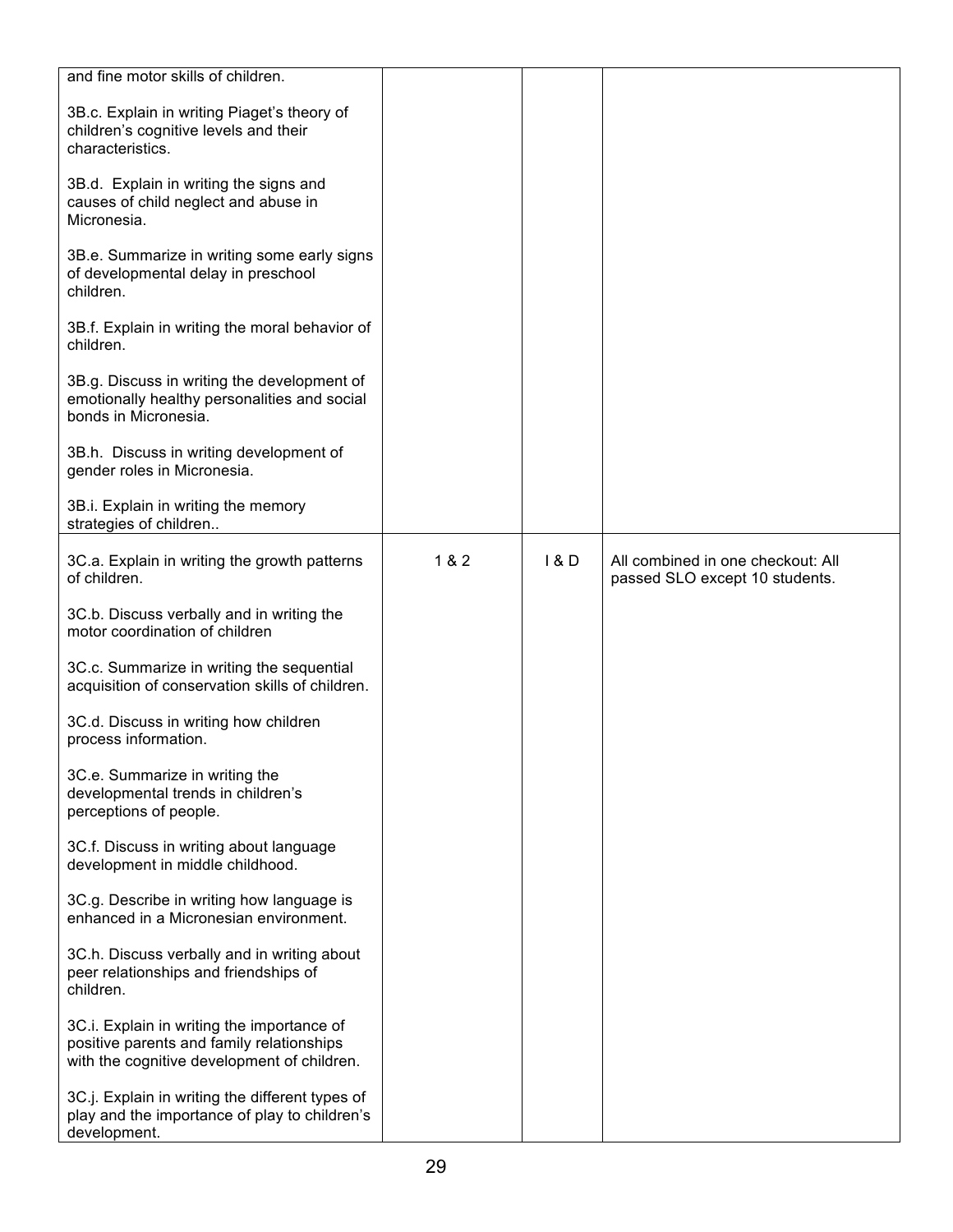| | | | |
|---|---|---|---|
| and fine motor skills of children.<br><br>3B.c. Explain in writing Piaget's theory of children's cognitive levels and their characteristics.<br><br>3B.d. Explain in writing the signs and causes of child neglect and abuse in Micronesia.<br><br>3B.e. Summarize in writing some early signs of developmental delay in preschool children.<br><br>3B.f. Explain in writing the moral behavior of children.<br><br>3B.g. Discuss in writing the development of emotionally healthy personalities and social bonds in Micronesia.<br><br>3B.h. Discuss in writing development of gender roles in Micronesia.<br><br>3B.i. Explain in writing the memory strategies of children.. | | | |
| 3C.a. Explain in writing the growth patterns of children.<br><br>3C.b. Discuss verbally and in writing the motor coordination of children<br><br>3C.c. Summarize in writing the sequential acquisition of conservation skills of children.<br><br>3C.d. Discuss in writing how children process information.<br><br>3C.e. Summarize in writing the developmental trends in children's perceptions of people.<br><br>3C.f. Discuss in writing about language development in middle childhood.<br><br>3C.g. Describe in writing how language is enhanced in a Micronesian environment.<br><br>3C.h. Discuss verbally and in writing about peer relationships and friendships of children.<br><br>3C.i. Explain in writing the importance of positive parents and family relationships with the cognitive development of children.<br><br>3C.j. Explain in writing the different types of play and the importance of play to children's development. | 1 & 2 | I & D | All combined in one checkout: All passed SLO except 10 students. |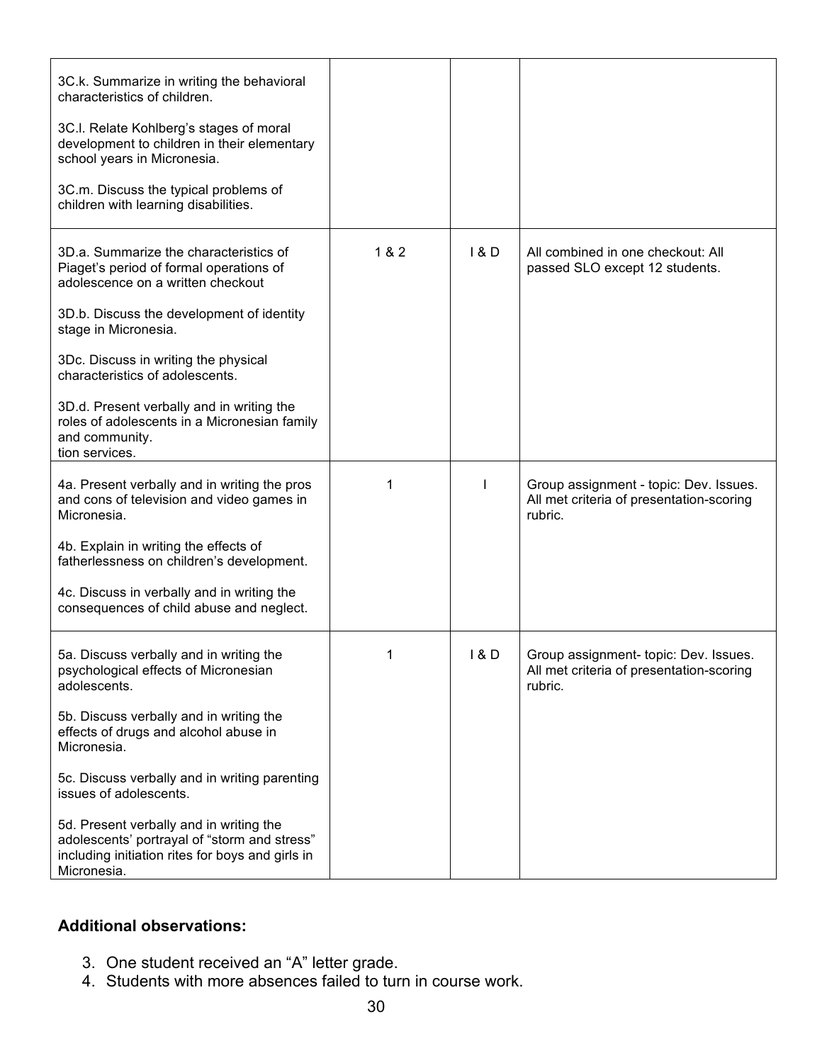| | | | |
|---|---|---|---|
| 3C.k. Summarize in writing the behavioral characteristics of children.<br><br>3C.l. Relate Kohlberg's stages of moral development to children in their elementary school years in Micronesia.<br><br>3C.m. Discuss the typical problems of children with learning disabilities. | | | |
| 3D.a. Summarize the characteristics of Piaget's period of formal operations of adolescence on a written checkout<br><br>3D.b. Discuss the development of identity stage in Micronesia.<br><br>3Dc. Discuss in writing the physical characteristics of adolescents.<br><br>3D.d. Present verbally and in writing the roles of adolescents in a Micronesian family and community.<br>tion services. | 1 & 2 | I & D | All combined in one checkout: All passed SLO except 12 students. |
| 4a. Present verbally and in writing the pros and cons of television and video games in Micronesia.<br><br>4b. Explain in writing the effects of fatherlessness on children's development.<br><br>4c. Discuss in verbally and in writing the consequences of child abuse and neglect. | 1 | I | Group assignment - topic: Dev. Issues. All met criteria of presentation-scoring rubric. |
| 5a. Discuss verbally and in writing the psychological effects of Micronesian adolescents.<br><br>5b. Discuss verbally and in writing the effects of drugs and alcohol abuse in Micronesia.<br><br>5c. Discuss verbally and in writing parenting issues of adolescents.<br><br>5d. Present verbally and in writing the adolescents' portrayal of "storm and stress" including initiation rites for boys and girls in Micronesia. | 1 | I & D | Group assignment- topic: Dev. Issues. All met criteria of presentation-scoring rubric. |

**Additional observations:**

3. One student received an "A" letter grade.
4. Students with more absences failed to turn in course work.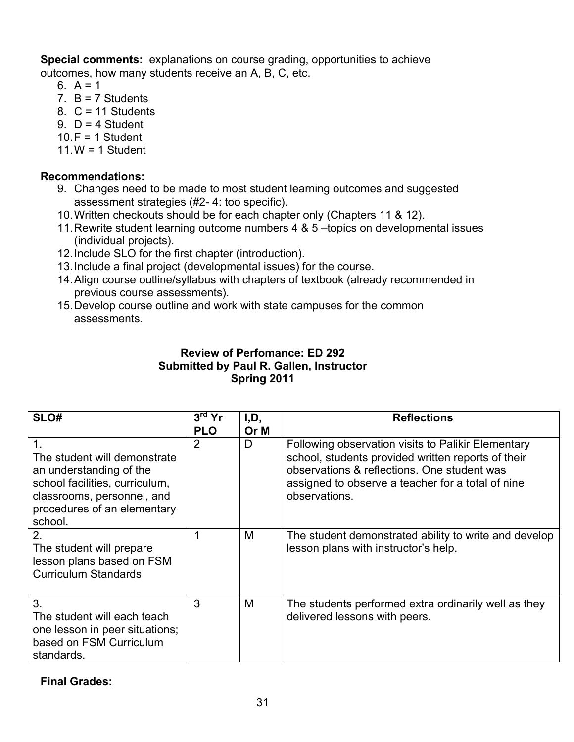**Special comments:** explanations on course grading, opportunities to achieve outcomes, how many students receive an A, B, C, etc.

6. A = 1
7. B = 7 Students
8. C = 11 Students
9. D = 4 Student
10. F = 1 Student
11. W = 1 Student

**Recommendations:**

9. Changes need to be made to most student learning outcomes and suggested assessment strategies (#2- 4: too specific).
10. Written checkouts should be for each chapter only (Chapters 11 & 12).
11. Rewrite student learning outcome numbers 4 & 5 –topics on developmental issues (individual projects).
12. Include SLO for the first chapter (introduction).
13. Include a final project (developmental issues) for the course.
14. Align course outline/syllabus with chapters of textbook (already recommended in previous course assessments).
15. Develop course outline and work with state campuses for the common assessments.

**Review of Perfomance: ED 292**
**Submitted by Paul R. Gallen, Instructor**
**Spring 2011**

| SLO# | 3rd Yr PLO | I,D, Or M | Reflections |
|---|---|---|---|
| 1. The student will demonstrate an understanding of the school facilities, curriculum, classrooms, personnel, and procedures of an elementary school. | 2 | D | Following observation visits to Palikir Elementary school, students provided written reports of their observations & reflections. One student was assigned to observe a teacher for a total of nine observations. |
| 2. The student will prepare lesson plans based on FSM Curriculum Standards | 1 | M | The student demonstrated ability to write and develop lesson plans with instructor's help. |
| 3. The student will each teach one lesson in peer situations; based on FSM Curriculum standards. | 3 | M | The students performed extra ordinarily well as they delivered lessons with peers. |

**Final Grades:**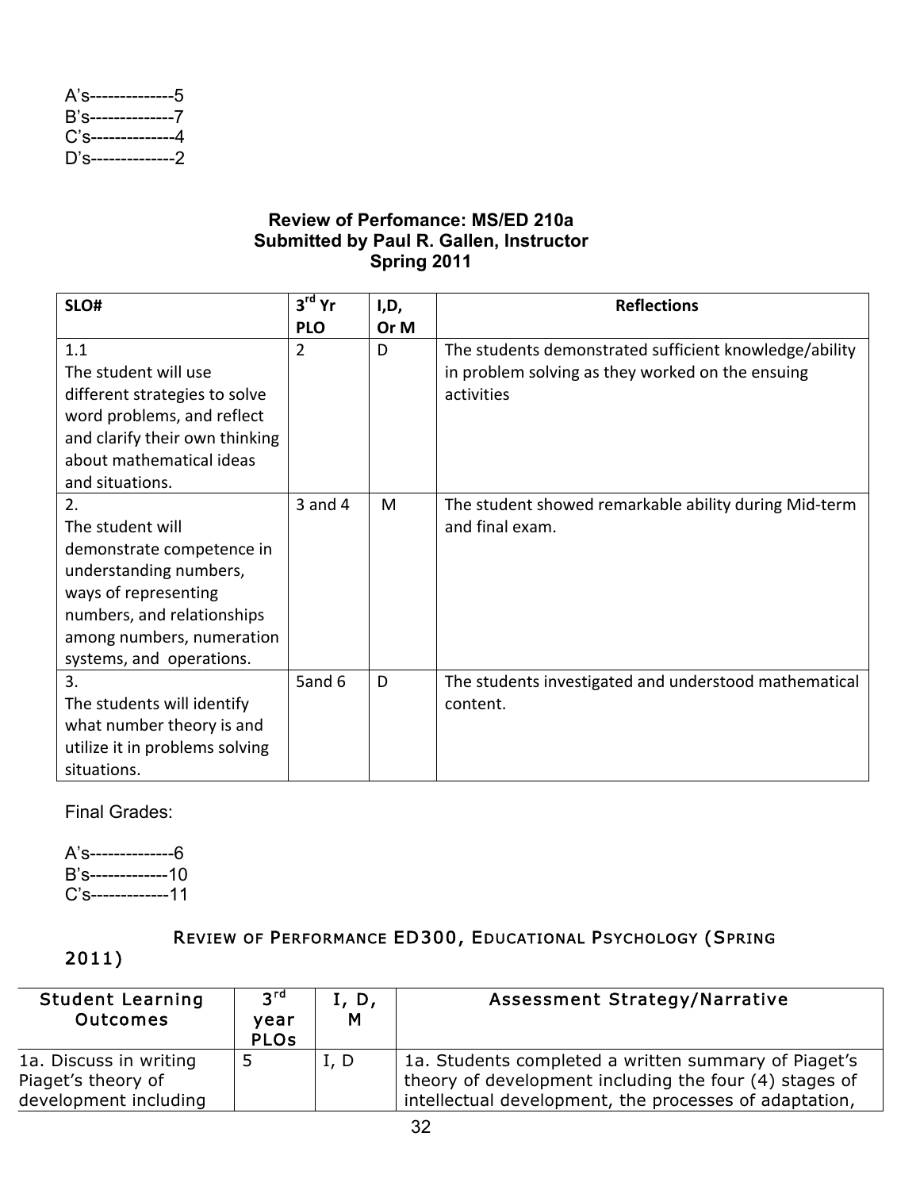A's--------------5
B's--------------7
C's--------------4
D's--------------2

**Review of Perfomance: MS/ED 210a**
**Submitted by Paul R. Gallen, Instructor**
**Spring 2011**

| SLO# | 3rd Yr PLO | I,D, Or M | Reflections |
|---|---|---|---|
| 1.1 The student will use different strategies to solve word problems, and reflect and clarify their own thinking about mathematical ideas and situations. | 2 | D | The students demonstrated sufficient knowledge/ability in problem solving as they worked on the ensuing activities |
| 2. The student will demonstrate competence in understanding numbers, ways of representing numbers, and relationships among numbers, numeration systems, and operations. | 3 and 4 | M | The student showed remarkable ability during Mid-term and final exam. |
| 3. The students will identify what number theory is and utilize it in problems solving situations. | 5and 6 | D | The students investigated and understood mathematical content. |

Final Grades:

A's--------------6
B's-------------10
C's-------------11

## Review of Performance ED300, Educational Psychology (Spring 2011)

| Student Learning Outcomes | 3rd year PLOs | I, D, M | Assessment Strategy/Narrative |
|---|---|---|---|
| 1a. Discuss in writing Piaget's theory of development including | 5 | I, D | 1a. Students completed a written summary of Piaget's theory of development including the four (4) stages of intellectual development, the processes of adaptation, |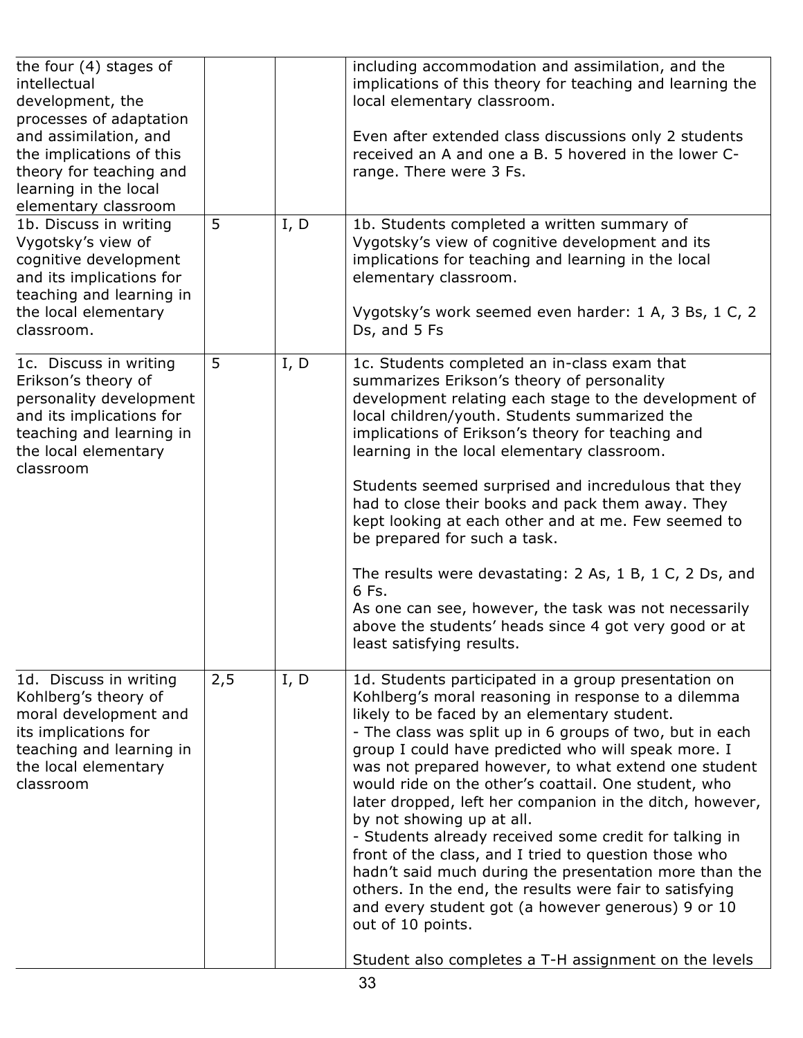| | | | |
|---|---|---|---|
| the four (4) stages of intellectual development, the processes of adaptation and assimilation, and the implications of this theory for teaching and learning in the local elementary classroom | | | including accommodation and assimilation, and the implications of this theory for teaching and learning the local elementary classroom.<br><br>Even after extended class discussions only 2 students received an A and one a B. 5 hovered in the lower C-range. There were 3 Fs. |
| 1b. Discuss in writing Vygotsky's view of cognitive development and its implications for teaching and learning in the local elementary classroom. | 5 | I, D | 1b. Students completed a written summary of Vygotsky's view of cognitive development and its implications for teaching and learning in the local elementary classroom.<br><br>Vygotsky's work seemed even harder: 1 A, 3 Bs, 1 C, 2 Ds, and 5 Fs |
| 1c. Discuss in writing Erikson's theory of personality development and its implications for teaching and learning in the local elementary classroom | 5 | I, D | 1c. Students completed an in-class exam that summarizes Erikson's theory of personality development relating each stage to the development of local children/youth. Students summarized the implications of Erikson's theory for teaching and learning in the local elementary classroom.<br><br>Students seemed surprised and incredulous that they had to close their books and pack them away. They kept looking at each other and at me. Few seemed to be prepared for such a task.<br><br>The results were devastating: 2 As, 1 B, 1 C, 2 Ds, and 6 Fs.<br>As one can see, however, the task was not necessarily above the students' heads since 4 got very good or at least satisfying results. |
| 1d. Discuss in writing Kohlberg's theory of moral development and its implications for teaching and learning in the local elementary classroom | 2,5 | I, D | 1d. Students participated in a group presentation on Kohlberg's moral reasoning in response to a dilemma likely to be faced by an elementary student.<br>- The class was split up in 6 groups of two, but in each group I could have predicted who will speak more. I was not prepared however, to what extend one student would ride on the other's coattail. One student, who later dropped, left her companion in the ditch, however, by not showing up at all.<br>- Students already received some credit for talking in front of the class, and I tried to question those who hadn't said much during the presentation more than the others. In the end, the results were fair to satisfying and every student got (a however generous) 9 or 10 out of 10 points.<br><br>Student also completes a T-H assignment on the levels |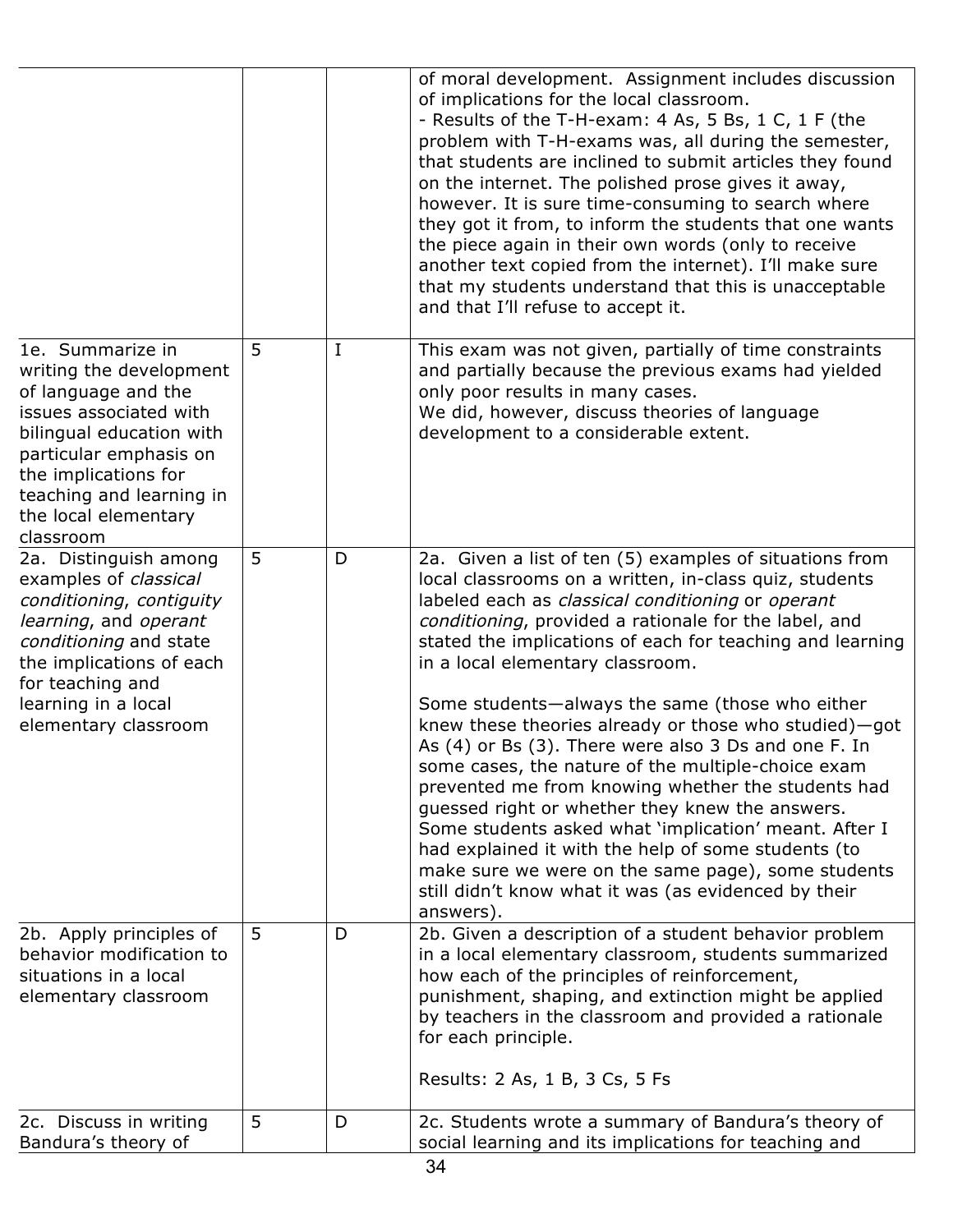| | | | |
|---|---|---|---|
| | | | of moral development. Assignment includes discussion of implications for the local classroom.<br>- Results of the T-H-exam: 4 As, 5 Bs, 1 C, 1 F (the problem with T-H-exams was, all during the semester, that students are inclined to submit articles they found on the internet. The polished prose gives it away, however. It is sure time-consuming to search where they got it from, to inform the students that one wants the piece again in their own words (only to receive another text copied from the internet). I'll make sure that my students understand that this is unacceptable and that I'll refuse to accept it. |
| 1e. Summarize in writing the development of language and the issues associated with bilingual education with particular emphasis on the implications for teaching and learning in the local elementary classroom | 5 | I | This exam was not given, partially of time constraints and partially because the previous exams had yielded only poor results in many cases.<br>We did, however, discuss theories of language development to a considerable extent. |
| 2a. Distinguish among examples of *classical conditioning*, *contiguity learning*, and *operant conditioning* and state the implications of each for teaching and learning in a local elementary classroom | 5 | D | 2a. Given a list of ten (5) examples of situations from local classrooms on a written, in-class quiz, students labeled each as *classical conditioning* or *operant conditioning*, provided a rationale for the label, and stated the implications of each for teaching and learning in a local elementary classroom.<br><br>Some students—always the same (those who either knew these theories already or those who studied)—got As (4) or Bs (3). There were also 3 Ds and one F. In some cases, the nature of the multiple-choice exam prevented me from knowing whether the students had guessed right or whether they knew the answers. Some students asked what 'implication' meant. After I had explained it with the help of some students (to make sure we were on the same page), some students still didn't know what it was (as evidenced by their answers). |
| 2b. Apply principles of behavior modification to situations in a local elementary classroom | 5 | D | 2b. Given a description of a student behavior problem in a local elementary classroom, students summarized how each of the principles of reinforcement, punishment, shaping, and extinction might be applied by teachers in the classroom and provided a rationale for each principle.<br><br>Results: 2 As, 1 B, 3 Cs, 5 Fs |
| 2c. Discuss in writing Bandura's theory of | 5 | D | 2c. Students wrote a summary of Bandura's theory of social learning and its implications for teaching and |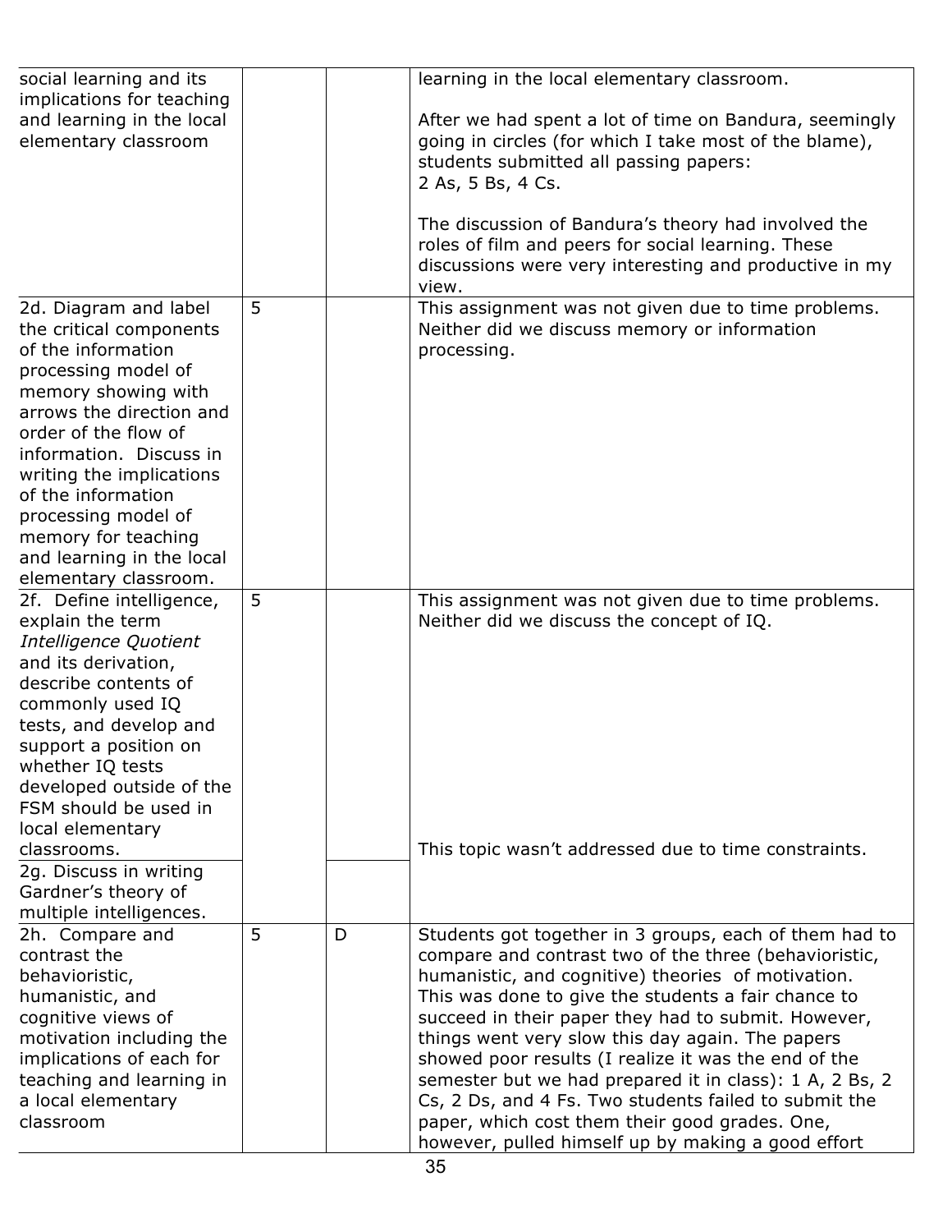| | | | |
|---|---|---|---|
| social learning and its implications for teaching and learning in the local elementary classroom | | | learning in the local elementary classroom.<br><br>After we had spent a lot of time on Bandura, seemingly going in circles (for which I take most of the blame), students submitted all passing papers:<br>2 As, 5 Bs, 4 Cs.<br><br>The discussion of Bandura's theory had involved the roles of film and peers for social learning. These discussions were very interesting and productive in my view. |
| 2d. Diagram and label the critical components of the information processing model of memory showing with arrows the direction and order of the flow of information. Discuss in writing the implications of the information processing model of memory for teaching and learning in the local elementary classroom. | 5 | | This assignment was not given due to time problems. Neither did we discuss memory or information processing. |
| 2f. Define intelligence, explain the term *Intelligence Quotient* and its derivation, describe contents of commonly used IQ tests, and develop and support a position on whether IQ tests developed outside of the FSM should be used in local elementary classrooms. | 5 | | This assignment was not given due to time problems. Neither did we discuss the concept of IQ.<br><br>This topic wasn't addressed due to time constraints. |
| 2g. Discuss in writing Gardner's theory of multiple intelligences. | | | |
| 2h. Compare and contrast the behavioristic, humanistic, and cognitive views of motivation including the implications of each for teaching and learning in a local elementary classroom | 5 | D | Students got together in 3 groups, each of them had to compare and contrast two of the three (behavioristic, humanistic, and cognitive) theories of motivation. This was done to give the students a fair chance to succeed in their paper they had to submit. However, things went very slow this day again. The papers showed poor results (I realize it was the end of the semester but we had prepared it in class): 1 A, 2 Bs, 2 Cs, 2 Ds, and 4 Fs. Two students failed to submit the paper, which cost them their good grades. One, however, pulled himself up by making a good effort |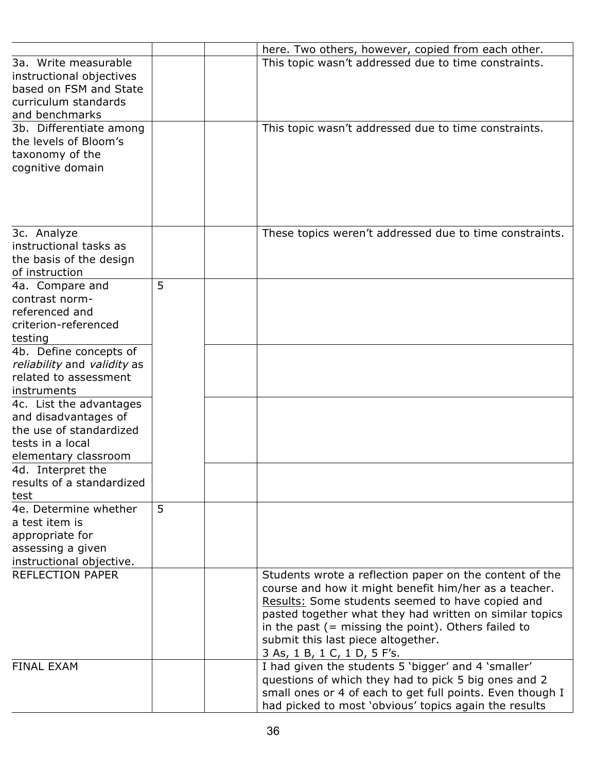| | | | |
|---|---|---|---|
| | | | here. Two others, however, copied from each other. |
| 3a. Write measurable instructional objectives based on FSM and State curriculum standards and benchmarks | | | This topic wasn't addressed due to time constraints. |
| 3b. Differentiate among the levels of Bloom's taxonomy of the cognitive domain | | | This topic wasn't addressed due to time constraints. |
| 3c. Analyze instructional tasks as the basis of the design of instruction | | | These topics weren't addressed due to time constraints. |
| 4a. Compare and contrast norm-referenced and criterion-referenced testing | 5 | | |
| 4b. Define concepts of *reliability* and *validity* as related to assessment instruments | | | |
| 4c. List the advantages and disadvantages of the use of standardized tests in a local elementary classroom | | | |
| 4d. Interpret the results of a standardized test | | | |
| 4e. Determine whether a test item is appropriate for assessing a given instructional objective. | 5 | | |
| REFLECTION PAPER | | | Students wrote a reflection paper on the content of the course and how it might benefit him/her as a teacher. <u>Results:</u> Some students seemed to have copied and pasted together what they had written on similar topics in the past (= missing the point). Others failed to submit this last piece altogether. 3 As, 1 B, 1 C, 1 D, 5 F's. |
| FINAL EXAM | | | I had given the students 5 'bigger' and 4 'smaller' questions of which they had to pick 5 big ones and 2 small ones or 4 of each to get full points. Even though I had picked to most 'obvious' topics again the results |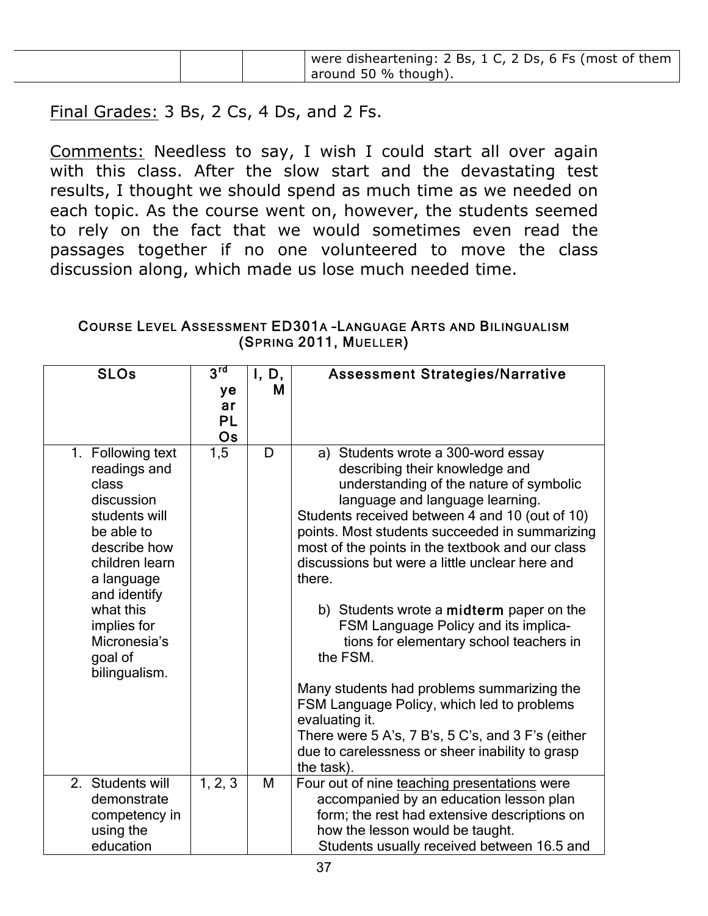| | | | were disheartening: 2 Bs, 1 C, 2 Ds, 6 Fs (most of them around 50 % though). |
|---|---|---|---|

Final Grades: 3 Bs, 2 Cs, 4 Ds, and 2 Fs.

Comments: Needless to say, I wish I could start all over again with this class. After the slow start and the devastating test results, I thought we should spend as much time as we needed on each topic. As the course went on, however, the students seemed to rely on the fact that we would sometimes even read the passages together if no one volunteered to move the class discussion along, which made us lose much needed time.

### COURSE LEVEL ASSESSMENT ED301A –LANGUAGE ARTS AND BILINGUALISM (SPRING 2011, MUELLER)

| SLOs | 3rd year PLOs | I, D, M | Assessment Strategies/Narrative |
|---|---|---|---|
| 1. Following text readings and class discussion students will be able to describe how children learn a language and identify what this implies for Micronesia's goal of bilingualism. | 1,5 | D | a) Students wrote a 300-word essay describing their knowledge and understanding of the nature of symbolic language and language learning.<br>Students received between 4 and 10 (out of 10) points. Most students succeeded in summarizing most of the points in the textbook and our class discussions but were a little unclear here and there.<br><br>b) Students wrote a **midterm** paper on the FSM Language Policy and its implications for elementary school teachers in the FSM.<br><br>Many students had problems summarizing the FSM Language Policy, which led to problems evaluating it.<br>There were 5 A's, 7 B's, 5 C's, and 3 F's (either due to carelessness or sheer inability to grasp the task). |
| 2. Students will demonstrate competency in using the education | 1, 2, 3 | M | Four out of nine teaching presentations were accompanied by an education lesson plan form; the rest had extensive descriptions on how the lesson would be taught.<br>Students usually received between 16.5 and |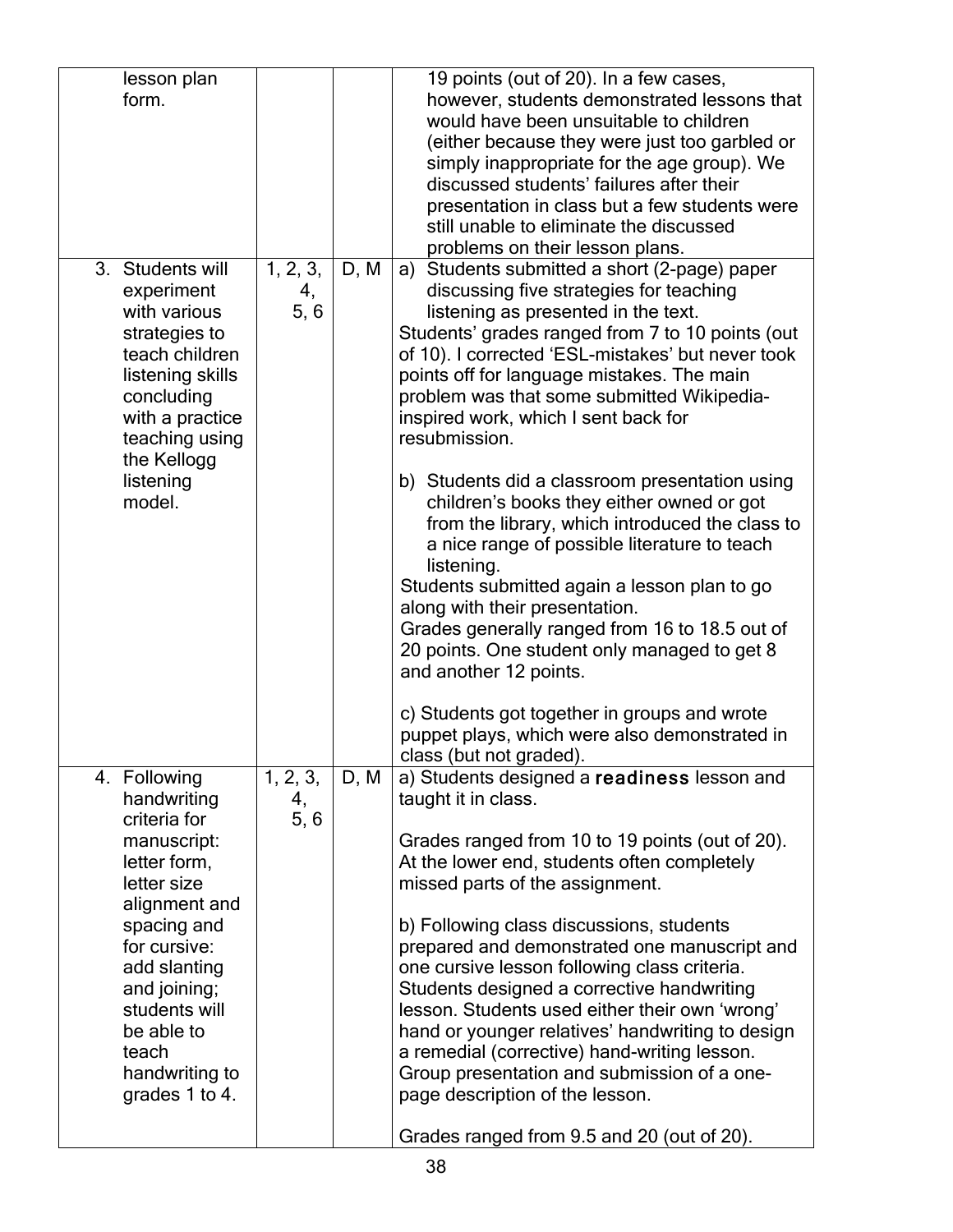| | | | |
|---|---|---|---|
| lesson plan form. | | | 19 points (out of 20). In a few cases, however, students demonstrated lessons that would have been unsuitable to children (either because they were just too garbled or simply inappropriate for the age group). We discussed students' failures after their presentation in class but a few students were still unable to eliminate the discussed problems on their lesson plans. |
| 3. Students will experiment with various strategies to teach children listening skills concluding with a practice teaching using the Kellogg listening model. | 1, 2, 3, 4, 5, 6 | D, M | a) Students submitted a short (2-page) paper discussing five strategies for teaching listening as presented in the text.<br>Students' grades ranged from 7 to 10 points (out of 10). I corrected 'ESL-mistakes' but never took points off for language mistakes. The main problem was that some submitted Wikipedia-inspired work, which I sent back for resubmission.<br><br>b) Students did a classroom presentation using children's books they either owned or got from the library, which introduced the class to a nice range of possible literature to teach listening.<br>Students submitted again a lesson plan to go along with their presentation.<br>Grades generally ranged from 16 to 18.5 out of 20 points. One student only managed to get 8 and another 12 points.<br><br>c) Students got together in groups and wrote puppet plays, which were also demonstrated in class (but not graded). |
| 4. Following handwriting criteria for manuscript: letter form, letter size alignment and spacing and for cursive: add slanting and joining; students will be able to teach handwriting to grades 1 to 4. | 1, 2, 3, 4, 5, 6 | D, M | a) Students designed a **readiness** lesson and taught it in class.<br><br>Grades ranged from 10 to 19 points (out of 20). At the lower end, students often completely missed parts of the assignment.<br><br>b) Following class discussions, students prepared and demonstrated one manuscript and one cursive lesson following class criteria. Students designed a corrective handwriting lesson. Students used either their own 'wrong' hand or younger relatives' handwriting to design a remedial (corrective) hand-writing lesson. Group presentation and submission of a one-page description of the lesson.<br><br>Grades ranged from 9.5 and 20 (out of 20). |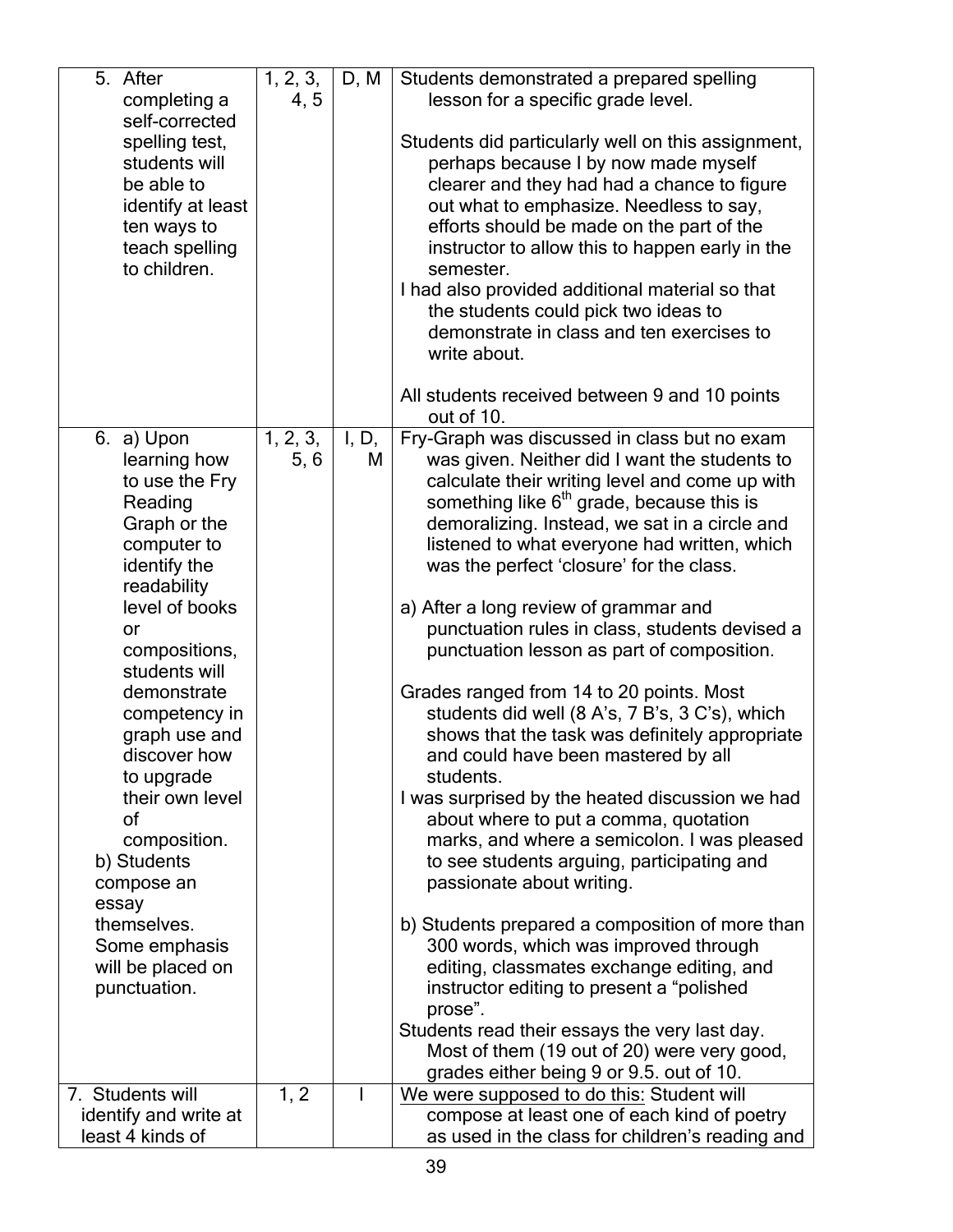| | | | |
|---|---|---|---|
| 5. After completing a self-corrected spelling test, students will be able to identify at least ten ways to teach spelling to children. | 1, 2, 3, 4, 5 | D, M | Students demonstrated a prepared spelling lesson for a specific grade level.<br><br>Students did particularly well on this assignment, perhaps because I by now made myself clearer and they had had a chance to figure out what to emphasize. Needless to say, efforts should be made on the part of the instructor to allow this to happen early in the semester.<br>I had also provided additional material so that the students could pick two ideas to demonstrate in class and ten exercises to write about.<br><br>All students received between 9 and 10 points out of 10. |
| 6. a) Upon learning how to use the Fry Reading Graph or the computer to identify the readability level of books or compositions, students will demonstrate competency in graph use and discover how to upgrade their own level of composition.<br>b) Students compose an essay themselves. Some emphasis will be placed on punctuation. | 1, 2, 3, 5, 6 | I, D, M | Fry-Graph was discussed in class but no exam was given. Neither did I want the students to calculate their writing level and come up with something like 6th grade, because this is demoralizing. Instead, we sat in a circle and listened to what everyone had written, which was the perfect 'closure' for the class.<br><br>a) After a long review of grammar and punctuation rules in class, students devised a punctuation lesson as part of composition.<br><br>Grades ranged from 14 to 20 points. Most students did well (8 A's, 7 B's, 3 C's), which shows that the task was definitely appropriate and could have been mastered by all students.<br>I was surprised by the heated discussion we had about where to put a comma, quotation marks, and where a semicolon. I was pleased to see students arguing, participating and passionate about writing.<br><br>b) Students prepared a composition of more than 300 words, which was improved through editing, classmates exchange editing, and instructor editing to present a "polished prose".<br>Students read their essays the very last day. Most of them (19 out of 20) were very good, grades either being 9 or 9.5. out of 10. |
| 7. Students will identify and write at least 4 kinds of | 1, 2 | I | <u>We were supposed to do this:</u> Student will compose at least one of each kind of poetry as used in the class for children's reading and |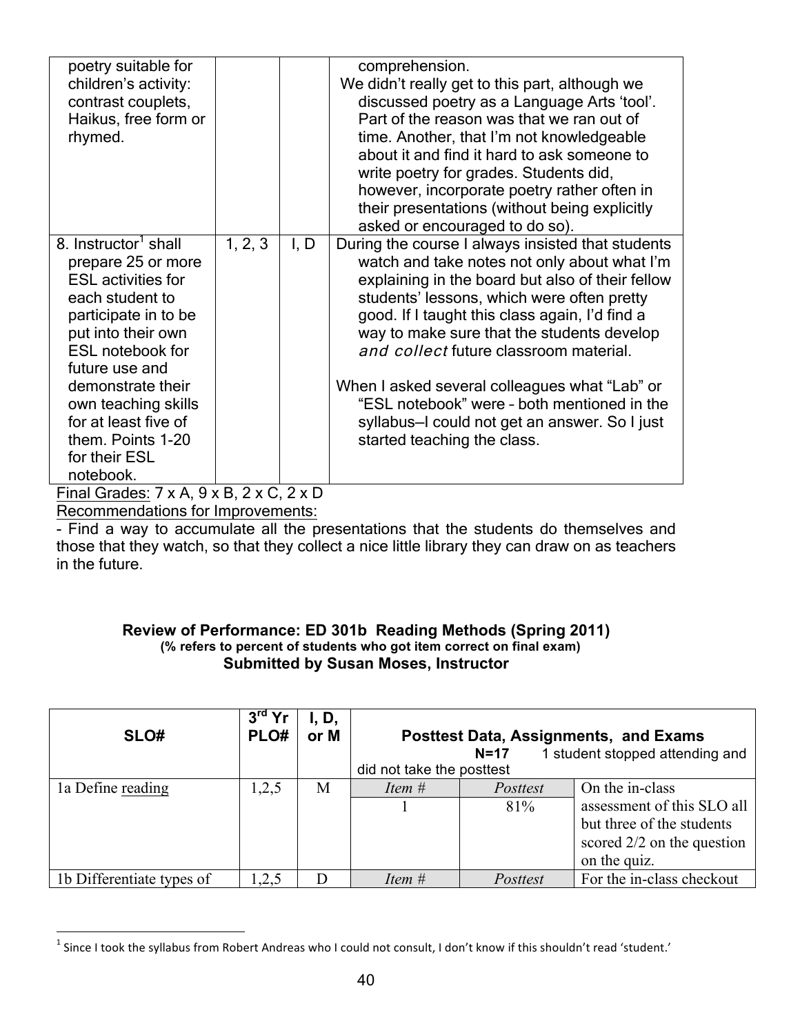| | | | |
|---|---|---|---|
| poetry suitable for children's activity: contrast couplets, Haikus, free form or rhymed. | | | comprehension. We didn't really get to this part, although we discussed poetry as a Language Arts 'tool'. Part of the reason was that we ran out of time. Another, that I'm not knowledgeable about it and find it hard to ask someone to write poetry for grades. Students did, however, incorporate poetry rather often in their presentations (without being explicitly asked or encouraged to do so). |
| 8. Instructor[1] shall prepare 25 or more ESL activities for each student to participate in to be put into their own ESL notebook for future use and demonstrate their own teaching skills for at least five of them. Points 1-20 for their ESL notebook. | 1, 2, 3 | I, D | During the course I always insisted that students watch and take notes not only about what I'm explaining in the board but also of their fellow students' lessons, which were often pretty good. If I taught this class again, I'd find a way to make sure that the students develop *and collect* future classroom material.<br><br>When I asked several colleagues what "Lab" or "ESL notebook" were – both mentioned in the syllabus—I could not get an answer. So I just started teaching the class. |

Final Grades: 7 x A, 9 x B, 2 x C, 2 x D

Recommendations for Improvements:

- Find a way to accumulate all the presentations that the students do themselves and those that they watch, so that they collect a nice little library they can draw on as teachers in the future.

**Review of Performance: ED 301b Reading Methods (Spring 2011)**
**(% refers to percent of students who got item correct on final exam)**
**Submitted by Susan Moses, Instructor**

| SLO# | 3rd Yr PLO# | I, D, or M | Posttest Data, Assignments, and Exams N=17 1 student stopped attending and did not take the posttest | | |
|---|---|---|---|---|---|
| 1a Define reading | 1,2,5 | M | *Item #* | *Posttest* | On the in-class assessment of this SLO all but three of the students scored 2/2 on the question on the quiz. |
| | | | 1 | 81% | |
| 1b Differentiate types of | 1,2,5 | D | *Item #* | *Posttest* | For the in-class checkout |

[1] Since I took the syllabus from Robert Andreas who I could not consult, I don't know if this shouldn't read 'student.'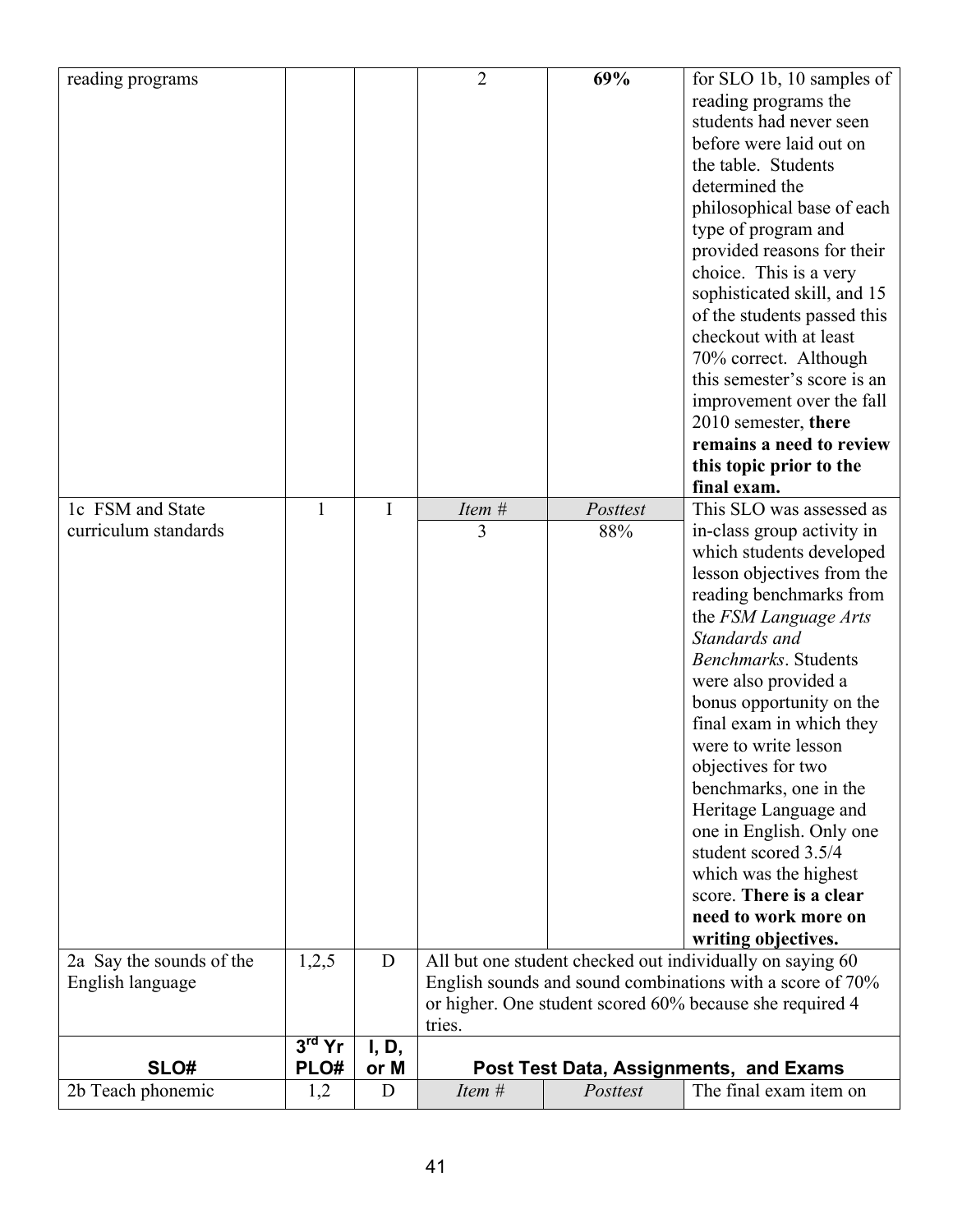| SLO# | 3rd Yr PLO# | I, D, or M | Post Test Data, Assignments, and Exams | | |
|---|---|---|---|---|---|
| reading programs | | | 2 | **69%** | for SLO 1b, 10 samples of reading programs the students had never seen before were laid out on the table. Students determined the philosophical base of each type of program and provided reasons for their choice. This is a very sophisticated skill, and 15 of the students passed this checkout with at least 70% correct. Although this semester's score is an improvement over the fall 2010 semester, **there remains a need to review this topic prior to the final exam.** |
| 1c FSM and State curriculum standards | 1 | I | *Item #* | *Posttest* | This SLO was assessed as in-class group activity in which students developed lesson objectives from the reading benchmarks from the *FSM Language Arts Standards and Benchmarks*. Students were also provided a bonus opportunity on the final exam in which they were to write lesson objectives for two benchmarks, one in the Heritage Language and one in English. Only one student scored 3.5/4 which was the highest score. **There is a clear need to work more on writing objectives.** |
| | | | 3 | 88% | |
| 2a Say the sounds of the English language | 1,2,5 | D | All but one student checked out individually on saying 60 English sounds and sound combinations with a score of 70% or higher. One student scored 60% because she required 4 tries. | | |
| **SLO#** | **3rd Yr PLO#** | **I, D, or M** | **Post Test Data, Assignments, and Exams** | | |
| 2b Teach phonemic | 1,2 | D | *Item #* | *Posttest* | The final exam item on |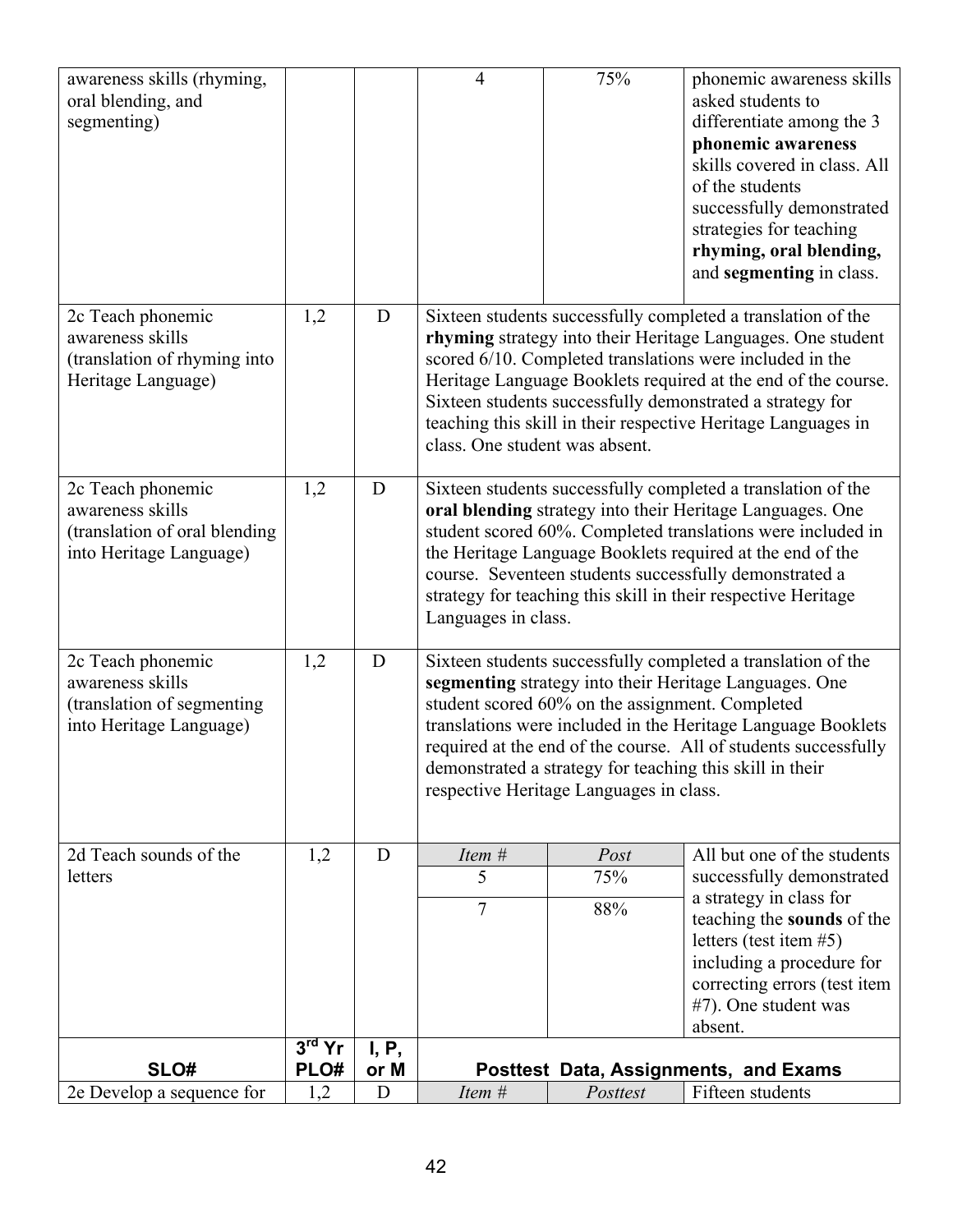| | | | | | |
|---|---|---|---|---|---|
| awareness skills (rhyming, oral blending, and segmenting) | | | 4 | 75% | phonemic awareness skills asked students to differentiate among the 3 **phonemic awareness** skills covered in class. All of the students successfully demonstrated strategies for teaching **rhyming, oral blending,** and **segmenting** in class. |
| 2c Teach phonemic awareness skills (translation of rhyming into Heritage Language) | 1,2 | D | Sixteen students successfully completed a translation of the **rhyming** strategy into their Heritage Languages. One student scored 6/10. Completed translations were included in the Heritage Language Booklets required at the end of the course. Sixteen students successfully demonstrated a strategy for teaching this skill in their respective Heritage Languages in class. One student was absent. | | |
| 2c Teach phonemic awareness skills (translation of oral blending into Heritage Language) | 1,2 | D | Sixteen students successfully completed a translation of the **oral blending** strategy into their Heritage Languages. One student scored 60%. Completed translations were included in the Heritage Language Booklets required at the end of the course. Seventeen students successfully demonstrated a strategy for teaching this skill in their respective Heritage Languages in class. | | |
| 2c Teach phonemic awareness skills (translation of segmenting into Heritage Language) | 1,2 | D | Sixteen students successfully completed a translation of the **segmenting** strategy into their Heritage Languages. One student scored 60% on the assignment. Completed translations were included in the Heritage Language Booklets required at the end of the course. All of students successfully demonstrated a strategy for teaching this skill in their respective Heritage Languages in class. | | |
| 2d Teach sounds of the letters | 1,2 | D | *Item #* | *Post* | All but one of the students successfully demonstrated a strategy in class for teaching the **sounds** of the letters (test item #5) including a procedure for correcting errors (test item #7). One student was absent. |
| | | | 5 | 75% | |
| | | | 7 | 88% | |
| **SLO#** | **3rd Yr PLO#** | **I, P, or M** | **Posttest Data, Assignments, and Exams** | | |
| 2e Develop a sequence for | 1,2 | D | *Item #* | *Posttest* | Fifteen students |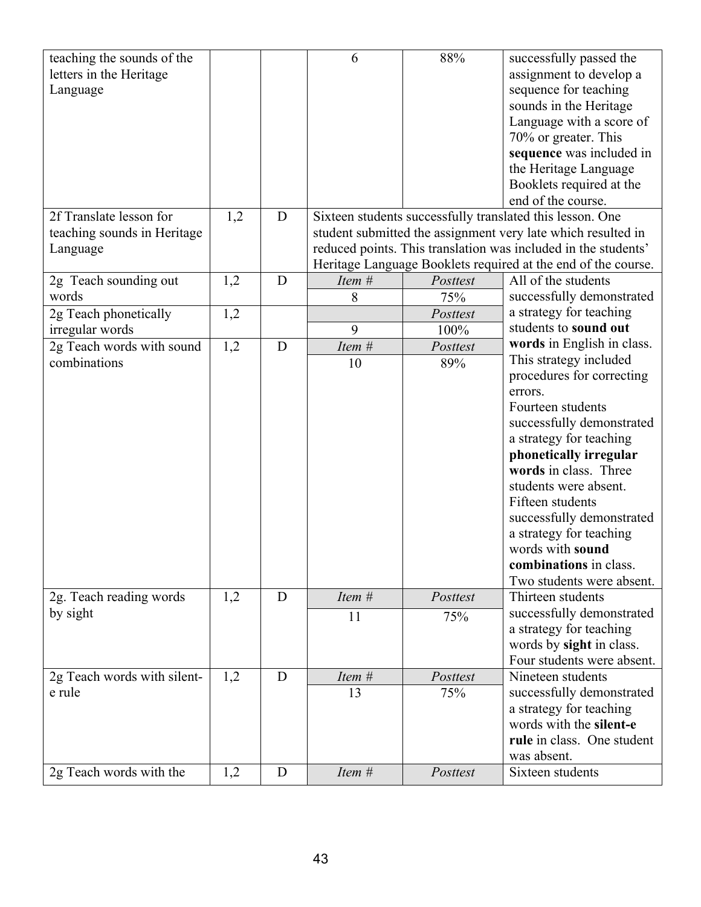| | | | | | |
|---|---|---|---|---|---|
| teaching the sounds of the letters in the Heritage Language | | | 6 | 88% | successfully passed the assignment to develop a sequence for teaching sounds in the Heritage Language with a score of 70% or greater. This **sequence** was included in the Heritage Language Booklets required at the end of the course. |
| 2f Translate lesson for teaching sounds in Heritage Language | 1,2 | D | Sixteen students successfully translated this lesson. One student submitted the assignment very late which resulted in reduced points. This translation was included in the students' Heritage Language Booklets required at the end of the course. | | |
| 2g Teach sounding out words | 1,2 | D | *Item #* | *Posttest* | All of the students successfully demonstrated a strategy for teaching students to **sound out words** in English in class. This strategy included procedures for correcting errors. |
| | | | 8 | 75% | |
| 2g Teach phonetically irregular words | 1,2 | | | *Posttest* | Fourteen students successfully demonstrated a strategy for teaching **phonetically irregular words** in class. Three students were absent. |
| | | | 9 | 100% | |
| 2g Teach words with sound combinations | 1,2 | D | *Item #* | *Posttest* | Fifteen students successfully demonstrated a strategy for teaching words with **sound combinations** in class. Two students were absent. |
| | | | 10 | 89% | |
| 2g. Teach reading words by sight | 1,2 | D | *Item #* | *Posttest* | Thirteen students successfully demonstrated a strategy for teaching words by **sight** in class. Four students were absent. |
| | | | 11 | 75% | |
| 2g Teach words with silent-e rule | 1,2 | D | *Item #* | *Posttest* | Nineteen students successfully demonstrated a strategy for teaching words with the **silent-e rule** in class. One student was absent. |
| | | | 13 | 75% | |
| 2g Teach words with the | 1,2 | D | *Item #* | *Posttest* | Sixteen students |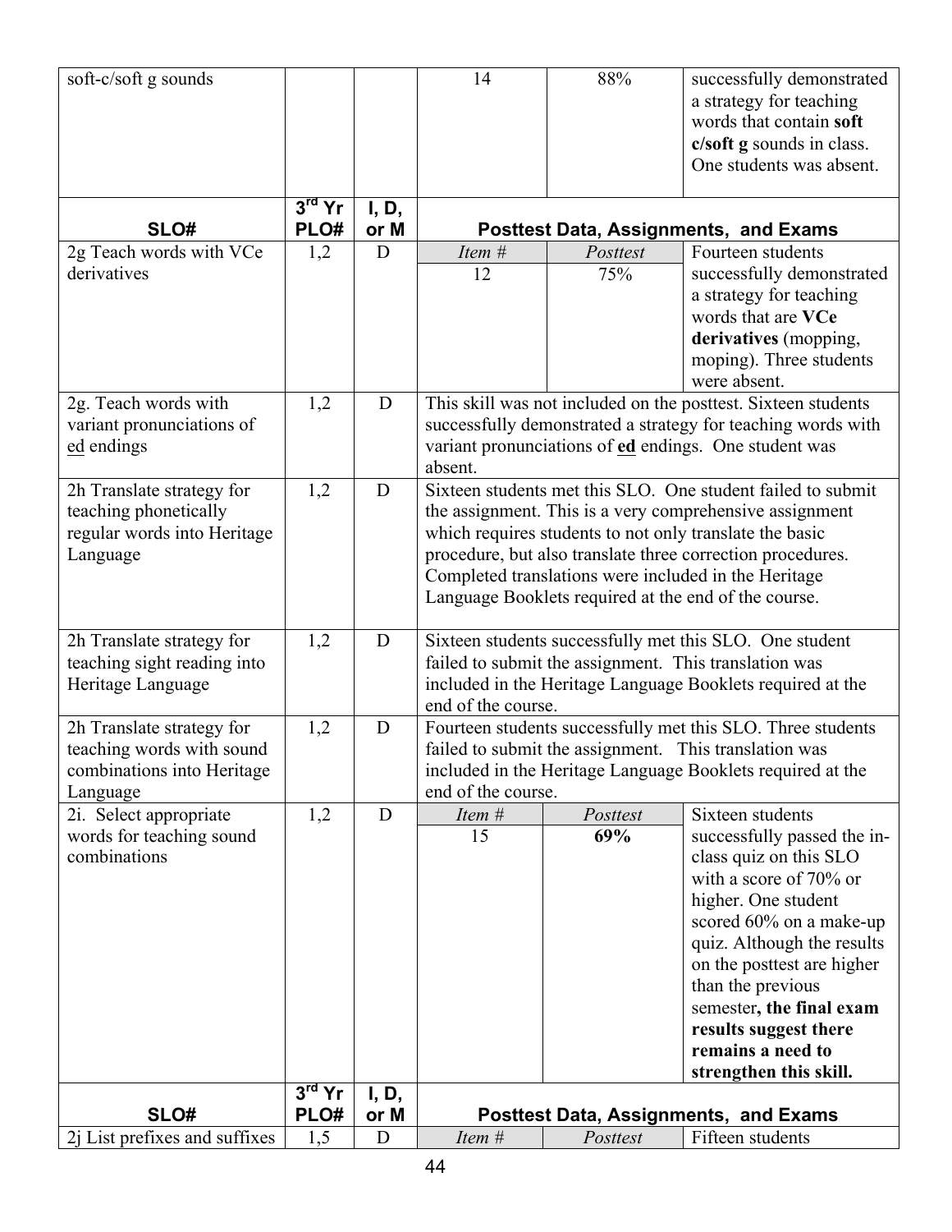| SLO# | 3rd Yr PLO# | I, D, or M | Posttest Data, Assignments, and Exams | | |
|---|---|---|---|---|---|
| soft-c/soft g sounds | | | 14 | 88% | successfully demonstrated a strategy for teaching words that contain **soft c/soft g** sounds in class. One students was absent. |
| **SLO#** | **3rd Yr PLO#** | **I, D, or M** | **Posttest Data, Assignments, and Exams** | | |
| 2g Teach words with VCe derivatives | 1,2 | D | *Item #* | *Posttest* | Fourteen students successfully demonstrated a strategy for teaching words that are **VCe derivatives** (mopping, moping). Three students were absent. |
| | | | 12 | 75% | |
| 2g. Teach words with variant pronunciations of ed endings | 1,2 | D | This skill was not included on the posttest. Sixteen students successfully demonstrated a strategy for teaching words with variant pronunciations of **ed** endings. One student was absent. | | |
| 2h Translate strategy for teaching phonetically regular words into Heritage Language | 1,2 | D | Sixteen students met this SLO. One student failed to submit the assignment. This is a very comprehensive assignment which requires students to not only translate the basic procedure, but also translate three correction procedures. Completed translations were included in the Heritage Language Booklets required at the end of the course. | | |
| 2h Translate strategy for teaching sight reading into Heritage Language | 1,2 | D | Sixteen students successfully met this SLO. One student failed to submit the assignment. This translation was included in the Heritage Language Booklets required at the end of the course. | | |
| 2h Translate strategy for teaching words with sound combinations into Heritage Language | 1,2 | D | Fourteen students successfully met this SLO. Three students failed to submit the assignment. This translation was included in the Heritage Language Booklets required at the end of the course. | | |
| 2i. Select appropriate words for teaching sound combinations | 1,2 | D | *Item #* | *Posttest* | Sixteen students successfully passed the in-class quiz on this SLO with a score of 70% or higher. One student scored 60% on a make-up quiz. Although the results on the posttest are higher than the previous semester**, the final exam results suggest there remains a need to strengthen this skill.** |
| | | | 15 | **69%** | |
| **SLO#** | **3rd Yr PLO#** | **I, D, or M** | **Posttest Data, Assignments, and Exams** | | |
| 2j List prefixes and suffixes | 1,5 | D | *Item #* | *Posttest* | Fifteen students |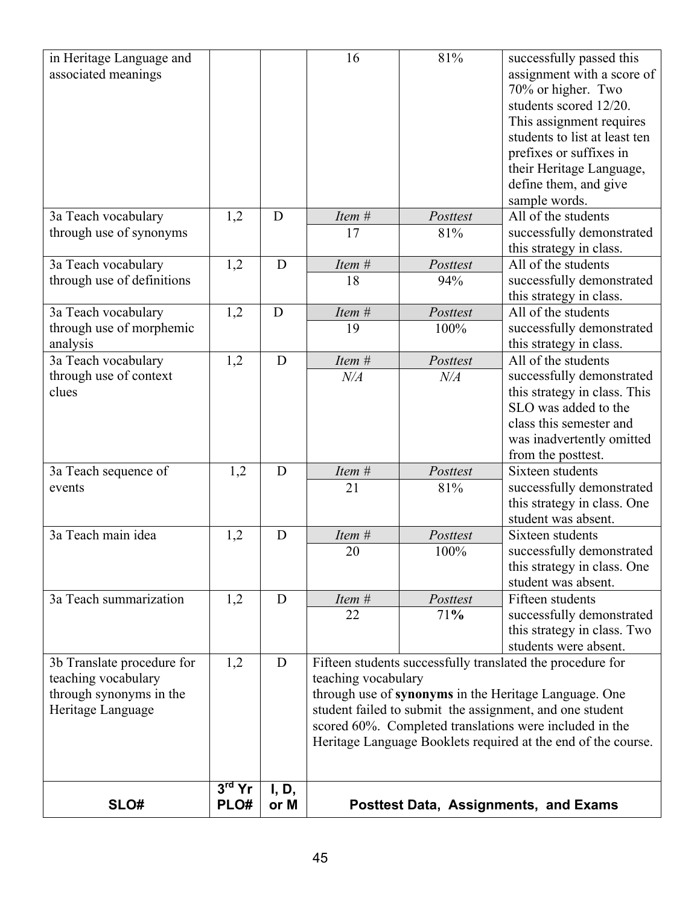| SLO# | 3rd Yr PLO# | I, D, or M | Posttest Data, Assignments, and Exams | | |
|---|---|---|---|---|---|
| in Heritage Language and associated meanings | | | 16 | 81% | successfully passed this assignment with a score of 70% or higher. Two students scored 12/20. This assignment requires students to list at least ten prefixes or suffixes in their Heritage Language, define them, and give sample words. |
| 3a Teach vocabulary through use of synonyms | 1,2 | D | *Item #*<br>17 | *Posttest*<br>81% | All of the students successfully demonstrated this strategy in class. |
| 3a Teach vocabulary through use of definitions | 1,2 | D | *Item #*<br>18 | *Posttest*<br>94% | All of the students successfully demonstrated this strategy in class. |
| 3a Teach vocabulary through use of morphemic analysis | 1,2 | D | *Item #*<br>19 | *Posttest*<br>100% | All of the students successfully demonstrated this strategy in class. |
| 3a Teach vocabulary through use of context clues | 1,2 | D | *Item #*<br>*N/A* | *Posttest*<br>*N/A* | All of the students successfully demonstrated this strategy in class. This SLO was added to the class this semester and was inadvertently omitted from the posttest. |
| 3a Teach sequence of events | 1,2 | D | *Item #*<br>21 | *Posttest*<br>81% | Sixteen students successfully demonstrated this strategy in class. One student was absent. |
| 3a Teach main idea | 1,2 | D | *Item #*<br>20 | *Posttest*<br>100% | Sixteen students successfully demonstrated this strategy in class. One student was absent. |
| 3a Teach summarization | 1,2 | D | *Item #*<br>22 | *Posttest*<br>71**%** | Fifteen students successfully demonstrated this strategy in class. Two students were absent. |
| 3b Translate procedure for teaching vocabulary through synonyms in the Heritage Language | 1,2 | D | Fifteen students successfully translated the procedure for teaching vocabulary through use of **synonyms** in the Heritage Language. One student failed to submit the assignment, and one student scored 60%. Completed translations were included in the Heritage Language Booklets required at the end of the course. | | |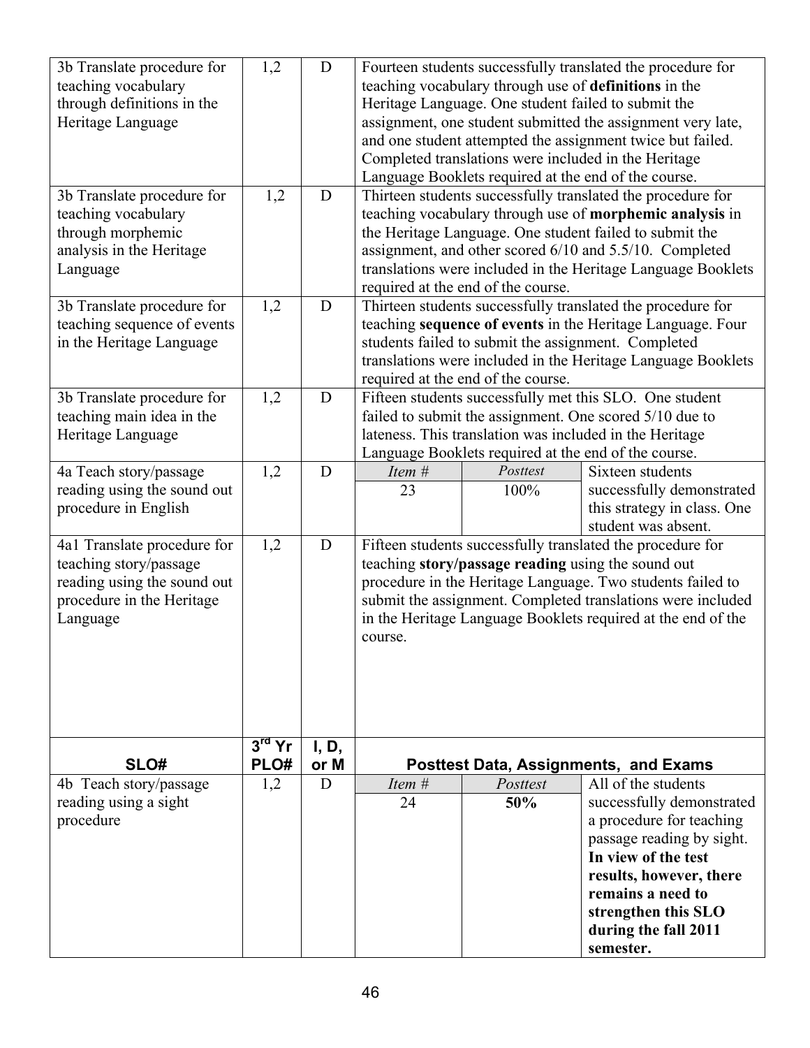| SLO# | 3rd Yr PLO# | I, D, or M | Posttest Data, Assignments, and Exams |
|---|---|---|---|
| 3b Translate procedure for teaching vocabulary through definitions in the Heritage Language | 1,2 | D | Fourteen students successfully translated the procedure for teaching vocabulary through use of **definitions** in the Heritage Language. One student failed to submit the assignment, one student submitted the assignment very late, and one student attempted the assignment twice but failed. Completed translations were included in the Heritage Language Booklets required at the end of the course. |
| 3b Translate procedure for teaching vocabulary through morphemic analysis in the Heritage Language | 1,2 | D | Thirteen students successfully translated the procedure for teaching vocabulary through use of **morphemic analysis** in the Heritage Language. One student failed to submit the assignment, and other scored 6/10 and 5.5/10. Completed translations were included in the Heritage Language Booklets required at the end of the course. |
| 3b Translate procedure for teaching sequence of events in the Heritage Language | 1,2 | D | Thirteen students successfully translated the procedure for teaching **sequence of events** in the Heritage Language. Four students failed to submit the assignment. Completed translations were included in the Heritage Language Booklets required at the end of the course. |
| 3b Translate procedure for teaching main idea in the Heritage Language | 1,2 | D | Fifteen students successfully met this SLO. One student failed to submit the assignment. One scored 5/10 due to lateness. This translation was included in the Heritage Language Booklets required at the end of the course. |
| 4a Teach story/passage reading using the sound out procedure in English | 1,2 | D | *Item #* 23 — *Posttest* 100% — Sixteen students successfully demonstrated this strategy in class. One student was absent. |
| 4a1 Translate procedure for teaching story/passage reading using the sound out procedure in the Heritage Language | 1,2 | D | Fifteen students successfully translated the procedure for teaching **story/passage reading** using the sound out procedure in the Heritage Language. Two students failed to submit the assignment. Completed translations were included in the Heritage Language Booklets required at the end of the course. |
| **SLO#** | **3rd Yr PLO#** | **I, D, or M** | **Posttest Data, Assignments, and Exams** |
| 4b Teach story/passage reading using a sight procedure | 1,2 | D | *Item #* 24 — *Posttest* **50%** — All of the students successfully demonstrated a procedure for teaching passage reading by sight. **In view of the test results, however, there remains a need to strengthen this SLO during the fall 2011 semester.** |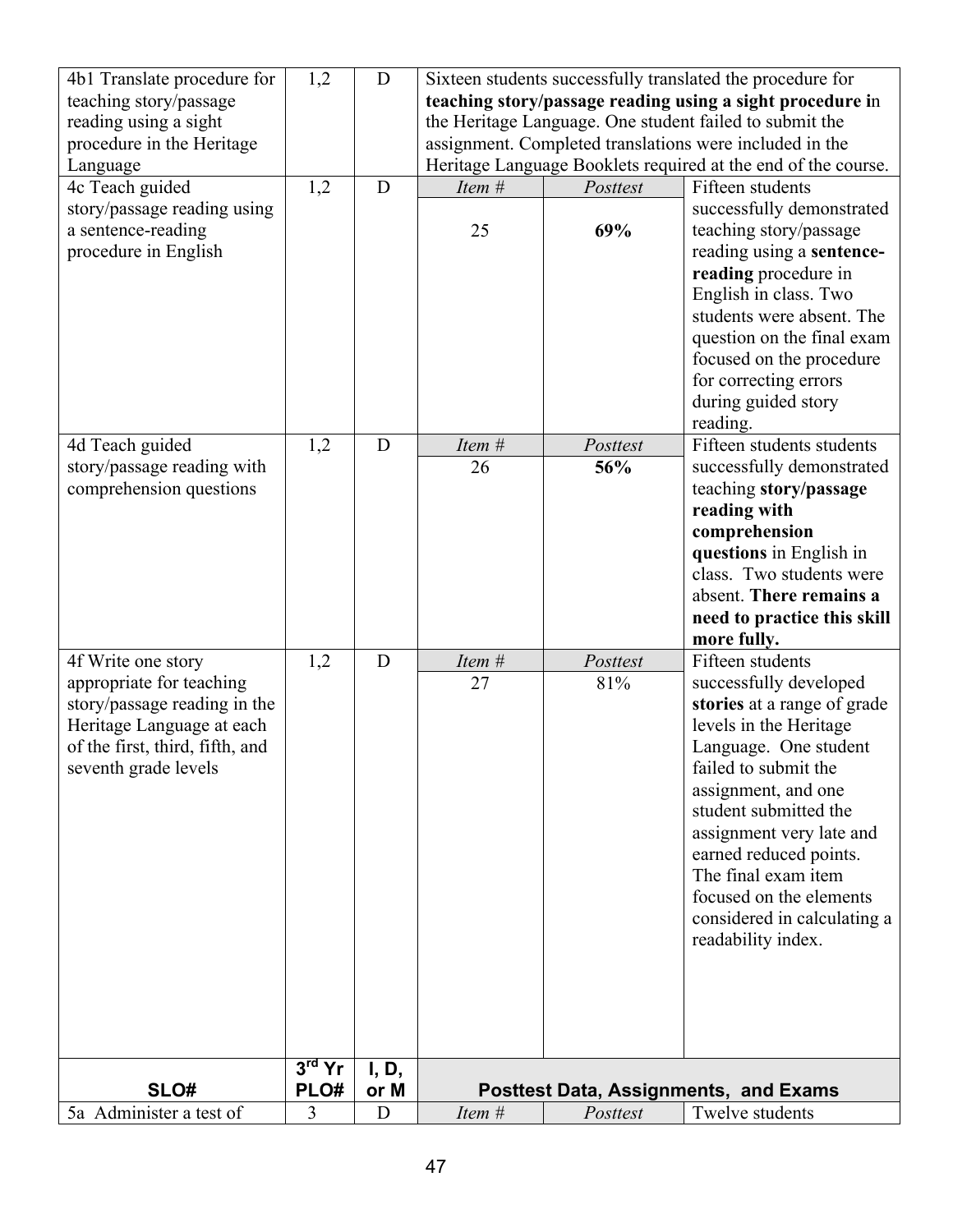| SLO# | 3rd Yr PLO# | I, D, or M | Item # | Posttest | Posttest Data, Assignments, and Exams |
|---|---|---|---|---|---|
| 4b1 Translate procedure for teaching story/passage reading using a sight procedure in the Heritage Language | 1,2 | D | Sixteen students successfully translated the procedure for **teaching story/passage reading using a sight procedure i**n the Heritage Language. One student failed to submit the assignment. Completed translations were included in the Heritage Language Booklets required at the end of the course. | | |
| 4c Teach guided story/passage reading using a sentence-reading procedure in English | 1,2 | D | 25 | **69%** | Fifteen students successfully demonstrated teaching story/passage reading using a **sentence-reading** procedure in English in class. Two students were absent. The question on the final exam focused on the procedure for correcting errors during guided story reading. |
| 4d Teach guided story/passage reading with comprehension questions | 1,2 | D | 26 | **56%** | Fifteen students students successfully demonstrated teaching **story/passage reading with comprehension questions** in English in class. Two students were absent. **There remains a need to practice this skill more fully.** |
| 4f Write one story appropriate for teaching story/passage reading in the Heritage Language at each of the first, third, fifth, and seventh grade levels | 1,2 | D | 27 | 81% | Fifteen students successfully developed **stories** at a range of grade levels in the Heritage Language. One student failed to submit the assignment, and one student submitted the assignment very late and earned reduced points. The final exam item focused on the elements considered in calculating a readability index. |
| **SLO#** | **3rd Yr PLO#** | **I, D, or M** | **Posttest Data, Assignments, and Exams** | | |
| 5a Administer a test of | 3 | D | *Item #* | *Posttest* | Twelve students |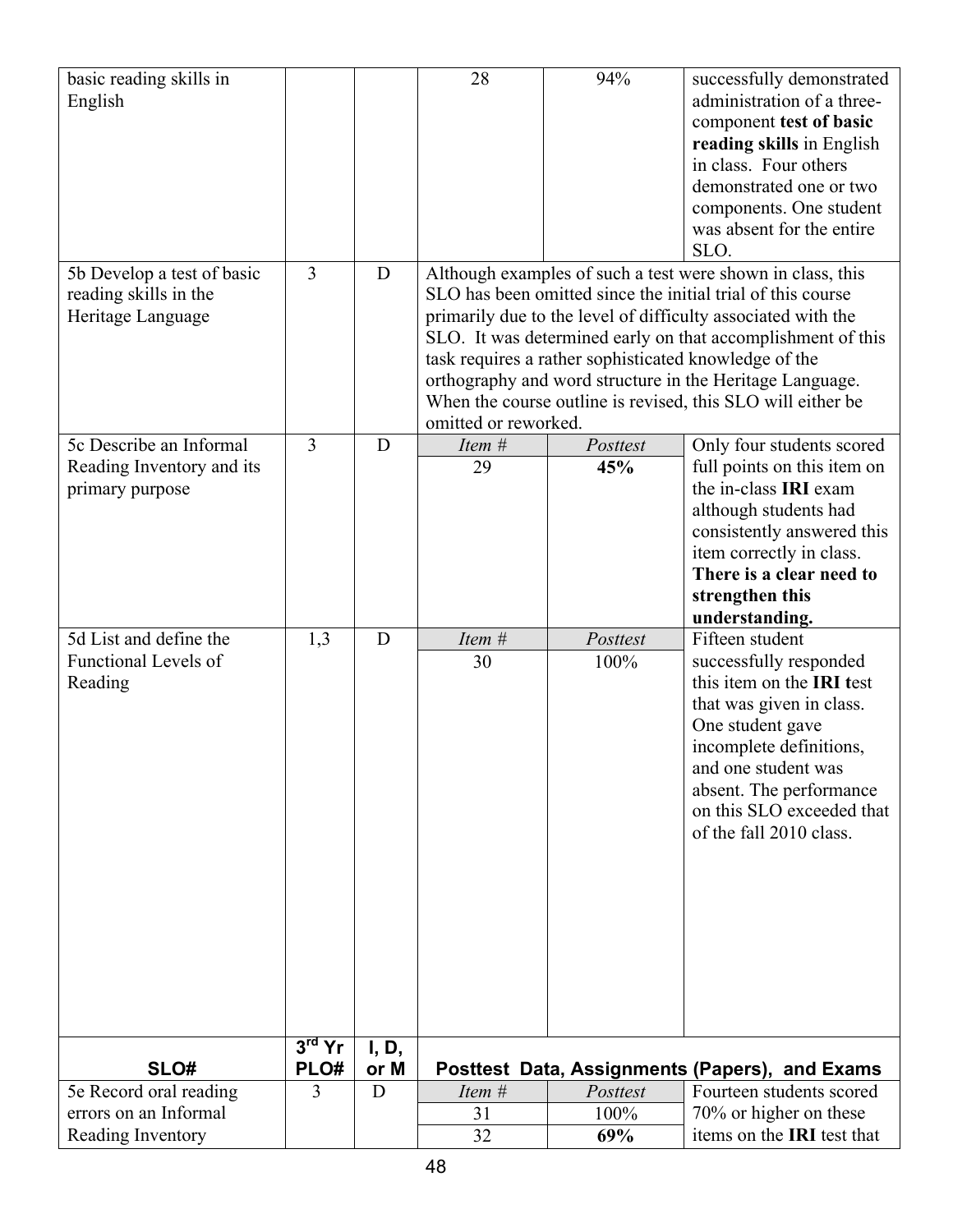| SLO# | 3rd Yr PLO# | I, D, or M | Posttest Data, Assignments (Papers), and Exams | | |
|---|---|---|---|---|---|
| basic reading skills in English | | | 28 | 94% | successfully demonstrated administration of a three-component **test of basic reading skills** in English in class. Four others demonstrated one or two components. One student was absent for the entire SLO. |
| 5b Develop a test of basic reading skills in the Heritage Language | 3 | D | Although examples of such a test were shown in class, this SLO has been omitted since the initial trial of this course primarily due to the level of difficulty associated with the SLO. It was determined early on that accomplishment of this task requires a rather sophisticated knowledge of the orthography and word structure in the Heritage Language. When the course outline is revised, this SLO will either be omitted or reworked. | | |
| 5c Describe an Informal Reading Inventory and its primary purpose | 3 | D | *Item #* | *Posttest* | Only four students scored full points on this item on the in-class **IRI** exam although students had consistently answered this item correctly in class. **There is a clear need to strengthen this understanding.** |
| | | | 29 | **45%** | |
| 5d List and define the Functional Levels of Reading | 1,3 | D | *Item #* | *Posttest* | Fifteen student successfully responded this item on the **IRI t**est that was given in class. One student gave incomplete definitions, and one student was absent. The performance on this SLO exceeded that of the fall 2010 class. |
| | | | 30 | 100% | |
| **SLO#** | **3rd Yr PLO#** | **I, D, or M** | **Posttest Data, Assignments (Papers), and Exams** | | |
| 5e Record oral reading errors on an Informal Reading Inventory | 3 | D | *Item #* | *Posttest* | Fourteen students scored 70% or higher on these items on the **IRI** test that |
| | | | 31 | 100% | |
| | | | 32 | **69%** | |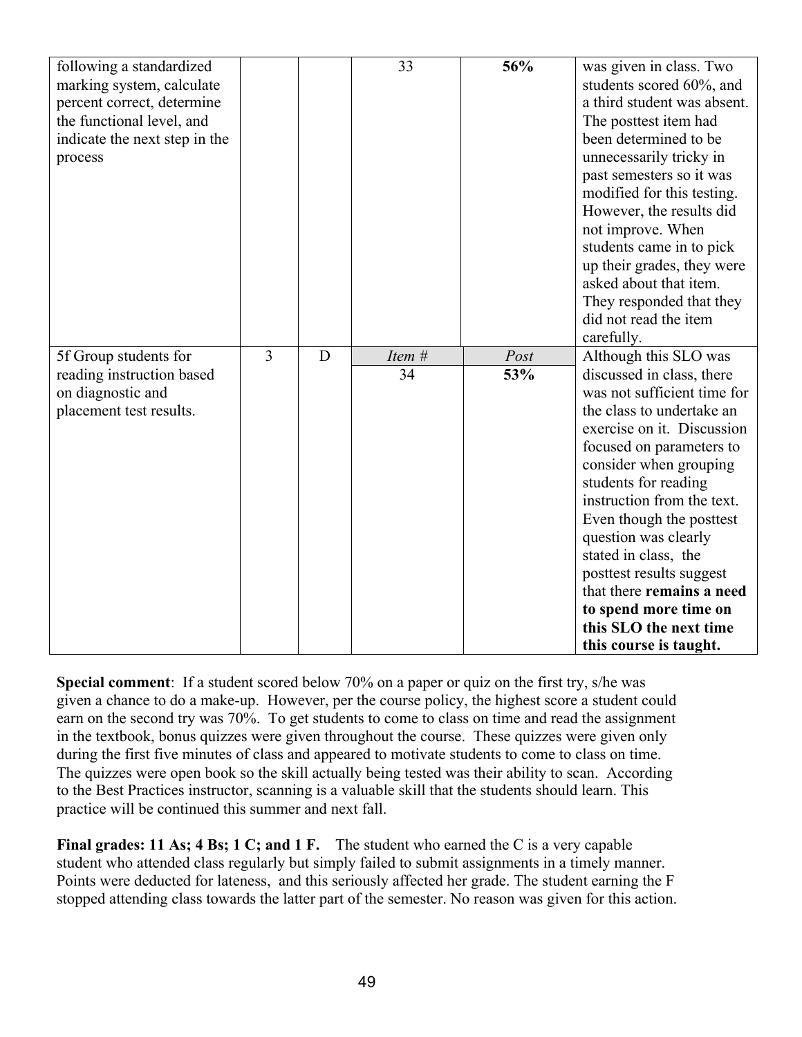| | | | | | |
|---|---|---|---|---|---|
| following a standardized marking system, calculate percent correct, determine the functional level, and indicate the next step in the process | | | 33 | **56%** | was given in class. Two students scored 60%, and a third student was absent. The posttest item had been determined to be unnecessarily tricky in past semesters so it was modified for this testing. However, the results did not improve. When students came in to pick up their grades, they were asked about that item. They responded that they did not read the item carefully. |
| 5f Group students for reading instruction based on diagnostic and placement test results. | 3 | D | *Item #* | *Post* | Although this SLO was discussed in class, there was not sufficient time for the class to undertake an exercise on it. Discussion focused on parameters to consider when grouping students for reading instruction from the text. Even though the posttest question was clearly stated in class, the posttest results suggest that there **remains a need to spend more time on this SLO the next time this course is taught.** |
| | | | 34 | **53%** | |

**Special comment**: If a student scored below 70% on a paper or quiz on the first try, s/he was given a chance to do a make-up. However, per the course policy, the highest score a student could earn on the second try was 70%. To get students to come to class on time and read the assignment in the textbook, bonus quizzes were given throughout the course. These quizzes were given only during the first five minutes of class and appeared to motivate students to come to class on time. The quizzes were open book so the skill actually being tested was their ability to scan. According to the Best Practices instructor, scanning is a valuable skill that the students should learn. This practice will be continued this summer and next fall.

**Final grades: 11 As; 4 Bs; 1 C; and 1 F.** The student who earned the C is a very capable student who attended class regularly but simply failed to submit assignments in a timely manner. Points were deducted for lateness, and this seriously affected her grade. The student earning the F stopped attending class towards the latter part of the semester. No reason was given for this action.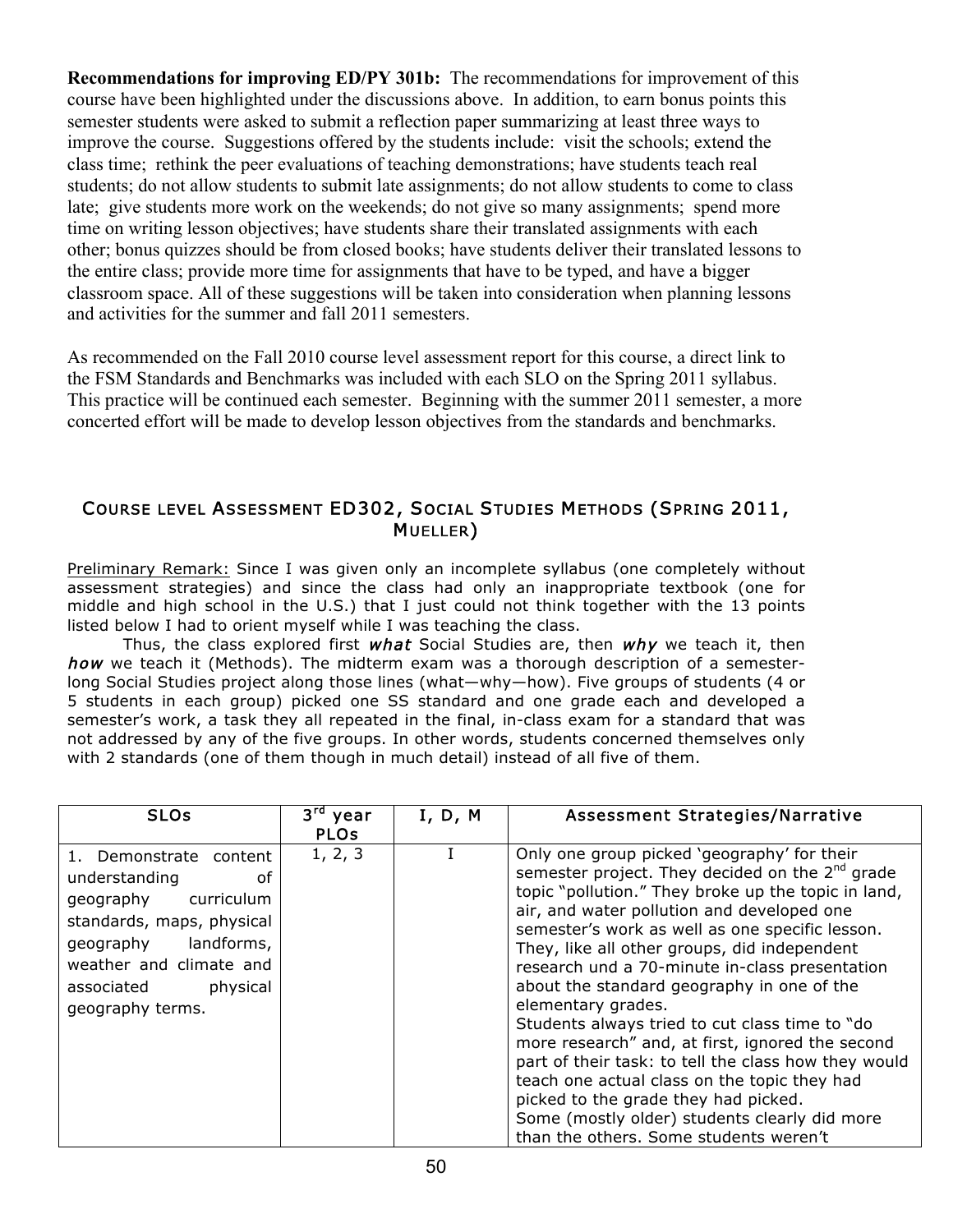**Recommendations for improving ED/PY 301b:** The recommendations for improvement of this course have been highlighted under the discussions above. In addition, to earn bonus points this semester students were asked to submit a reflection paper summarizing at least three ways to improve the course. Suggestions offered by the students include: visit the schools; extend the class time; rethink the peer evaluations of teaching demonstrations; have students teach real students; do not allow students to submit late assignments; do not allow students to come to class late; give students more work on the weekends; do not give so many assignments; spend more time on writing lesson objectives; have students share their translated assignments with each other; bonus quizzes should be from closed books; have students deliver their translated lessons to the entire class; provide more time for assignments that have to be typed, and have a bigger classroom space. All of these suggestions will be taken into consideration when planning lessons and activities for the summer and fall 2011 semesters.

As recommended on the Fall 2010 course level assessment report for this course, a direct link to the FSM Standards and Benchmarks was included with each SLO on the Spring 2011 syllabus. This practice will be continued each semester. Beginning with the summer 2011 semester, a more concerted effort will be made to develop lesson objectives from the standards and benchmarks.

## Course level Assessment ED302, Social Studies Methods (Spring 2011, Mueller)

Preliminary Remark: Since I was given only an incomplete syllabus (one completely without assessment strategies) and since the class had only an inappropriate textbook (one for middle and high school in the U.S.) that I just could not think together with the 13 points listed below I had to orient myself while I was teaching the class.

Thus, the class explored first ***what*** Social Studies are, then ***why*** we teach it, then ***how*** we teach it (Methods). The midterm exam was a thorough description of a semester-long Social Studies project along those lines (what—why—how). Five groups of students (4 or 5 students in each group) picked one SS standard and one grade each and developed a semester's work, a task they all repeated in the final, in-class exam for a standard that was not addressed by any of the five groups. In other words, students concerned themselves only with 2 standards (one of them though in much detail) instead of all five of them.

| SLOs | 3rd year PLOs | I, D, M | Assessment Strategies/Narrative |
|---|---|---|---|
| 1. Demonstrate content understanding of geography curriculum standards, maps, physical geography landforms, weather and climate and associated physical geography terms. | 1, 2, 3 | I | Only one group picked 'geography' for their semester project. They decided on the 2nd grade topic "pollution." They broke up the topic in land, air, and water pollution and developed one semester's work as well as one specific lesson. They, like all other groups, did independent research und a 70-minute in-class presentation about the standard geography in one of the elementary grades.<br>Students always tried to cut class time to "do more research" and, at first, ignored the second part of their task: to tell the class how they would teach one actual class on the topic they had picked to the grade they had picked.<br>Some (mostly older) students clearly did more than the others. Some students weren't |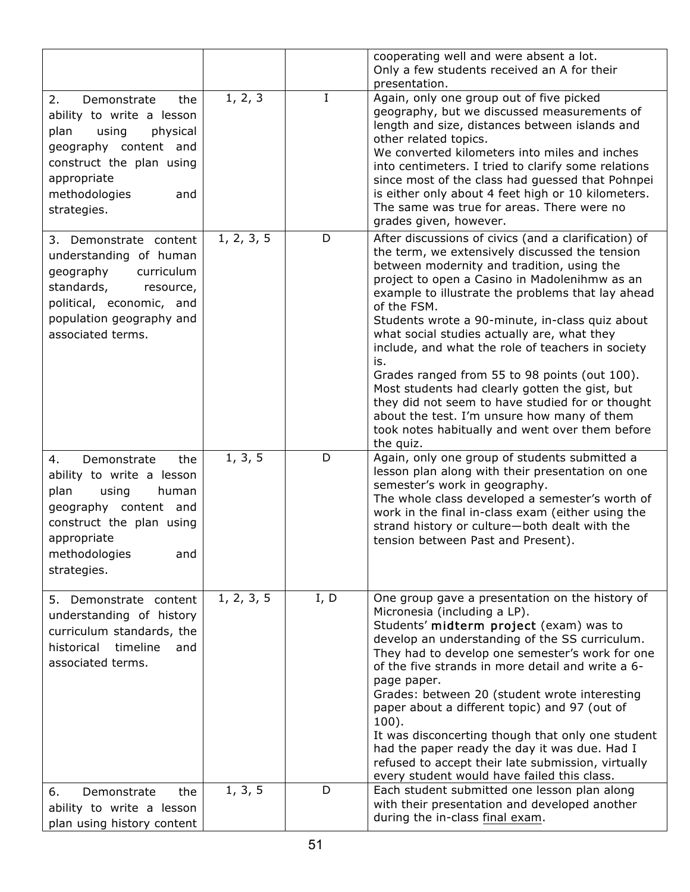| | | | |
|---|---|---|---|
| | | | cooperating well and were absent a lot.<br>Only a few students received an A for their presentation. |
| 2. Demonstrate the ability to write a lesson plan using physical geography content and construct the plan using appropriate methodologies and strategies. | 1, 2, 3 | I | Again, only one group out of five picked geography, but we discussed measurements of length and size, distances between islands and other related topics.<br>We converted kilometers into miles and inches into centimeters. I tried to clarify some relations since most of the class had guessed that Pohnpei is either only about 4 feet high or 10 kilometers. The same was true for areas. There were no grades given, however. |
| 3. Demonstrate content understanding of human geography curriculum standards, resource, political, economic, and population geography and associated terms. | 1, 2, 3, 5 | D | After discussions of civics (and a clarification) of the term, we extensively discussed the tension between modernity and tradition, using the project to open a Casino in Madolenihmw as an example to illustrate the problems that lay ahead of the FSM.<br>Students wrote a 90-minute, in-class quiz about what social studies actually are, what they include, and what the role of teachers in society is.<br>Grades ranged from 55 to 98 points (out 100). Most students had clearly gotten the gist, but they did not seem to have studied for or thought about the test. I'm unsure how many of them took notes habitually and went over them before the quiz. |
| 4. Demonstrate the ability to write a lesson plan using human geography content and construct the plan using appropriate methodologies and strategies. | 1, 3, 5 | D | Again, only one group of students submitted a lesson plan along with their presentation on one semester's work in geography.<br>The whole class developed a semester's worth of work in the final in-class exam (either using the strand history or culture—both dealt with the tension between Past and Present). |
| 5. Demonstrate content understanding of history curriculum standards, the historical timeline and associated terms. | 1, 2, 3, 5 | I, D | One group gave a presentation on the history of Micronesia (including a LP).<br>Students' **midterm project** (exam) was to develop an understanding of the SS curriculum. They had to develop one semester's work for one of the five strands in more detail and write a 6-page paper.<br>Grades: between 20 (student wrote interesting paper about a different topic) and 97 (out of 100).<br>It was disconcerting though that only one student had the paper ready the day it was due. Had I refused to accept their late submission, virtually every student would have failed this class. |
| 6. Demonstrate the ability to write a lesson plan using history content | 1, 3, 5 | D | Each student submitted one lesson plan along with their presentation and developed another during the in-class final exam. |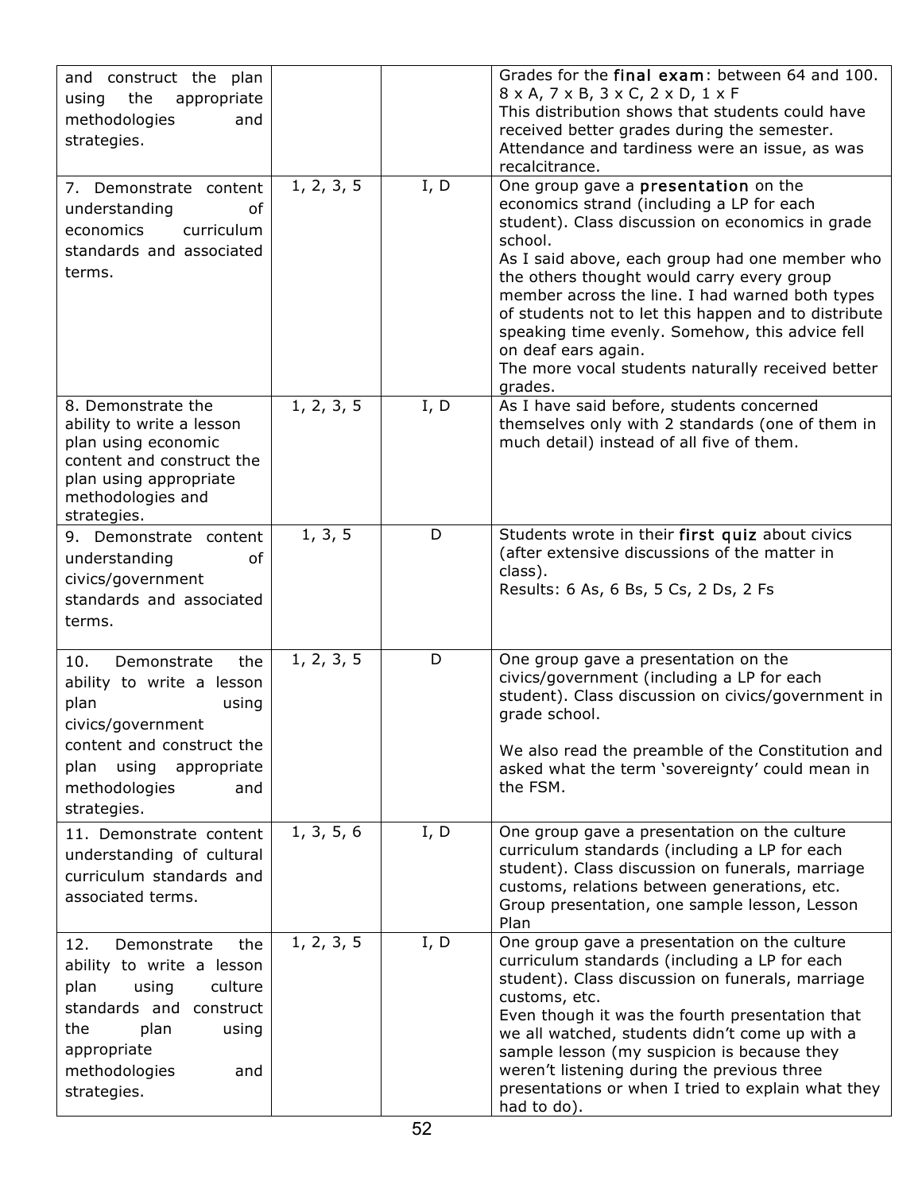| | | | |
|---|---|---|---|
| and construct the plan using the appropriate methodologies and strategies. | | | Grades for the **final exam**: between 64 and 100. 8 x A, 7 x B, 3 x C, 2 x D, 1 x F<br>This distribution shows that students could have received better grades during the semester. Attendance and tardiness were an issue, as was recalcitrance. |
| 7. Demonstrate content understanding of economics curriculum standards and associated terms. | 1, 2, 3, 5 | I, D | One group gave a **presentation** on the economics strand (including a LP for each student). Class discussion on economics in grade school.<br>As I said above, each group had one member who the others thought would carry every group member across the line. I had warned both types of students not to let this happen and to distribute speaking time evenly. Somehow, this advice fell on deaf ears again.<br>The more vocal students naturally received better grades. |
| 8. Demonstrate the ability to write a lesson plan using economic content and construct the plan using appropriate methodologies and strategies. | 1, 2, 3, 5 | I, D | As I have said before, students concerned themselves only with 2 standards (one of them in much detail) instead of all five of them. |
| 9. Demonstrate content understanding of civics/government standards and associated terms. | 1, 3, 5 | D | Students wrote in their **first quiz** about civics (after extensive discussions of the matter in class).<br>Results: 6 As, 6 Bs, 5 Cs, 2 Ds, 2 Fs |
| 10. Demonstrate the ability to write a lesson plan using civics/government content and construct the plan using appropriate methodologies and strategies. | 1, 2, 3, 5 | D | One group gave a presentation on the civics/government (including a LP for each student). Class discussion on civics/government in grade school.<br><br>We also read the preamble of the Constitution and asked what the term 'sovereignty' could mean in the FSM. |
| 11. Demonstrate content understanding of cultural curriculum standards and associated terms. | 1, 3, 5, 6 | I, D | One group gave a presentation on the culture curriculum standards (including a LP for each student). Class discussion on funerals, marriage customs, relations between generations, etc.<br>Group presentation, one sample lesson, Lesson Plan |
| 12. Demonstrate the ability to write a lesson plan using culture standards and construct the plan using appropriate methodologies and strategies. | 1, 2, 3, 5 | I, D | One group gave a presentation on the culture curriculum standards (including a LP for each student). Class discussion on funerals, marriage customs, etc.<br>Even though it was the fourth presentation that we all watched, students didn't come up with a sample lesson (my suspicion is because they weren't listening during the previous three presentations or when I tried to explain what they had to do). |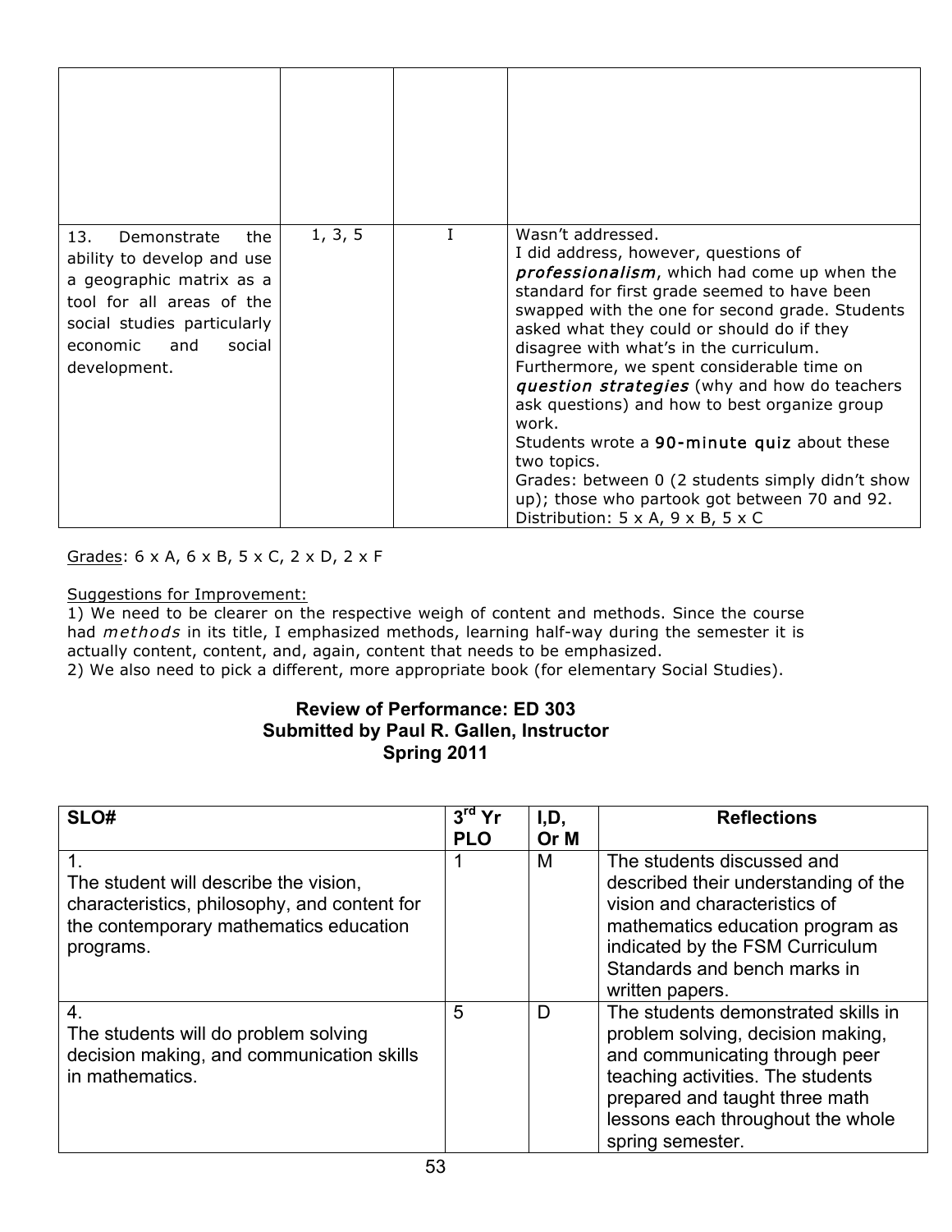| | | | |
|---|---|---|---|
| | | | |
| 13. Demonstrate the ability to develop and use a geographic matrix as a tool for all areas of the social studies particularly economic and social development. | 1, 3, 5 | I | Wasn't addressed.<br>I did address, however, questions of ***professionalism***, which had come up when the standard for first grade seemed to have been swapped with the one for second grade. Students asked what they could or should do if they disagree with what's in the curriculum.<br>Furthermore, we spent considerable time on ***question strategies*** (why and how do teachers ask questions) and how to best organize group work.<br>Students wrote a **90-minute quiz** about these two topics.<br>Grades: between 0 (2 students simply didn't show up); those who partook got between 70 and 92.<br>Distribution: 5 x A, 9 x B, 5 x C |

Grades: 6 x A, 6 x B, 5 x C, 2 x D, 2 x F

Suggestions for Improvement:

1) We need to be clearer on the respective weigh of content and methods. Since the course had *methods* in its title, I emphasized methods, learning half-way during the semester it is actually content, content, and, again, content that needs to be emphasized.
2) We also need to pick a different, more appropriate book (for elementary Social Studies).

## Review of Performance: ED 303
## Submitted by Paul R. Gallen, Instructor
## Spring 2011

| SLO# | 3rd Yr PLO | I,D, Or M | Reflections |
|---|---|---|---|
| 1.<br>The student will describe the vision, characteristics, philosophy, and content for the contemporary mathematics education programs. | 1 | M | The students discussed and described their understanding of the vision and characteristics of mathematics education program as indicated by the FSM Curriculum Standards and bench marks in written papers. |
| 4.<br>The students will do problem solving decision making, and communication skills in mathematics. | 5 | D | The students demonstrated skills in problem solving, decision making, and communicating through peer teaching activities. The students prepared and taught three math lessons each throughout the whole spring semester. |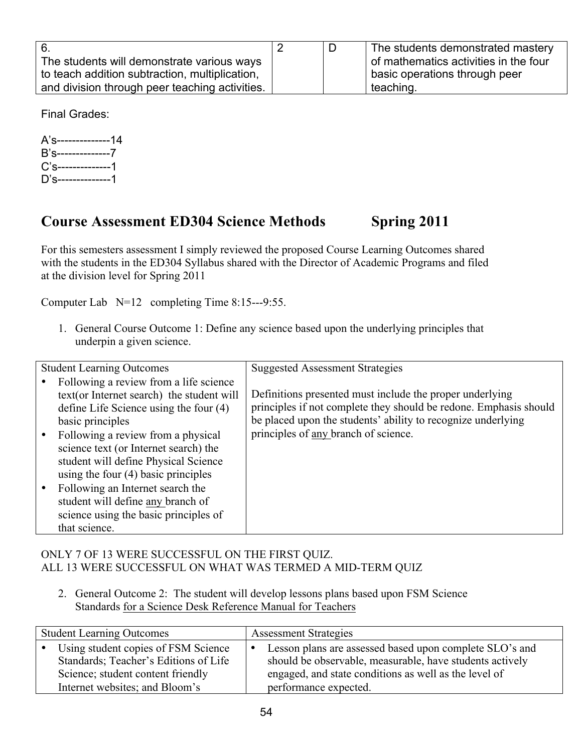| 6. The students will demonstrate various ways to teach addition subtraction, multiplication, and division through peer teaching activities. | 2 | D | The students demonstrated mastery of mathematics activities in the four basic operations through peer teaching. |
|---|---|---|---|

Final Grades:

A's--------------14
B's--------------7
C's--------------1
D's--------------1

## Course Assessment ED304 Science Methods Spring 2011

For this semesters assessment I simply reviewed the proposed Course Learning Outcomes shared with the students in the ED304 Syllabus shared with the Director of Academic Programs and filed at the division level for Spring 2011

Computer Lab N=12 completing Time 8:15---9:55.

1. General Course Outcome 1: Define any science based upon the underlying principles that underpin a given science.

| Student Learning Outcomes | Suggested Assessment Strategies |
|---|---|
| • Following a review from a life science text(or Internet search) the student will define Life Science using the four (4) basic principles<br>• Following a review from a physical science text (or Internet search) the student will define Physical Science using the four (4) basic principles<br>• Following an Internet search the student will define any branch of science using the basic principles of that science. | Definitions presented must include the proper underlying principles if not complete they should be redone. Emphasis should be placed upon the students' ability to recognize underlying principles of any branch of science. |

ONLY 7 OF 13 WERE SUCCESSFUL ON THE FIRST QUIZ.
ALL 13 WERE SUCCESSFUL ON WHAT WAS TERMED A MID-TERM QUIZ

2. General Outcome 2: The student will develop lessons plans based upon FSM Science Standards for a Science Desk Reference Manual for Teachers

| Student Learning Outcomes | Assessment Strategies |
|---|---|
| • Using student copies of FSM Science Standards; Teacher's Editions of Life Science; student content friendly Internet websites; and Bloom's | • Lesson plans are assessed based upon complete SLO's and should be observable, measurable, have students actively engaged, and state conditions as well as the level of performance expected. |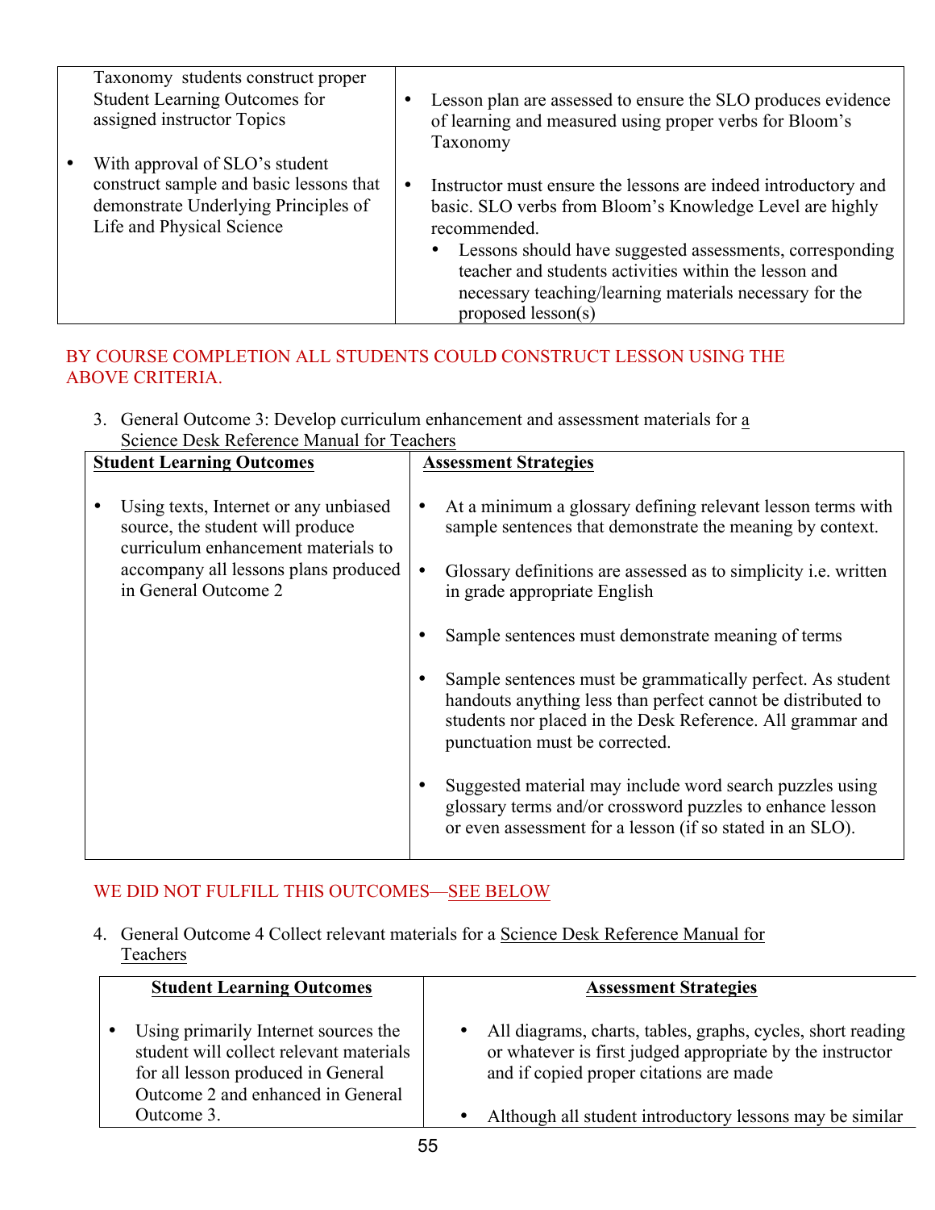| | |
|---|---|
| Taxonomy students construct proper Student Learning Outcomes for assigned instructor Topics<br><br>• With approval of SLO's student construct sample and basic lessons that demonstrate Underlying Principles of Life and Physical Science | • Lesson plan are assessed to ensure the SLO produces evidence of learning and measured using proper verbs for Bloom's Taxonomy<br><br>• Instructor must ensure the lessons are indeed introductory and basic. SLO verbs from Bloom's Knowledge Level are highly recommended.<br>  • Lessons should have suggested assessments, corresponding teacher and students activities within the lesson and necessary teaching/learning materials necessary for the proposed lesson(s) |

BY COURSE COMPLETION ALL STUDENTS COULD CONSTRUCT LESSON USING THE ABOVE CRITERIA.

3. General Outcome 3: Develop curriculum enhancement and assessment materials for a Science Desk Reference Manual for Teachers

| **Student Learning Outcomes** | **Assessment Strategies** |
|---|---|
| • Using texts, Internet or any unbiased source, the student will produce curriculum enhancement materials to accompany all lessons plans produced in General Outcome 2 | • At a minimum a glossary defining relevant lesson terms with sample sentences that demonstrate the meaning by context.<br><br>• Glossary definitions are assessed as to simplicity i.e. written in grade appropriate English<br><br>• Sample sentences must demonstrate meaning of terms<br><br>• Sample sentences must be grammatically perfect. As student handouts anything less than perfect cannot be distributed to students nor placed in the Desk Reference. All grammar and punctuation must be corrected.<br><br>• Suggested material may include word search puzzles using glossary terms and/or crossword puzzles to enhance lesson or even assessment for a lesson (if so stated in an SLO). |

WE DID NOT FULFILL THIS OUTCOMES—SEE BELOW

4. General Outcome 4 Collect relevant materials for a Science Desk Reference Manual for Teachers

| **Student Learning Outcomes** | **Assessment Strategies** |
|---|---|
| • Using primarily Internet sources the student will collect relevant materials for all lesson produced in General Outcome 2 and enhanced in General Outcome 3. | • All diagrams, charts, tables, graphs, cycles, short reading or whatever is first judged appropriate by the instructor and if copied proper citations are made<br><br>• Although all student introductory lessons may be similar |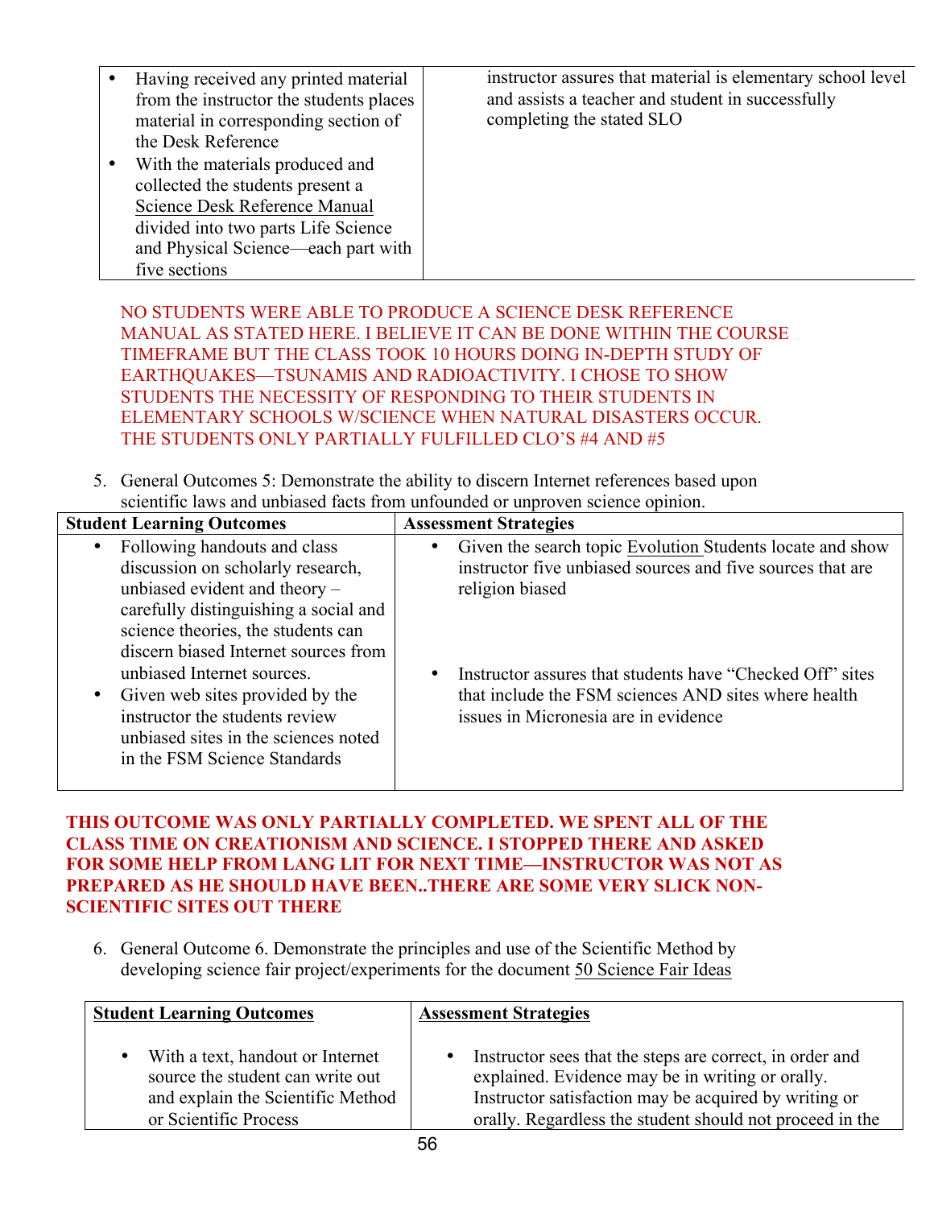| | |
|---|---|
| • Having received any printed material from the instructor the students places material in corresponding section of the Desk Reference<br>• With the materials produced and collected the students present a <u>Science Desk Reference Manual</u> divided into two parts Life Science and Physical Science—each part with five sections | instructor assures that material is elementary school level and assists a teacher and student in successfully completing the stated SLO |

NO STUDENTS WERE ABLE TO PRODUCE A SCIENCE DESK REFERENCE MANUAL AS STATED HERE. I BELIEVE IT CAN BE DONE WITHIN THE COURSE TIMEFRAME BUT THE CLASS TOOK 10 HOURS DOING IN-DEPTH STUDY OF EARTHQUAKES—TSUNAMIS AND RADIOACTIVITY. I CHOSE TO SHOW STUDENTS THE NECESSITY OF RESPONDING TO THEIR STUDENTS IN ELEMENTARY SCHOOLS W/SCIENCE WHEN NATURAL DISASTERS OCCUR. THE STUDENTS ONLY PARTIALLY FULFILLED CLO'S #4 AND #5

5. General Outcomes 5: Demonstrate the ability to discern Internet references based upon scientific laws and unbiased facts from unfounded or unproven science opinion.

| Student Learning Outcomes | Assessment Strategies |
|---|---|
| • Following handouts and class discussion on scholarly research, unbiased evident and theory – carefully distinguishing a social and science theories, the students can discern biased Internet sources from unbiased Internet sources.<br>• Given web sites provided by the instructor the students review unbiased sites in the sciences noted in the FSM Science Standards | • Given the search topic <u>Evolution</u> Students locate and show instructor five unbiased sources and five sources that are religion biased<br>• Instructor assures that students have "Checked Off" sites that include the FSM sciences AND sites where health issues in Micronesia are in evidence |

**THIS OUTCOME WAS ONLY PARTIALLY COMPLETED. WE SPENT ALL OF THE CLASS TIME ON CREATIONISM AND SCIENCE. I STOPPED THERE AND ASKED FOR SOME HELP FROM LANG LIT FOR NEXT TIME—INSTRUCTOR WAS NOT AS PREPARED AS HE SHOULD HAVE BEEN..THERE ARE SOME VERY SLICK NON-SCIENTIFIC SITES OUT THERE**

6. General Outcome 6. Demonstrate the principles and use of the Scientific Method by developing science fair project/experiments for the document <u>50 Science Fair Ideas</u>

| <u>Student Learning Outcomes</u> | <u>Assessment Strategies</u> |
|---|---|
| • With a text, handout or Internet source the student can write out and explain the Scientific Method or Scientific Process | • Instructor sees that the steps are correct, in order and explained. Evidence may be in writing or orally. Instructor satisfaction may be acquired by writing or orally. Regardless the student should not proceed in the |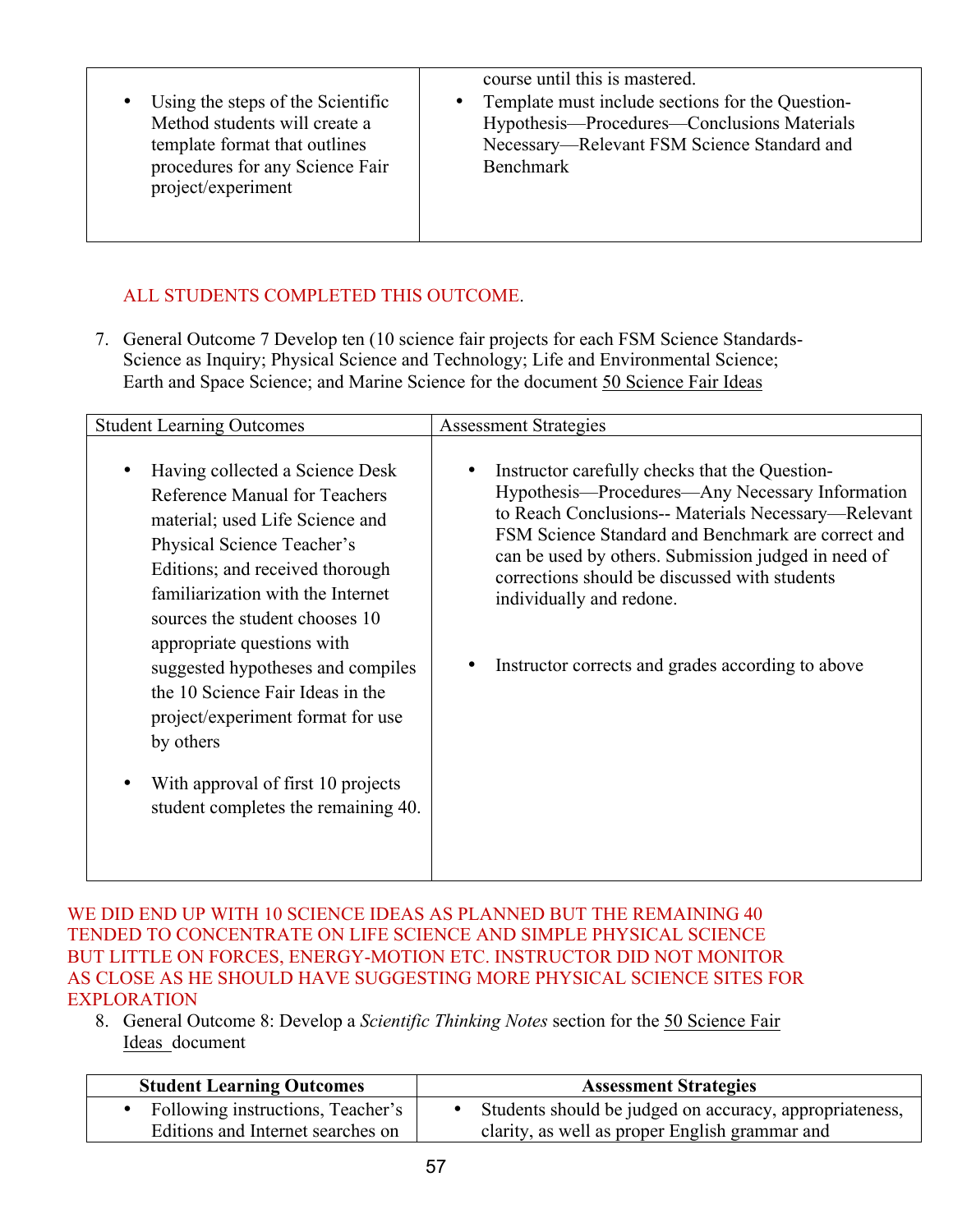| | |
|---|---|
| • Using the steps of the Scientific Method students will create a template format that outlines procedures for any Science Fair project/experiment | course until this is mastered. <br> • Template must include sections for the Question-Hypothesis—Procedures—Conclusions Materials Necessary—Relevant FSM Science Standard and Benchmark |

ALL STUDENTS COMPLETED THIS OUTCOME.

7. General Outcome 7 Develop ten (10 science fair projects for each FSM Science Standards-Science as Inquiry; Physical Science and Technology; Life and Environmental Science; Earth and Space Science; and Marine Science for the document 50 Science Fair Ideas

| Student Learning Outcomes | Assessment Strategies |
|---|---|
| • Having collected a Science Desk Reference Manual for Teachers material; used Life Science and Physical Science Teacher's Editions; and received thorough familiarization with the Internet sources the student chooses 10 appropriate questions with suggested hypotheses and compiles the 10 Science Fair Ideas in the project/experiment format for use by others <br><br> • With approval of first 10 projects student completes the remaining 40. | • Instructor carefully checks that the Question-Hypothesis—Procedures—Any Necessary Information to Reach Conclusions-- Materials Necessary—Relevant FSM Science Standard and Benchmark are correct and can be used by others. Submission judged in need of corrections should be discussed with students individually and redone. <br><br> • Instructor corrects and grades according to above |

WE DID END UP WITH 10 SCIENCE IDEAS AS PLANNED BUT THE REMAINING 40 TENDED TO CONCENTRATE ON LIFE SCIENCE AND SIMPLE PHYSICAL SCIENCE BUT LITTLE ON FORCES, ENERGY-MOTION ETC. INSTRUCTOR DID NOT MONITOR AS CLOSE AS HE SHOULD HAVE SUGGESTING MORE PHYSICAL SCIENCE SITES FOR EXPLORATION

8. General Outcome 8: Develop a *Scientific Thinking Notes* section for the 50 Science Fair Ideas document

| **Student Learning Outcomes** | **Assessment Strategies** |
|---|---|
| • Following instructions, Teacher's Editions and Internet searches on | • Students should be judged on accuracy, appropriateness, clarity, as well as proper English grammar and |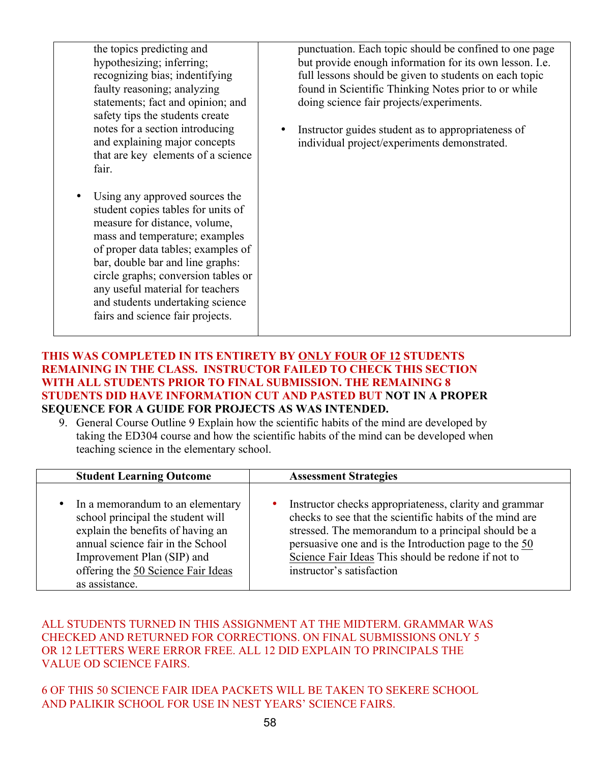| | |
|---|---|
| the topics predicting and hypothesizing; inferring; recognizing bias; indentifying faulty reasoning; analyzing statements; fact and opinion; and safety tips the students create notes for a section introducing and explaining major concepts that are key elements of a science fair.<br><br>• Using any approved sources the student copies tables for units of measure for distance, volume, mass and temperature; examples of proper data tables; examples of bar, double bar and line graphs: circle graphs; conversion tables or any useful material for teachers and students undertaking science fairs and science fair projects. | punctuation. Each topic should be confined to one page but provide enough information for its own lesson. I.e. full lessons should be given to students on each topic found in Scientific Thinking Notes prior to or while doing science fair projects/experiments.<br><br>• Instructor guides student as to appropriateness of individual project/experiments demonstrated. |

**THIS WAS COMPLETED IN ITS ENTIRETY BY <u>ONLY FOUR</u> <u>OF 12</u> STUDENTS REMAINING IN THE CLASS. INSTRUCTOR FAILED TO CHECK THIS SECTION WITH ALL STUDENTS PRIOR TO FINAL SUBMISSION. THE REMAINING 8 STUDENTS DID HAVE INFORMATION CUT AND PASTED BUT NOT IN A PROPER SEQUENCE FOR A GUIDE FOR PROJECTS AS WAS INTENDED.**

9. General Course Outline 9 Explain how the scientific habits of the mind are developed by taking the ED304 course and how the scientific habits of the mind can be developed when teaching science in the elementary school.

| Student Learning Outcome | Assessment Strategies |
|---|---|
| • In a memorandum to an elementary school principal the student will explain the benefits of having an annual science fair in the School Improvement Plan (SIP) and offering the <u>50 Science Fair Ideas</u> as assistance. | • Instructor checks appropriateness, clarity and grammar checks to see that the scientific habits of the mind are stressed. The memorandum to a principal should be a persuasive one and is the Introduction page to the <u>50 Science Fair Ideas</u> This should be redone if not to instructor's satisfaction |

ALL STUDENTS TURNED IN THIS ASSIGNMENT AT THE MIDTERM. GRAMMAR WAS CHECKED AND RETURNED FOR CORRECTIONS. ON FINAL SUBMISSIONS ONLY 5 OR 12 LETTERS WERE ERROR FREE. ALL 12 DID EXPLAIN TO PRINCIPALS THE VALUE OD SCIENCE FAIRS.

6 OF THIS 50 SCIENCE FAIR IDEA PACKETS WILL BE TAKEN TO SEKERE SCHOOL AND PALIKIR SCHOOL FOR USE IN NEST YEARS' SCIENCE FAIRS.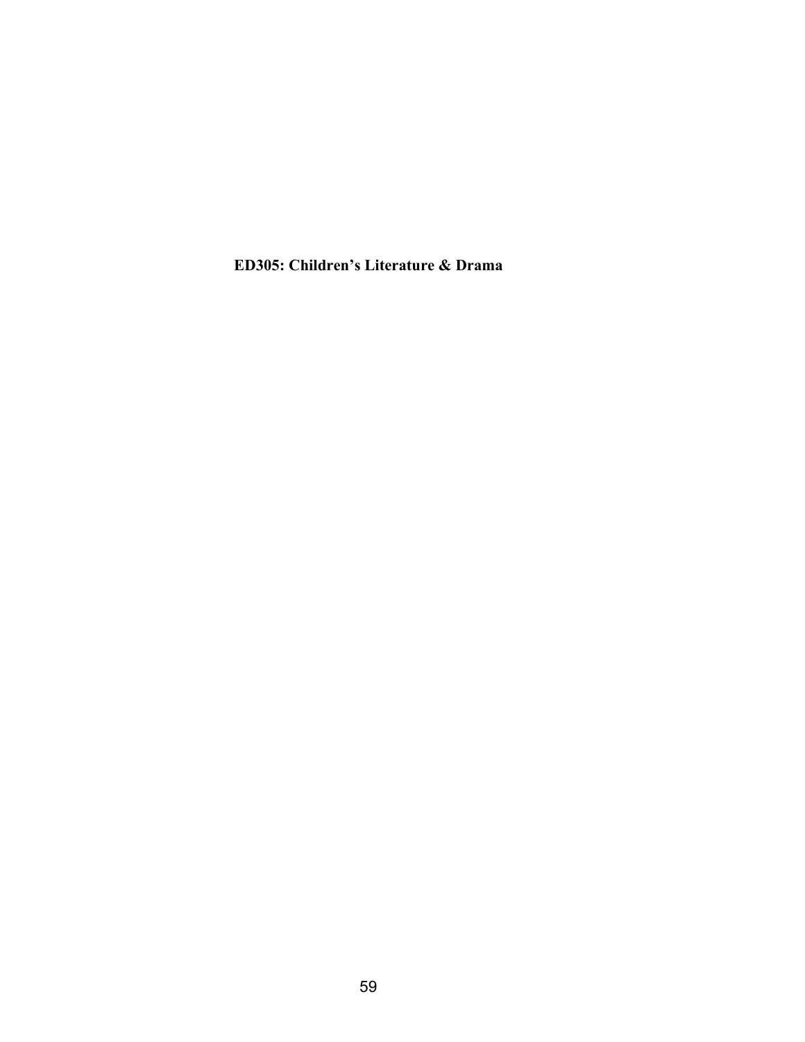**ED305: Children's Literature & Drama**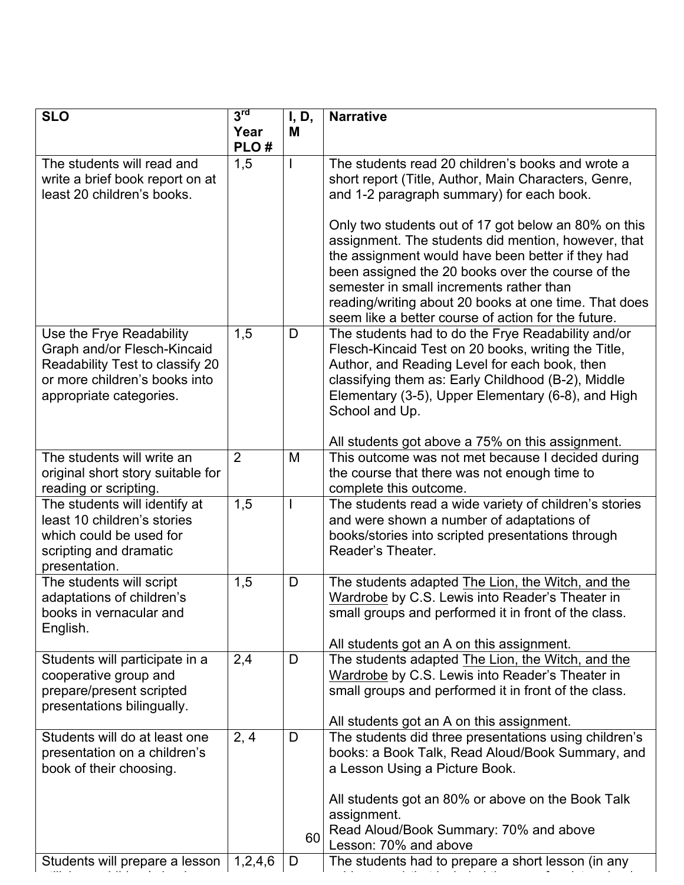| SLO | 3rd Year PLO # | I, D, M | Narrative |
|---|---|---|---|
| The students will read and write a brief book report on at least 20 children's books. | 1,5 | I | The students read 20 children's books and wrote a short report (Title, Author, Main Characters, Genre, and 1-2 paragraph summary) for each book.<br><br>Only two students out of 17 got below an 80% on this assignment. The students did mention, however, that the assignment would have been better if they had been assigned the 20 books over the course of the semester in small increments rather than reading/writing about 20 books at one time. That does seem like a better course of action for the future. |
| Use the Frye Readability Graph and/or Flesch-Kincaid Readability Test to classify 20 or more children's books into appropriate categories. | 1,5 | D | The students had to do the Frye Readability and/or Flesch-Kincaid Test on 20 books, writing the Title, Author, and Reading Level for each book, then classifying them as: Early Childhood (B-2), Middle Elementary (3-5), Upper Elementary (6-8), and High School and Up.<br><br>All students got above a 75% on this assignment. |
| The students will write an original short story suitable for reading or scripting. | 2 | M | This outcome was not met because I decided during the course that there was not enough time to complete this outcome. |
| The students will identify at least 10 children's stories which could be used for scripting and dramatic presentation. | 1,5 | I | The students read a wide variety of children's stories and were shown a number of adaptations of books/stories into scripted presentations through Reader's Theater. |
| The students will script adaptations of children's books in vernacular and English. | 1,5 | D | The students adapted The Lion, the Witch, and the Wardrobe by C.S. Lewis into Reader's Theater in small groups and performed it in front of the class.<br><br>All students got an A on this assignment. |
| Students will participate in a cooperative group and prepare/present scripted presentations bilingually. | 2,4 | D | The students adapted The Lion, the Witch, and the Wardrobe by C.S. Lewis into Reader's Theater in small groups and performed it in front of the class.<br><br>All students got an A on this assignment. |
| Students will do at least one presentation on a children's book of their choosing. | 2, 4 | D | The students did three presentations using children's books: a Book Talk, Read Aloud/Book Summary, and a Lesson Using a Picture Book.<br><br>All students got an 80% or above on the Book Talk assignment.<br>Read Aloud/Book Summary: 70% and above<br>Lesson: 70% and above |
| Students will prepare a lesson | 1,2,4,6 | D | The students had to prepare a short lesson (in any |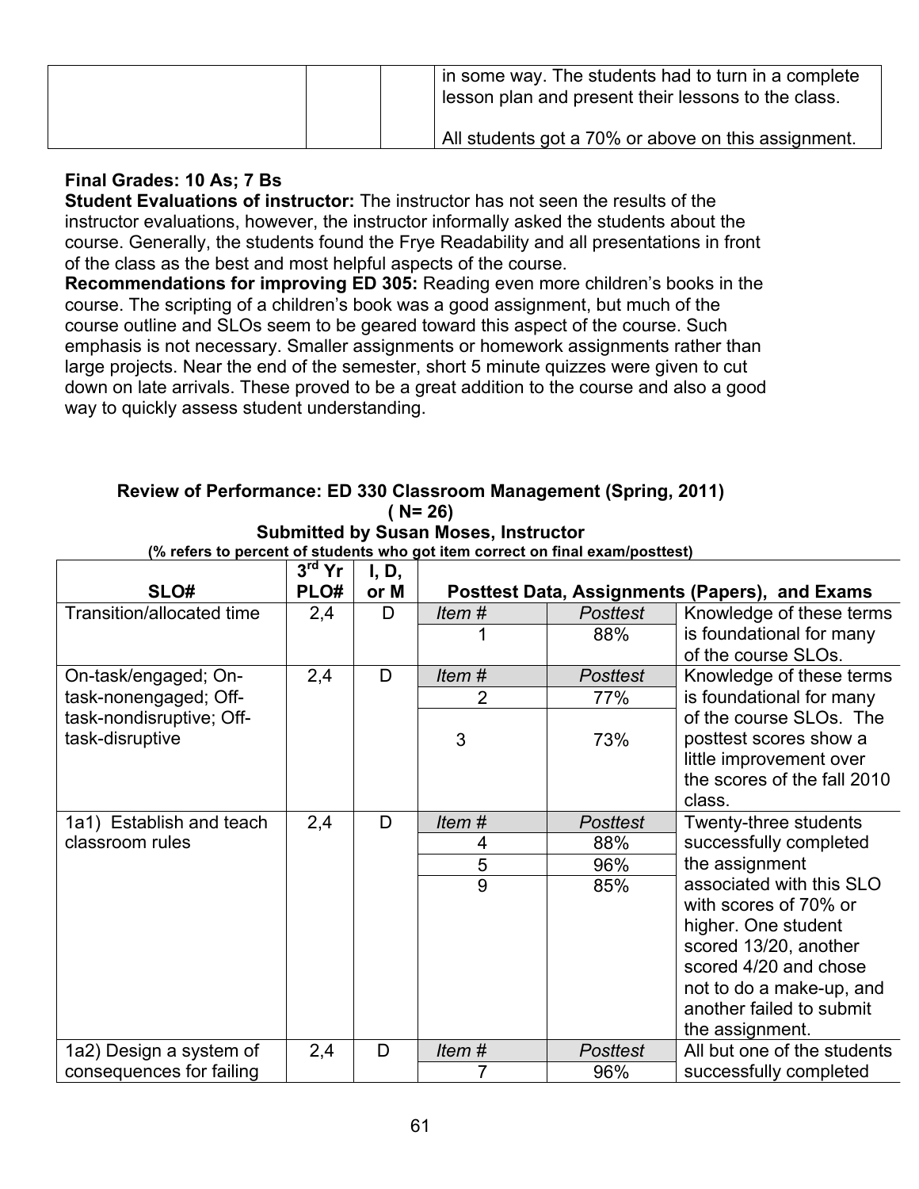| | | | in some way. The students had to turn in a complete lesson plan and present their lessons to the class.<br><br>All students got a 70% or above on this assignment. |
|---|---|---|---|

**Final Grades: 10 As; 7 Bs**

**Student Evaluations of instructor:** The instructor has not seen the results of the instructor evaluations, however, the instructor informally asked the students about the course. Generally, the students found the Frye Readability and all presentations in front of the class as the best and most helpful aspects of the course.

**Recommendations for improving ED 305:** Reading even more children's books in the course. The scripting of a children's book was a good assignment, but much of the course outline and SLOs seem to be geared toward this aspect of the course. Such emphasis is not necessary. Smaller assignments or homework assignments rather than large projects. Near the end of the semester, short 5 minute quizzes were given to cut down on late arrivals. These proved to be a great addition to the course and also a good way to quickly assess student understanding.

**Review of Performance: ED 330 Classroom Management (Spring, 2011)**
**( N= 26)**
**Submitted by Susan Moses, Instructor**
**(% refers to percent of students who got item correct on final exam/posttest)**

| SLO# | 3rd Yr PLO# | I, D, or M | Posttest Data, Assignments (Papers), and Exams | | |
|---|---|---|---|---|---|
| Transition/allocated time | 2,4 | D | *Item #* | *Posttest* | Knowledge of these terms is foundational for many of the course SLOs. |
| | | | 1 | 88% | |
| On-task/engaged; On-task-nonengaged; Off-task-nondisruptive; Off-task-disruptive | 2,4 | D | *Item #* | *Posttest* | Knowledge of these terms is foundational for many of the course SLOs. The posttest scores show a little improvement over the scores of the fall 2010 class. |
| | | | 2 | 77% | |
| | | | 3 | 73% | |
| 1a1) Establish and teach classroom rules | 2,4 | D | *Item #* | *Posttest* | Twenty-three students successfully completed the assignment associated with this SLO with scores of 70% or higher. One student scored 13/20, another scored 4/20 and chose not to do a make-up, and another failed to submit the assignment. |
| | | | 4 | 88% | |
| | | | 5 | 96% | |
| | | | 9 | 85% | |
| 1a2) Design a system of consequences for failing | 2,4 | D | *Item #* | *Posttest* | All but one of the students successfully completed |
| | | | 7 | 96% | |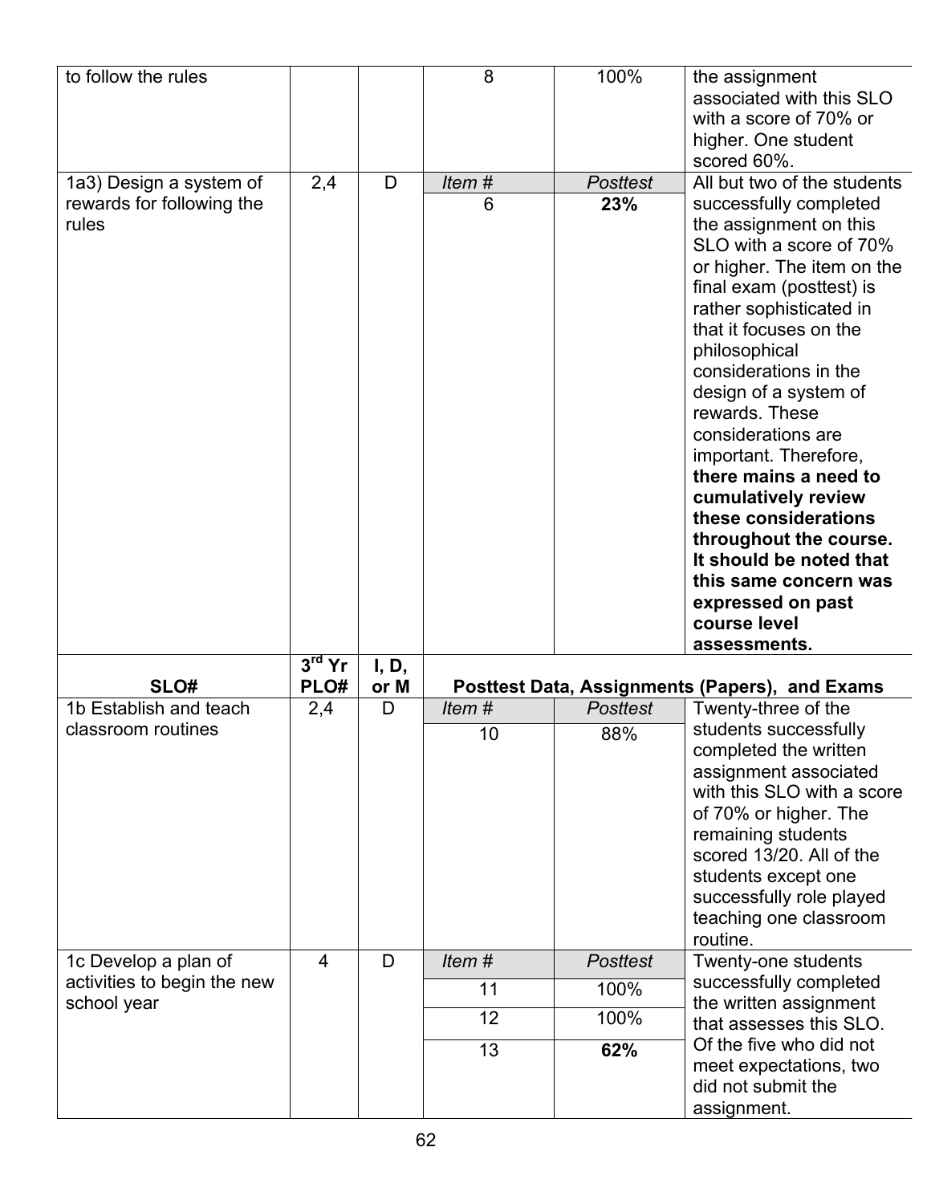| | | | | | |
|---|---|---|---|---|---|
| to follow the rules | | | 8 | 100% | the assignment associated with this SLO with a score of 70% or higher. One student scored 60%. |
| 1a3) Design a system of rewards for following the rules | 2,4 | D | *Item #* | *Posttest* | All but two of the students successfully completed the assignment on this SLO with a score of 70% or higher. The item on the final exam (posttest) is rather sophisticated in that it focuses on the philosophical considerations in the design of a system of rewards. These considerations are important. Therefore, **there mains a need to cumulatively review these considerations throughout the course. It should be noted that this same concern was expressed on past course level assessments.** |
| | | | 6 | **23%** | |
| **SLO#** | **3rd Yr PLO#** | **I, D, or M** | **Posttest Data, Assignments (Papers), and Exams** | | |
| 1b Establish and teach classroom routines | 2,4 | D | *Item #* | *Posttest* | Twenty-three of the students successfully completed the written assignment associated with this SLO with a score of 70% or higher. The remaining students scored 13/20. All of the students except one successfully role played teaching one classroom routine. |
| | | | 10 | 88% | |
| 1c Develop a plan of activities to begin the new school year | 4 | D | *Item #* | *Posttest* | Twenty-one students successfully completed the written assignment that assesses this SLO. Of the five who did not meet expectations, two did not submit the assignment. |
| | | | 11 | 100% | |
| | | | 12 | 100% | |
| | | | 13 | **62%** | |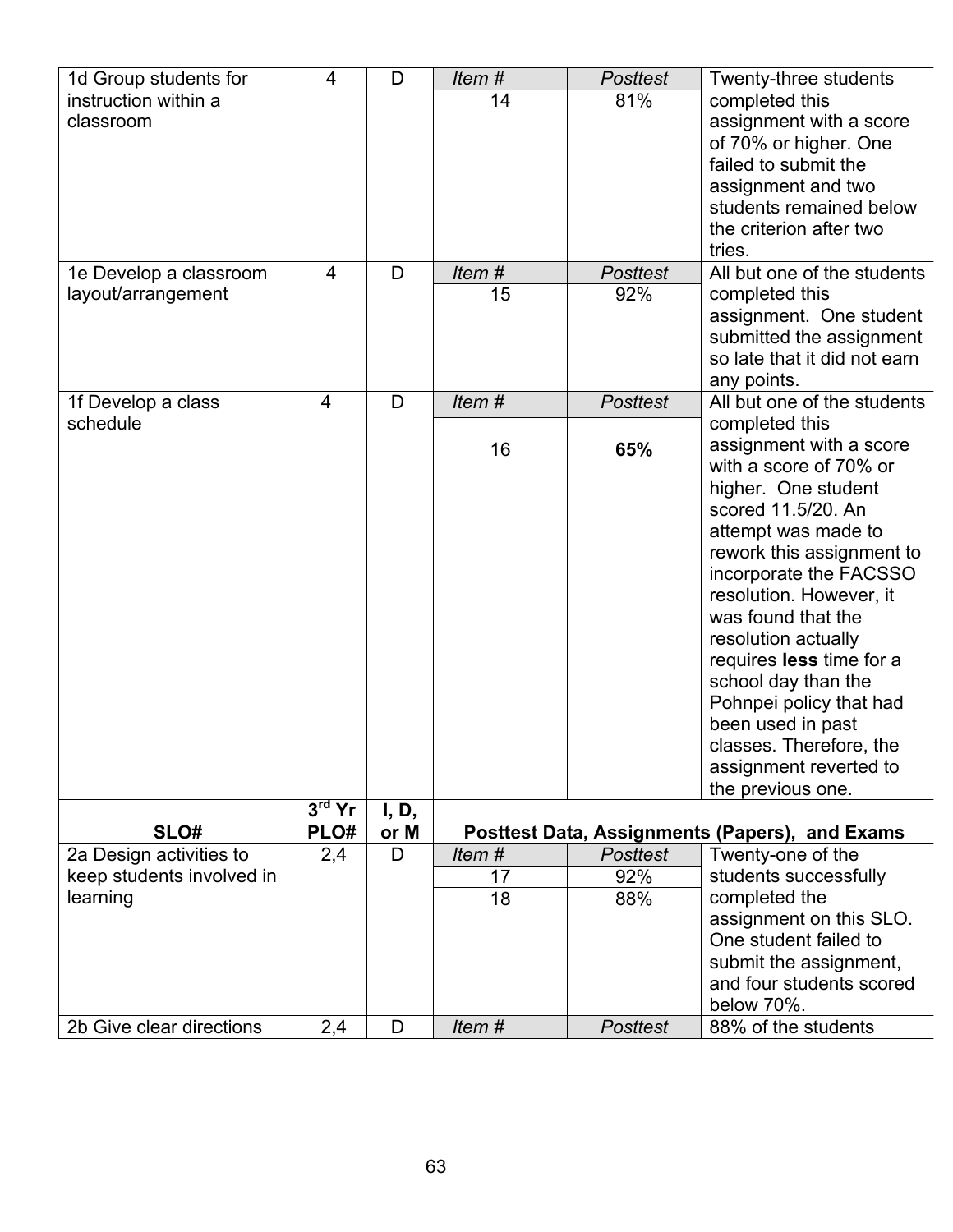| SLO# | 3rd Yr PLO# | I, D, or M | Posttest Data, Assignments (Papers), and Exams | | |
|---|---|---|---|---|---|
| 1d Group students for instruction within a classroom | 4 | D | *Item #* | *Posttest* | Twenty-three students completed this assignment with a score of 70% or higher. One failed to submit the assignment and two students remained below the criterion after two tries. |
| | | | 14 | 81% | |
| 1e Develop a classroom layout/arrangement | 4 | D | *Item #* | *Posttest* | All but one of the students completed this assignment. One student submitted the assignment so late that it did not earn any points. |
| | | | 15 | 92% | |
| 1f Develop a class schedule | 4 | D | *Item #* | *Posttest* | All but one of the students completed this assignment with a score with a score of 70% or higher. One student scored 11.5/20. An attempt was made to rework this assignment to incorporate the FACSSO resolution. However, it was found that the resolution actually requires **less** time for a school day than the Pohnpei policy that had been used in past classes. Therefore, the assignment reverted to the previous one. |
| | | | 16 | **65%** | |
| **SLO#** | **3rd Yr PLO#** | **I, D, or M** | **Posttest Data, Assignments (Papers), and Exams** | | |
| 2a Design activities to keep students involved in learning | 2,4 | D | *Item #* | *Posttest* | Twenty-one of the students successfully completed the assignment on this SLO. One student failed to submit the assignment, and four students scored below 70%. |
| | | | 17 | 92% | |
| | | | 18 | 88% | |
| 2b Give clear directions | 2,4 | D | *Item #* | *Posttest* | 88% of the students |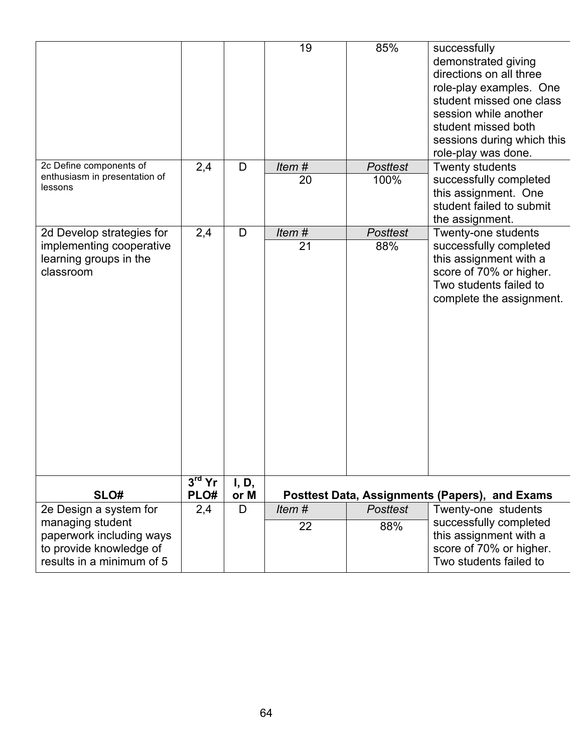| | | | 19 | 85% | successfully demonstrated giving directions on all three role-play examples. One student missed one class session while another student missed both sessions during which this role-play was done. |
|---|---|---|---|---|---|
| 2c Define components of enthusiasm in presentation of lessons | 2,4 | D | *Item #* | *Posttest* | Twenty students successfully completed this assignment. One student failed to submit the assignment. |
| | | | 20 | 100% | |
| 2d Develop strategies for implementing cooperative learning groups in the classroom | 2,4 | D | *Item #* | *Posttest* | Twenty-one students successfully completed this assignment with a score of 70% or higher. Two students failed to complete the assignment. |
| | | | 21 | 88% | |

| SLO# | 3rd Yr PLO# | I, D, or M | Posttest Data, Assignments (Papers), and Exams | | |
|---|---|---|---|---|---|
| 2e Design a system for managing student paperwork including ways to provide knowledge of results in a minimum of 5 | 2,4 | D | *Item #* | *Posttest* | Twenty-one students successfully completed this assignment with a score of 70% or higher. Two students failed to |
| | | | 22 | 88% | |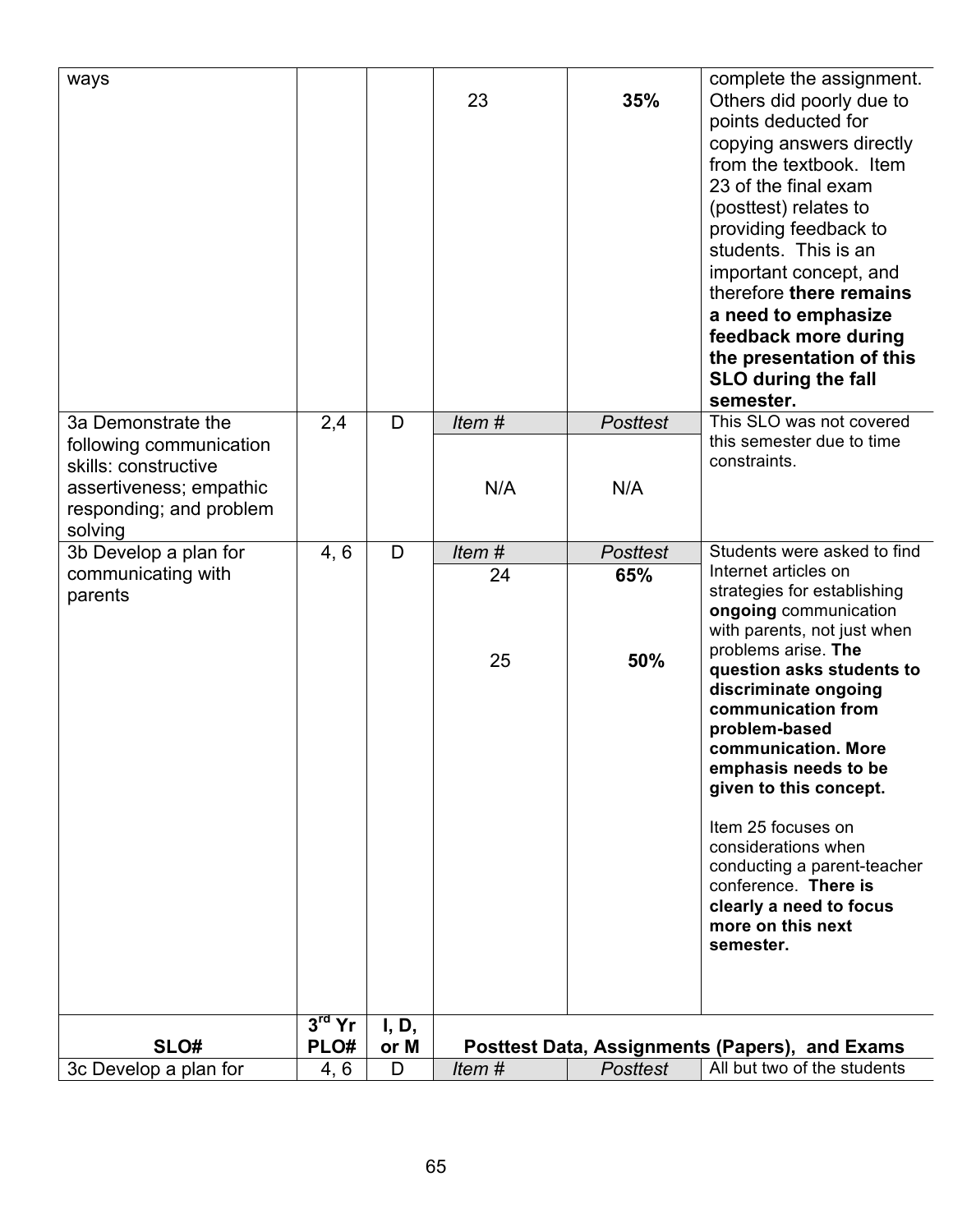| SLO# | 3rd Yr PLO# | I, D, or M | Posttest Data, Assignments (Papers), and Exams | | |
|---|---|---|---|---|---|
| ways | | | 23 | **35%** | complete the assignment. Others did poorly due to points deducted for copying answers directly from the textbook. Item 23 of the final exam (posttest) relates to providing feedback to students. This is an important concept, and therefore **there remains a need to emphasize feedback more during the presentation of this SLO during the fall semester.** |
| 3a Demonstrate the following communication skills: constructive assertiveness; empathic responding; and problem solving | 2,4 | D | *Item #*<br>N/A | *Posttest*<br>N/A | This SLO was not covered this semester due to time constraints. |
| 3b Develop a plan for communicating with parents | 4, 6 | D | *Item #*<br>24<br><br>25 | *Posttest*<br>**65%**<br><br>**50%** | Students were asked to find Internet articles on strategies for establishing **ongoing** communication with parents, not just when problems arise. **The question asks students to discriminate ongoing communication from problem-based communication. More emphasis needs to be given to this concept.**<br><br>Item 25 focuses on considerations when conducting a parent-teacher conference. **There is clearly a need to focus more on this next semester.** |
| **SLO#** | **3rd Yr PLO#** | **I, D, or M** | **Posttest Data, Assignments (Papers), and Exams** | | |
| 3c Develop a plan for | 4, 6 | D | *Item #* | *Posttest* | All but two of the students |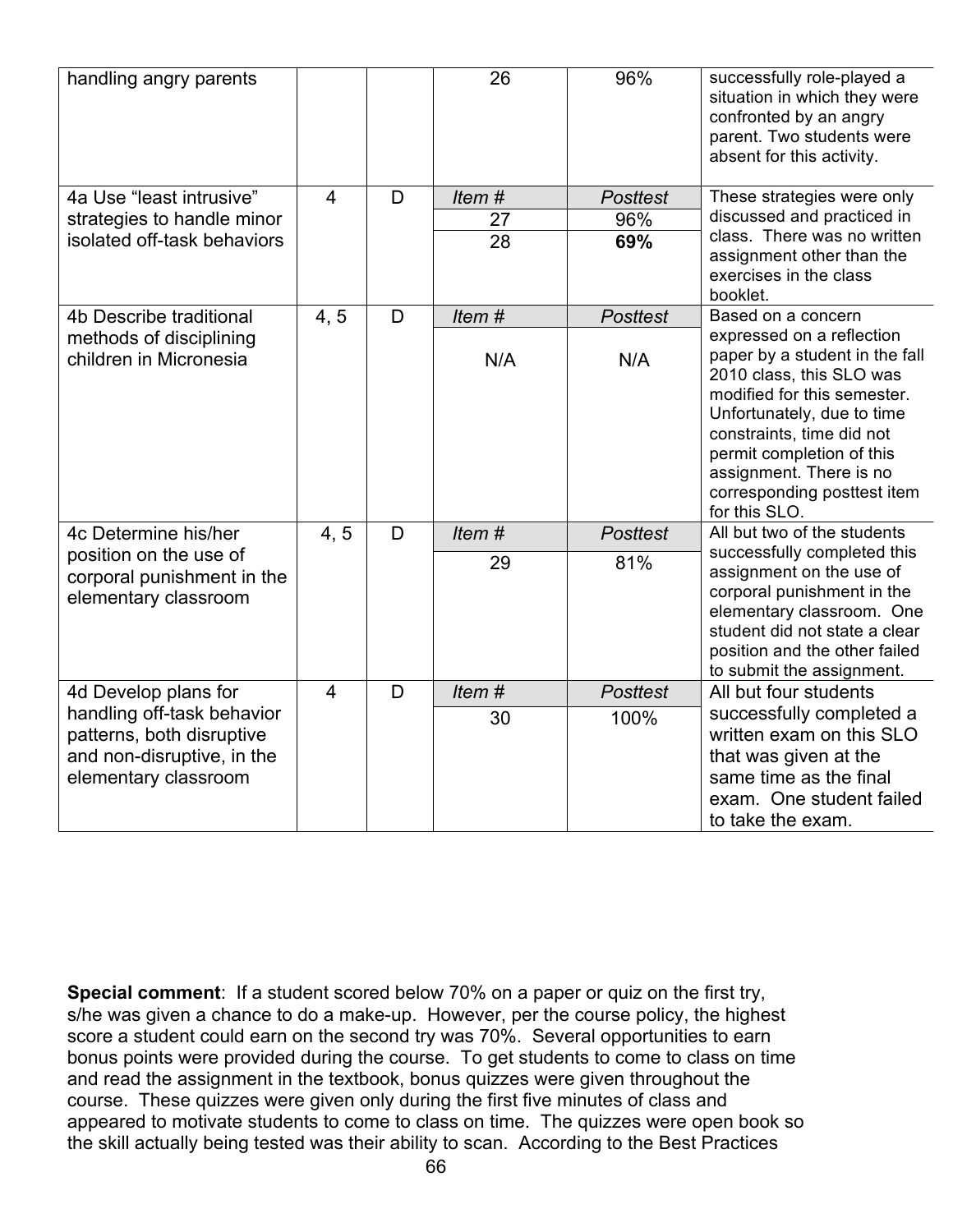| | | | | | |
|---|---|---|---|---|---|
| handling angry parents | | | 26 | 96% | successfully role-played a situation in which they were confronted by an angry parent. Two students were absent for this activity. |
| 4a Use "least intrusive" strategies to handle minor isolated off-task behaviors | 4 | D | *Item #* | *Posttest* | These strategies were only discussed and practiced in class. There was no written assignment other than the exercises in the class booklet. |
| | | | 27 | 96% | |
| | | | 28 | **69%** | |
| 4b Describe traditional methods of disciplining children in Micronesia | 4, 5 | D | *Item #* | *Posttest* | Based on a concern expressed on a reflection paper by a student in the fall 2010 class, this SLO was modified for this semester. Unfortunately, due to time constraints, time did not permit completion of this assignment. There is no corresponding posttest item for this SLO. |
| | | | N/A | N/A | |
| 4c Determine his/her position on the use of corporal punishment in the elementary classroom | 4, 5 | D | *Item #* | *Posttest* | All but two of the students successfully completed this assignment on the use of corporal punishment in the elementary classroom. One student did not state a clear position and the other failed to submit the assignment. |
| | | | 29 | 81% | |
| 4d Develop plans for handling off-task behavior patterns, both disruptive and non-disruptive, in the elementary classroom | 4 | D | *Item #* | *Posttest* | All but four students successfully completed a written exam on this SLO that was given at the same time as the final exam. One student failed to take the exam. |
| | | | 30 | 100% | |

**Special comment**: If a student scored below 70% on a paper or quiz on the first try, s/he was given a chance to do a make-up. However, per the course policy, the highest score a student could earn on the second try was 70%. Several opportunities to earn bonus points were provided during the course. To get students to come to class on time and read the assignment in the textbook, bonus quizzes were given throughout the course. These quizzes were given only during the first five minutes of class and appeared to motivate students to come to class on time. The quizzes were open book so the skill actually being tested was their ability to scan. According to the Best Practices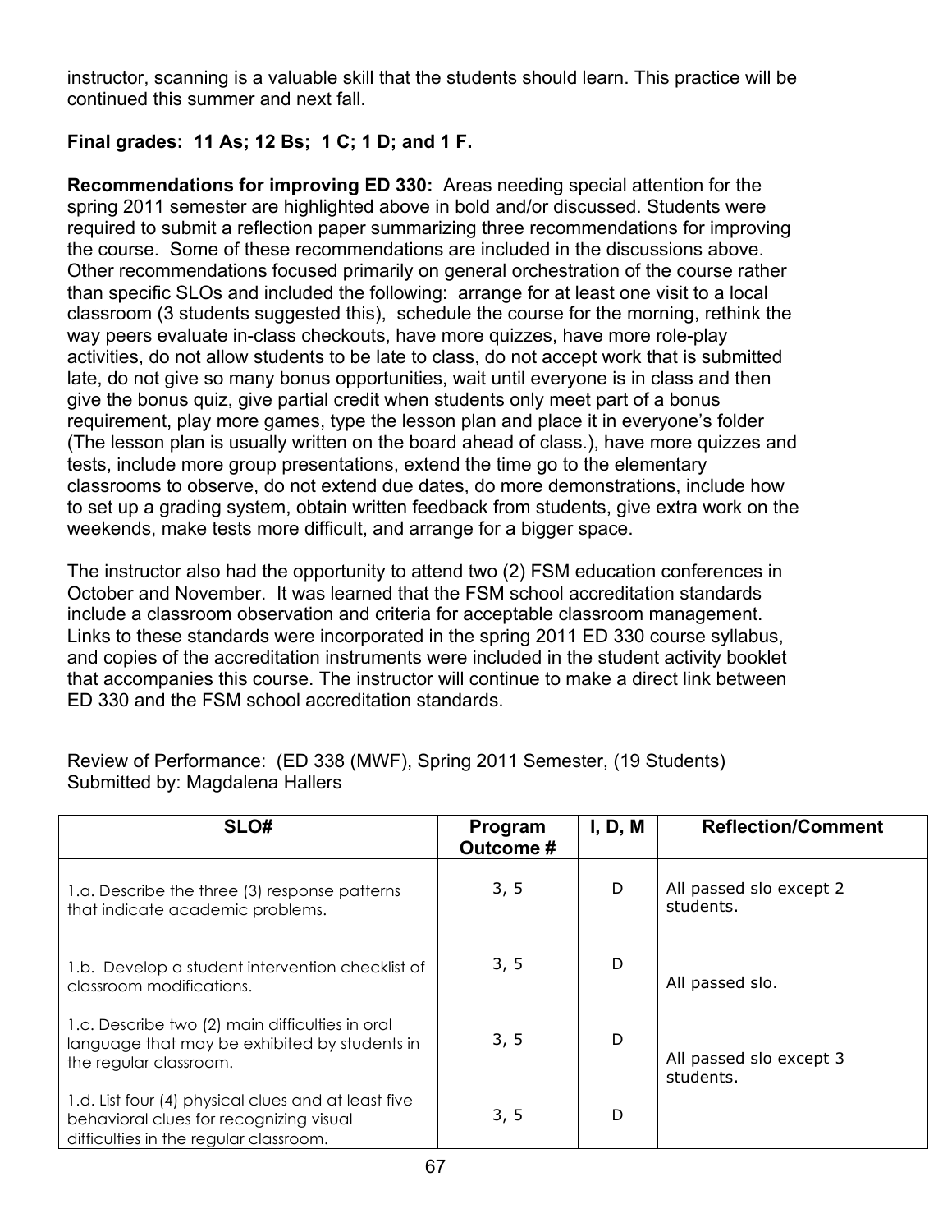instructor, scanning is a valuable skill that the students should learn. This practice will be continued this summer and next fall.

**Final grades: 11 As; 12 Bs; 1 C; 1 D; and 1 F.**

**Recommendations for improving ED 330:** Areas needing special attention for the spring 2011 semester are highlighted above in bold and/or discussed. Students were required to submit a reflection paper summarizing three recommendations for improving the course. Some of these recommendations are included in the discussions above. Other recommendations focused primarily on general orchestration of the course rather than specific SLOs and included the following: arrange for at least one visit to a local classroom (3 students suggested this), schedule the course for the morning, rethink the way peers evaluate in-class checkouts, have more quizzes, have more role-play activities, do not allow students to be late to class, do not accept work that is submitted late, do not give so many bonus opportunities, wait until everyone is in class and then give the bonus quiz, give partial credit when students only meet part of a bonus requirement, play more games, type the lesson plan and place it in everyone's folder (The lesson plan is usually written on the board ahead of class.), have more quizzes and tests, include more group presentations, extend the time go to the elementary classrooms to observe, do not extend due dates, do more demonstrations, include how to set up a grading system, obtain written feedback from students, give extra work on the weekends, make tests more difficult, and arrange for a bigger space.

The instructor also had the opportunity to attend two (2) FSM education conferences in October and November. It was learned that the FSM school accreditation standards include a classroom observation and criteria for acceptable classroom management. Links to these standards were incorporated in the spring 2011 ED 330 course syllabus, and copies of the accreditation instruments were included in the student activity booklet that accompanies this course. The instructor will continue to make a direct link between ED 330 and the FSM school accreditation standards.

Review of Performance: (ED 338 (MWF), Spring 2011 Semester, (19 Students)
Submitted by: Magdalena Hallers

| SLO# | Program Outcome # | I, D, M | Reflection/Comment |
|---|---|---|---|
| 1.a. Describe the three (3) response patterns that indicate academic problems. | 3, 5 | D | All passed slo except 2 students. |
| 1.b. Develop a student intervention checklist of classroom modifications. | 3, 5 | D | All passed slo. |
| 1.c. Describe two (2) main difficulties in oral language that may be exhibited by students in the regular classroom. | 3, 5 | D | All passed slo except 3 students. |
| 1.d. List four (4) physical clues and at least five behavioral clues for recognizing visual difficulties in the regular classroom. | 3, 5 | D | |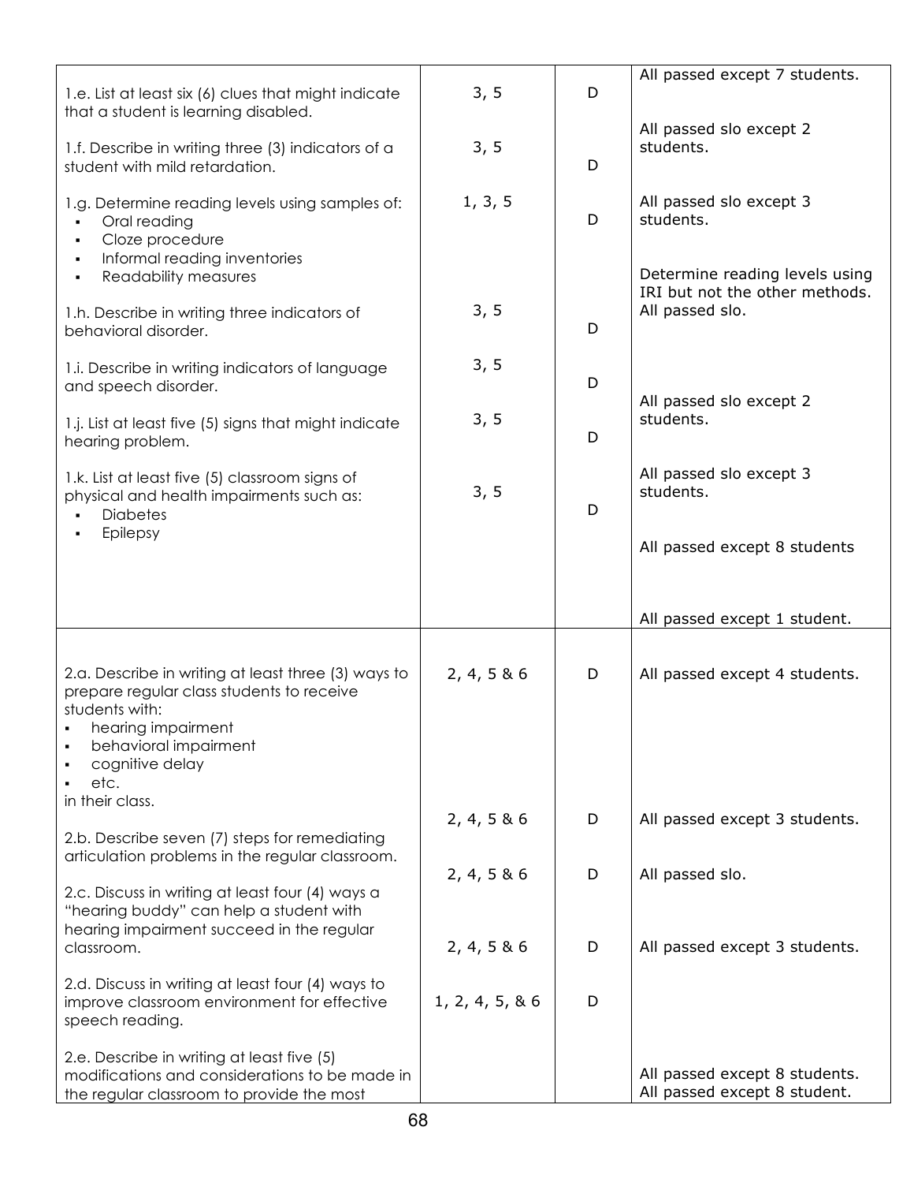| | | | |
|---|---|---|---|
| 1.e. List at least six (6) clues that might indicate that a student is learning disabled.<br><br>1.f. Describe in writing three (3) indicators of a student with mild retardation.<br><br>1.g. Determine reading levels using samples of:<br>▪ Oral reading<br>▪ Cloze procedure<br>▪ Informal reading inventories<br>▪ Readability measures<br><br>1.h. Describe in writing three indicators of behavioral disorder.<br><br>1.i. Describe in writing indicators of language and speech disorder.<br><br>1.j. List at least five (5) signs that might indicate hearing problem.<br><br>1.k. List at least five (5) classroom signs of physical and health impairments such as:<br>▪ Diabetes<br>▪ Epilepsy | 3, 5<br><br>3, 5<br><br>1, 3, 5<br><br>3, 5<br><br>3, 5<br><br>3, 5<br><br>3, 5 | D<br><br>D<br><br>D<br><br>D<br><br>D<br><br>D<br><br>D | All passed except 7 students.<br><br>All passed slo except 2 students.<br><br>All passed slo except 3 students.<br><br>Determine reading levels using IRI but not the other methods. All passed slo.<br><br>All passed slo except 2 students.<br><br>All passed slo except 3 students.<br><br>All passed except 8 students<br><br>All passed except 1 student. |
| 2.a. Describe in writing at least three (3) ways to prepare regular class students to receive students with:<br>▪ hearing impairment<br>▪ behavioral impairment<br>▪ cognitive delay<br>▪ etc.<br>in their class.<br><br>2.b. Describe seven (7) steps for remediating articulation problems in the regular classroom.<br><br>2.c. Discuss in writing at least four (4) ways a "hearing buddy" can help a student with hearing impairment succeed in the regular classroom.<br><br>2.d. Discuss in writing at least four (4) ways to improve classroom environment for effective speech reading.<br><br>2.e. Describe in writing at least five (5) modifications and considerations to be made in the regular classroom to provide the most | 2, 4, 5 & 6<br><br>2, 4, 5 & 6<br><br>2, 4, 5 & 6<br><br>2, 4, 5 & 6<br><br>1, 2, 4, 5, & 6 | D<br><br>D<br><br>D<br><br>D<br><br>D | All passed except 4 students.<br><br>All passed except 3 students.<br><br>All passed slo.<br><br>All passed except 3 students.<br><br>All passed except 8 students.<br>All passed except 8 student. |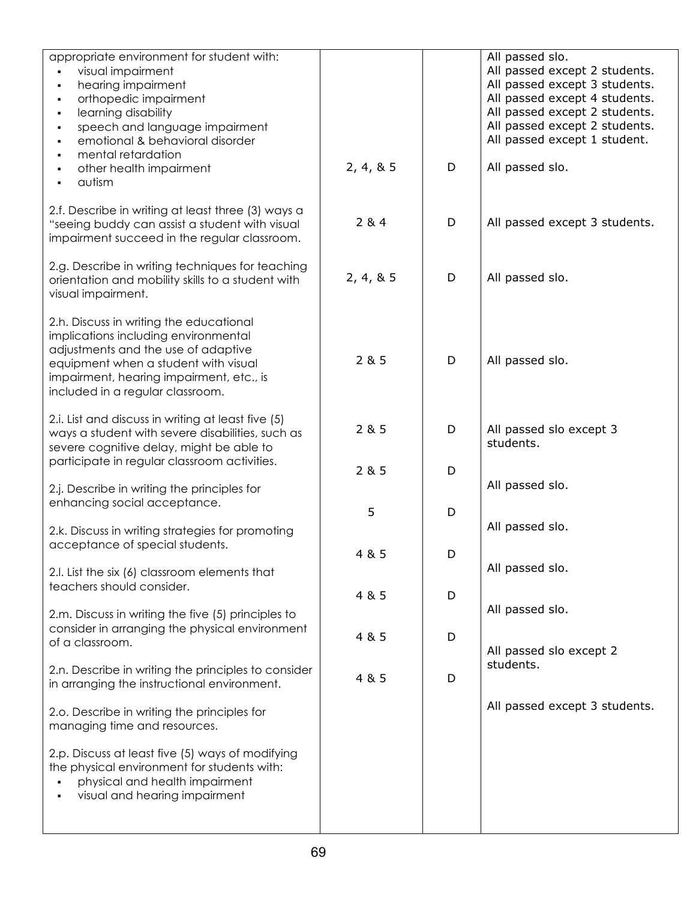| | | | |
|---|---|---|---|
| appropriate environment for student with:<br>▪ visual impairment<br>▪ hearing impairment<br>▪ orthopedic impairment<br>▪ learning disability<br>▪ speech and language impairment<br>▪ emotional & behavioral disorder<br>▪ mental retardation<br>▪ other health impairment<br>▪ autism | 2, 4, & 5 | D | All passed slo.<br>All passed except 2 students.<br>All passed except 3 students.<br>All passed except 4 students.<br>All passed except 2 students.<br>All passed except 2 students.<br>All passed except 1 student.<br><br>All passed slo. |
| 2.f. Describe in writing at least three (3) ways a "seeing buddy can assist a student with visual impairment succeed in the regular classroom. | 2 & 4 | D | All passed except 3 students. |
| 2.g. Describe in writing techniques for teaching orientation and mobility skills to a student with visual impairment. | 2, 4, & 5 | D | All passed slo. |
| 2.h. Discuss in writing the educational implications including environmental adjustments and the use of adaptive equipment when a student with visual impairment, hearing impairment, etc., is included in a regular classroom. | 2 & 5 | D | All passed slo. |
| 2.i. List and discuss in writing at least five (5) ways a student with severe disabilities, such as severe cognitive delay, might be able to participate in regular classroom activities. | 2 & 5 | D | All passed slo except 3 students. |
| 2.j. Describe in writing the principles for enhancing social acceptance. | 2 & 5 | D | All passed slo. |
| 2.k. Discuss in writing strategies for promoting acceptance of special students. | 5 | D | All passed slo. |
| 2.l. List the six (6) classroom elements that teachers should consider. | 4 & 5 | D | All passed slo. |
| 2.m. Discuss in writing the five (5) principles to consider in arranging the physical environment of a classroom. | 4 & 5 | D | All passed slo. |
| 2.n. Describe in writing the principles to consider in arranging the instructional environment. | 4 & 5 | D | All passed slo except 2 students. |
| 2.o. Describe in writing the principles for managing time and resources. | 4 & 5 | D | All passed except 3 students. |
| 2.p. Discuss at least five (5) ways of modifying the physical environment for students with:<br>▪ physical and health impairment<br>▪ visual and hearing impairment | | | |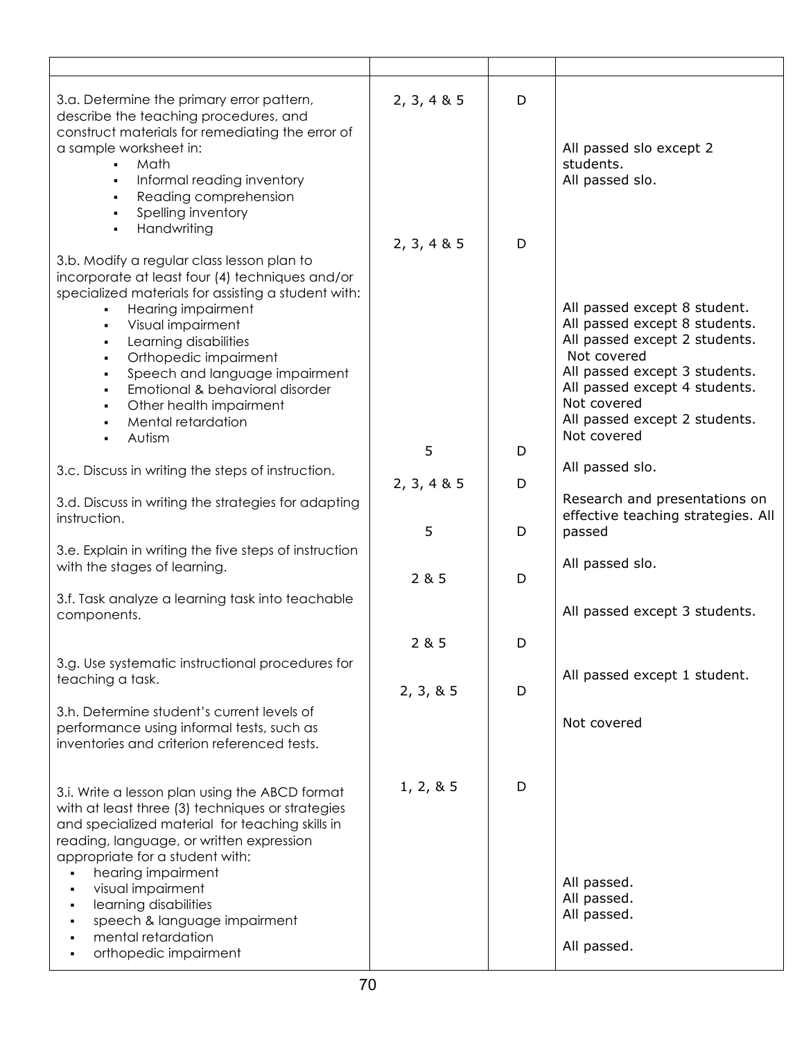| | | | |
|---|---|---|---|
| 3.a. Determine the primary error pattern, describe the teaching procedures, and construct materials for remediating the error of a sample worksheet in:<br>▪ Math<br>▪ Informal reading inventory<br>▪ Reading comprehension<br>▪ Spelling inventory<br>▪ Handwriting | 2, 3, 4 & 5 | D | All passed slo except 2 students.<br>All passed slo. |
| 3.b. Modify a regular class lesson plan to incorporate at least four (4) techniques and/or specialized materials for assisting a student with:<br>▪ Hearing impairment<br>▪ Visual impairment<br>▪ Learning disabilities<br>▪ Orthopedic impairment<br>▪ Speech and language impairment<br>▪ Emotional & behavioral disorder<br>▪ Other health impairment<br>▪ Mental retardation<br>▪ Autism | 2, 3, 4 & 5 | D | All passed except 8 student.<br>All passed except 8 students.<br>All passed except 2 students.<br>Not covered<br>All passed except 3 students.<br>All passed except 4 students.<br>Not covered<br>All passed except 2 students.<br>Not covered |
| 3.c. Discuss in writing the steps of instruction. | 5 | D | All passed slo. |
| 3.d. Discuss in writing the strategies for adapting instruction. | 2, 3, 4 & 5 | D | Research and presentations on effective teaching strategies. All passed |
| 3.e. Explain in writing the five steps of instruction with the stages of learning. | 5 | D | All passed slo. |
| 3.f. Task analyze a learning task into teachable components. | 2 & 5 | D | All passed except 3 students. |
| 3.g. Use systematic instructional procedures for teaching a task. | 2 & 5 | D | All passed except 1 student. |
| 3.h. Determine student's current levels of performance using informal tests, such as inventories and criterion referenced tests. | 2, 3, & 5 | D | Not covered |
| 3.i. Write a lesson plan using the ABCD format with at least three (3) techniques or strategies and specialized material for teaching skills in reading, language, or written expression appropriate for a student with:<br>▪ hearing impairment<br>▪ visual impairment<br>▪ learning disabilities<br>▪ speech & language impairment<br>▪ mental retardation<br>▪ orthopedic impairment | 1, 2, & 5 | D | All passed.<br>All passed.<br>All passed.<br><br>All passed. |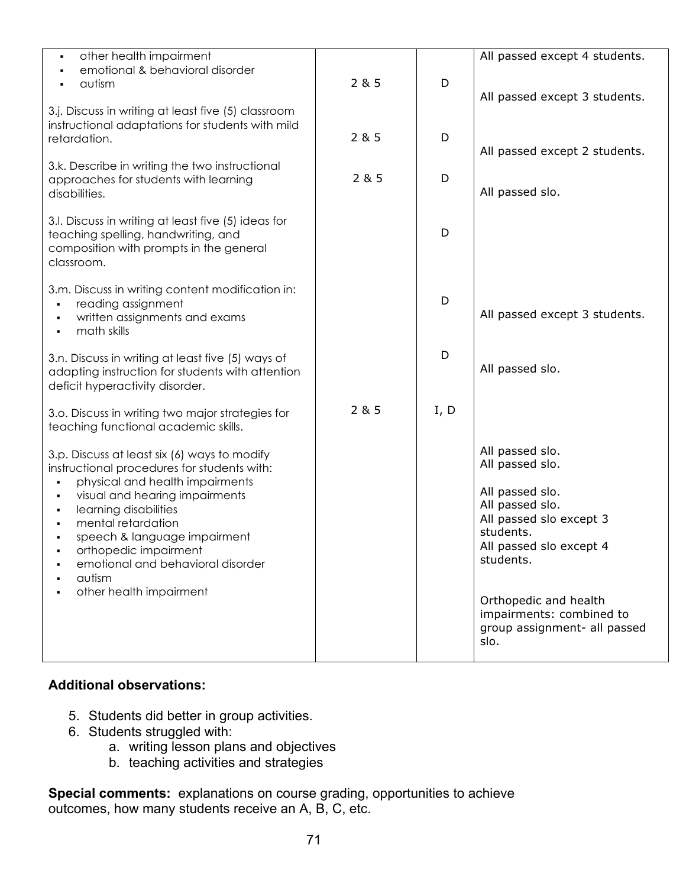| | | | |
|---|---|---|---|
| ▪ other health impairment<br>▪ emotional & behavioral disorder<br>▪ autism | 2 & 5 | D | All passed except 4 students. |
| 3.j. Discuss in writing at least five (5) classroom instructional adaptations for students with mild retardation. | 2 & 5 | D | All passed except 3 students. |
| 3.k. Describe in writing the two instructional approaches for students with learning disabilities. | 2 & 5 | D | All passed except 2 students. |
| 3.l. Discuss in writing at least five (5) ideas for teaching spelling, handwriting, and composition with prompts in the general classroom. | | D | All passed slo. |
| 3.m. Discuss in writing content modification in:<br>▪ reading assignment<br>▪ written assignments and exams<br>▪ math skills | | D | All passed except 3 students. |
| 3.n. Discuss in writing at least five (5) ways of adapting instruction for students with attention deficit hyperactivity disorder. | | D | All passed slo. |
| 3.o. Discuss in writing two major strategies for teaching functional academic skills. | 2 & 5 | I, D | |
| 3.p. Discuss at least six (6) ways to modify instructional procedures for students with:<br>▪ physical and health impairments<br>▪ visual and hearing impairments<br>▪ learning disabilities<br>▪ mental retardation<br>▪ speech & language impairment<br>▪ orthopedic impairment<br>▪ emotional and behavioral disorder<br>▪ autism<br>▪ other health impairment | | | All passed slo.<br>All passed slo.<br><br>All passed slo.<br>All passed slo.<br>All passed slo except 3 students.<br>All passed slo except 4 students.<br><br>Orthopedic and health impairments: combined to group assignment- all passed slo. |

**Additional observations:**

5. Students did better in group activities.
6. Students struggled with:
    a. writing lesson plans and objectives
    b. teaching activities and strategies

**Special comments:** explanations on course grading, opportunities to achieve outcomes, how many students receive an A, B, C, etc.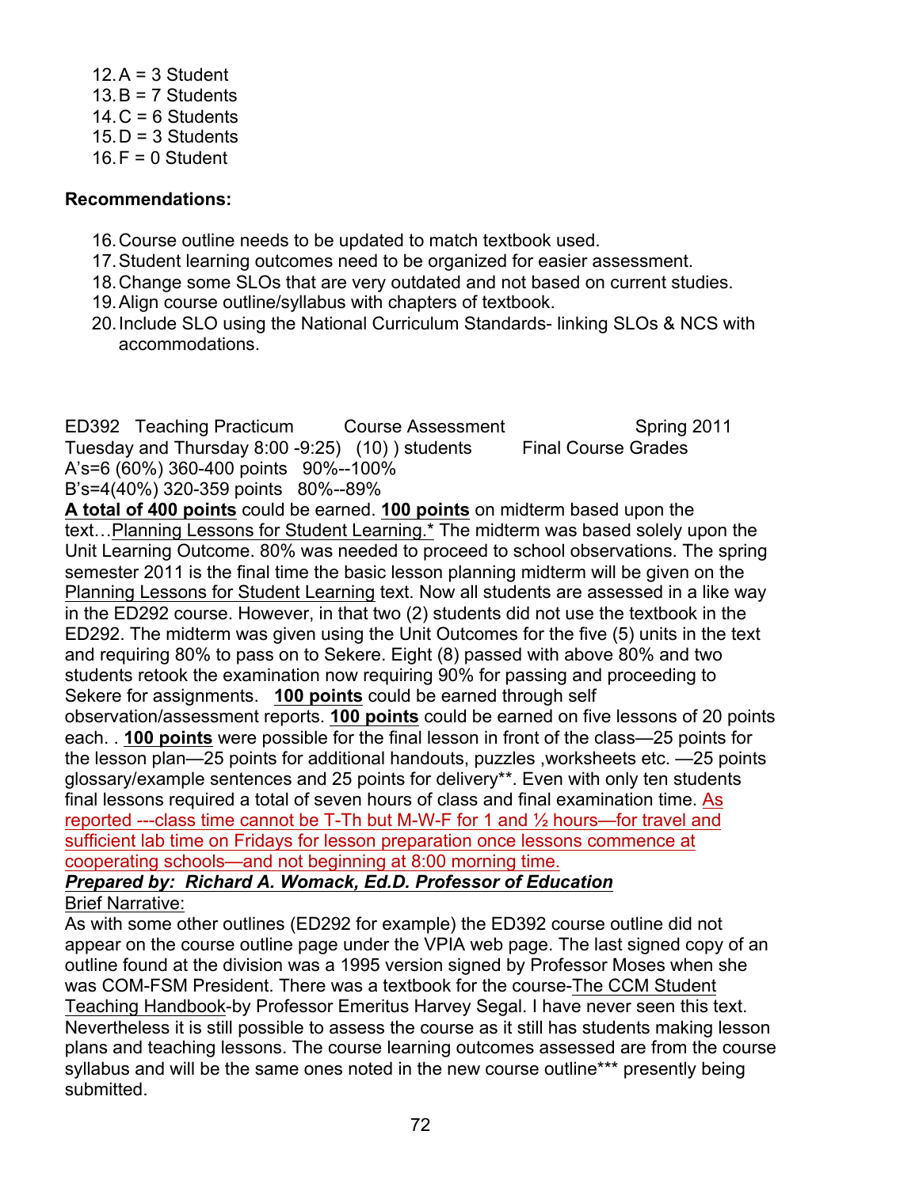12. A = 3 Student
13. B = 7 Students
14. C = 6 Students
15. D = 3 Students
16. F = 0 Student

**Recommendations:**

16. Course outline needs to be updated to match textbook used.
17. Student learning outcomes need to be organized for easier assessment.
18. Change some SLOs that are very outdated and not based on current studies.
19. Align course outline/syllabus with chapters of textbook.
20. Include SLO using the National Curriculum Standards- linking SLOs & NCS with accommodations.

ED392 Teaching Practicum Course Assessment Spring 2011
Tuesday and Thursday 8:00 -9:25) (10) ) students Final Course Grades
A's=6 (60%) 360-400 points 90%--100%
B's=4(40%) 320-359 points 80%--89%

**A total of 400 points** could be earned. **100 points** on midterm based upon the text…Planning Lessons for Student Learning.* The midterm was based solely upon the Unit Learning Outcome. 80% was needed to proceed to school observations. The spring semester 2011 is the final time the basic lesson planning midterm will be given on the Planning Lessons for Student Learning text. Now all students are assessed in a like way in the ED292 course. However, in that two (2) students did not use the textbook in the ED292. The midterm was given using the Unit Outcomes for the five (5) units in the text and requiring 80% to pass on to Sekere. Eight (8) passed with above 80% and two students retook the examination now requiring 90% for passing and proceeding to Sekere for assignments. **100 points** could be earned through self observation/assessment reports. **100 points** could be earned on five lessons of 20 points each. . **100 points** were possible for the final lesson in front of the class—25 points for the lesson plan—25 points for additional handouts, puzzles ,worksheets etc. —25 points glossary/example sentences and 25 points for delivery**. Even with only ten students final lessons required a total of seven hours of class and final examination time. As reported ---class time cannot be T-Th but M-W-F for 1 and ½ hours—for travel and sufficient lab time on Fridays for lesson preparation once lessons commence at cooperating schools—and not beginning at 8:00 morning time.

***Prepared by: Richard A. Womack, Ed.D. Professor of Education***

Brief Narrative:

As with some other outlines (ED292 for example) the ED392 course outline did not appear on the course outline page under the VPIA web page. The last signed copy of an outline found at the division was a 1995 version signed by Professor Moses when she was COM-FSM President. There was a textbook for the course-The CCM Student Teaching Handbook-by Professor Emeritus Harvey Segal. I have never seen this text. Nevertheless it is still possible to assess the course as it still has students making lesson plans and teaching lessons. The course learning outcomes assessed are from the course syllabus and will be the same ones noted in the new course outline*** presently being submitted.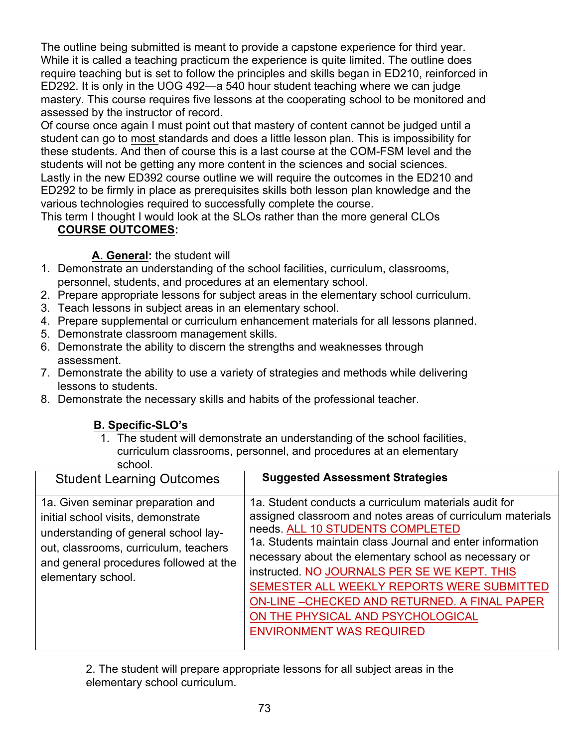The outline being submitted is meant to provide a capstone experience for third year. While it is called a teaching practicum the experience is quite limited. The outline does require teaching but is set to follow the principles and skills began in ED210, reinforced in ED292. It is only in the UOG 492—a 540 hour student teaching where we can judge mastery. This course requires five lessons at the cooperating school to be monitored and assessed by the instructor of record.

Of course once again I must point out that mastery of content cannot be judged until a student can go to most standards and does a little lesson plan. This is impossibility for these students. And then of course this is a last course at the COM-FSM level and the students will not be getting any more content in the sciences and social sciences.

Lastly in the new ED392 course outline we will require the outcomes in the ED210 and ED292 to be firmly in place as prerequisites skills both lesson plan knowledge and the various technologies required to successfully complete the course.

This term I thought I would look at the SLOs rather than the more general CLOs

**COURSE OUTCOMES:**

**A. General:** the student will

1. Demonstrate an understanding of the school facilities, curriculum, classrooms, personnel, students, and procedures at an elementary school.
2. Prepare appropriate lessons for subject areas in the elementary school curriculum.
3. Teach lessons in subject areas in an elementary school.
4. Prepare supplemental or curriculum enhancement materials for all lessons planned.
5. Demonstrate classroom management skills.
6. Demonstrate the ability to discern the strengths and weaknesses through assessment.
7. Demonstrate the ability to use a variety of strategies and methods while delivering lessons to students.
8. Demonstrate the necessary skills and habits of the professional teacher.

**B. Specific-SLO's**

1. The student will demonstrate an understanding of the school facilities, curriculum classrooms, personnel, and procedures at an elementary school.

| Student Learning Outcomes | **Suggested Assessment Strategies** |
|---|---|
| 1a. Given seminar preparation and initial school visits, demonstrate understanding of general school lay-out, classrooms, curriculum, teachers and general procedures followed at the elementary school. | 1a. Student conducts a curriculum materials audit for assigned classroom and notes areas of curriculum materials needs. ALL 10 STUDENTS COMPLETED<br>1a. Students maintain class Journal and enter information necessary about the elementary school as necessary or instructed. NO JOURNALS PER SE WE KEPT. THIS SEMESTER ALL WEEKLY REPORTS WERE SUBMITTED ON-LINE –CHECKED AND RETURNED. A FINAL PAPER ON THE PHYSICAL AND PSYCHOLOGICAL ENVIRONMENT WAS REQUIRED |

2. The student will prepare appropriate lessons for all subject areas in the elementary school curriculum.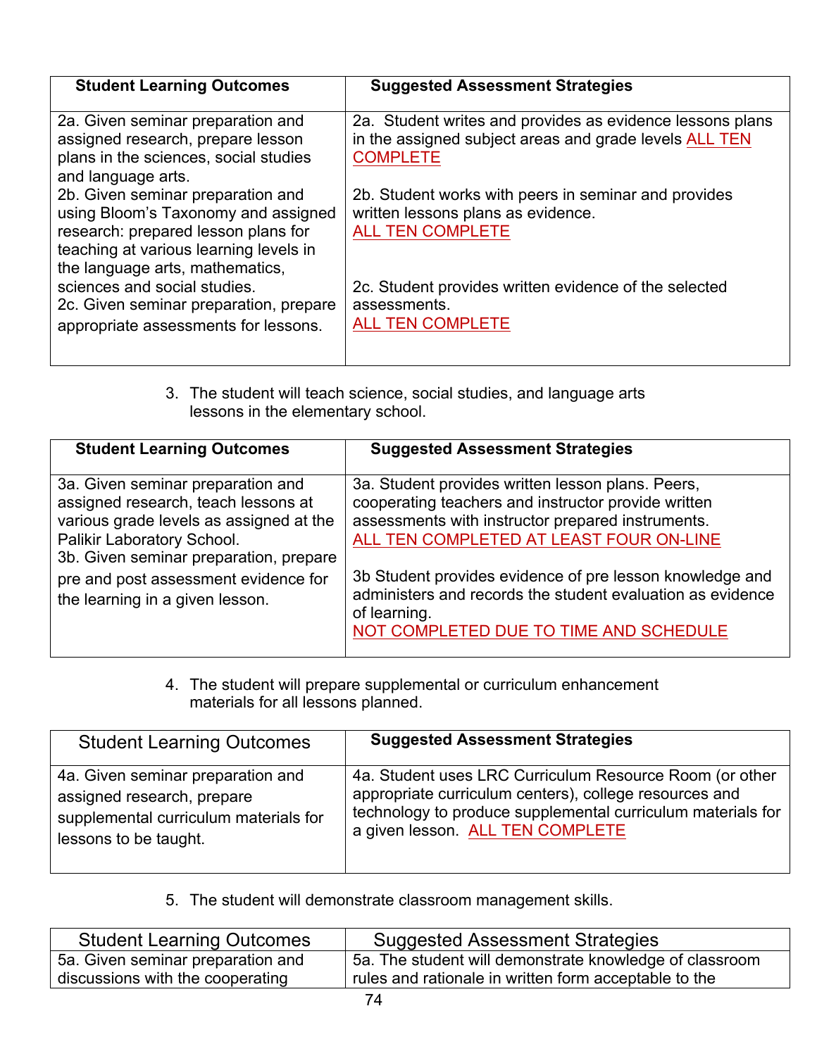| Student Learning Outcomes | Suggested Assessment Strategies |
|---|---|
| 2a. Given seminar preparation and assigned research, prepare lesson plans in the sciences, social studies and language arts. | 2a. Student writes and provides as evidence lessons plans in the assigned subject areas and grade levels ALL TEN COMPLETE |
| 2b. Given seminar preparation and using Bloom's Taxonomy and assigned research: prepared lesson plans for teaching at various learning levels in the language arts, mathematics, sciences and social studies. | 2b. Student works with peers in seminar and provides written lessons plans as evidence. ALL TEN COMPLETE |
| 2c. Given seminar preparation, prepare appropriate assessments for lessons. | 2c. Student provides written evidence of the selected assessments. ALL TEN COMPLETE |

3. The student will teach science, social studies, and language arts lessons in the elementary school.

| Student Learning Outcomes | Suggested Assessment Strategies |
|---|---|
| 3a. Given seminar preparation and assigned research, teach lessons at various grade levels as assigned at the Palikir Laboratory School. | 3a. Student provides written lesson plans. Peers, cooperating teachers and instructor provide written assessments with instructor prepared instruments. ALL TEN COMPLETED AT LEAST FOUR ON-LINE |
| 3b. Given seminar preparation, prepare pre and post assessment evidence for the learning in a given lesson. | 3b Student provides evidence of pre lesson knowledge and administers and records the student evaluation as evidence of learning. NOT COMPLETED DUE TO TIME AND SCHEDULE |

4. The student will prepare supplemental or curriculum enhancement materials for all lessons planned.

| Student Learning Outcomes | Suggested Assessment Strategies |
|---|---|
| 4a. Given seminar preparation and assigned research, prepare supplemental curriculum materials for lessons to be taught. | 4a. Student uses LRC Curriculum Resource Room (or other appropriate curriculum centers), college resources and technology to produce supplemental curriculum materials for a given lesson. ALL TEN COMPLETE |

5. The student will demonstrate classroom management skills.

| Student Learning Outcomes | Suggested Assessment Strategies |
|---|---|
| 5a. Given seminar preparation and discussions with the cooperating | 5a. The student will demonstrate knowledge of classroom rules and rationale in written form acceptable to the |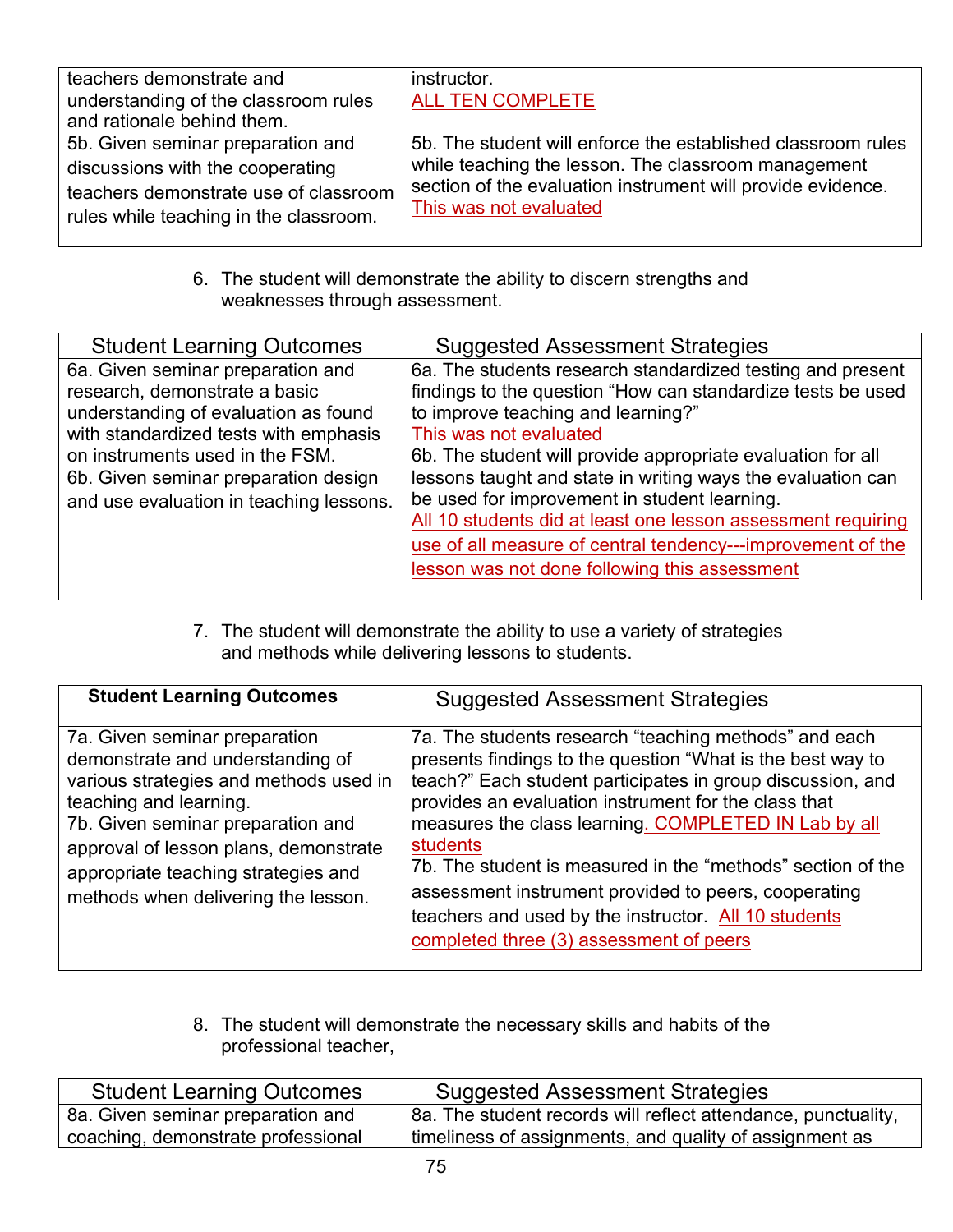| | |
|---|---|
| teachers demonstrate and understanding of the classroom rules and rationale behind them.<br>5b. Given seminar preparation and discussions with the cooperating teachers demonstrate use of classroom rules while teaching in the classroom. | instructor.<br>ALL TEN COMPLETE<br><br>5b. The student will enforce the established classroom rules while teaching the lesson. The classroom management section of the evaluation instrument will provide evidence.<br>This was not evaluated |

6. The student will demonstrate the ability to discern strengths and weaknesses through assessment.

| Student Learning Outcomes | Suggested Assessment Strategies |
|---|---|
| 6a. Given seminar preparation and research, demonstrate a basic understanding of evaluation as found with standardized tests with emphasis on instruments used in the FSM.<br>6b. Given seminar preparation design and use evaluation in teaching lessons. | 6a. The students research standardized testing and present findings to the question "How can standardize tests be used to improve teaching and learning?"<br>This was not evaluated<br>6b. The student will provide appropriate evaluation for all lessons taught and state in writing ways the evaluation can be used for improvement in student learning.<br>All 10 students did at least one lesson assessment requiring use of all measure of central tendency---improvement of the lesson was not done following this assessment |

7. The student will demonstrate the ability to use a variety of strategies and methods while delivering lessons to students.

| **Student Learning Outcomes** | Suggested Assessment Strategies |
|---|---|
| 7a. Given seminar preparation demonstrate and understanding of various strategies and methods used in teaching and learning.<br>7b. Given seminar preparation and approval of lesson plans, demonstrate appropriate teaching strategies and methods when delivering the lesson. | 7a. The students research "teaching methods" and each presents findings to the question "What is the best way to teach?" Each student participates in group discussion, and provides an evaluation instrument for the class that measures the class learning. COMPLETED IN Lab by all students<br>7b. The student is measured in the "methods" section of the assessment instrument provided to peers, cooperating teachers and used by the instructor. All 10 students completed three (3) assessment of peers |

8. The student will demonstrate the necessary skills and habits of the professional teacher,

| Student Learning Outcomes | Suggested Assessment Strategies |
|---|---|
| 8a. Given seminar preparation and coaching, demonstrate professional | 8a. The student records will reflect attendance, punctuality, timeliness of assignments, and quality of assignment as |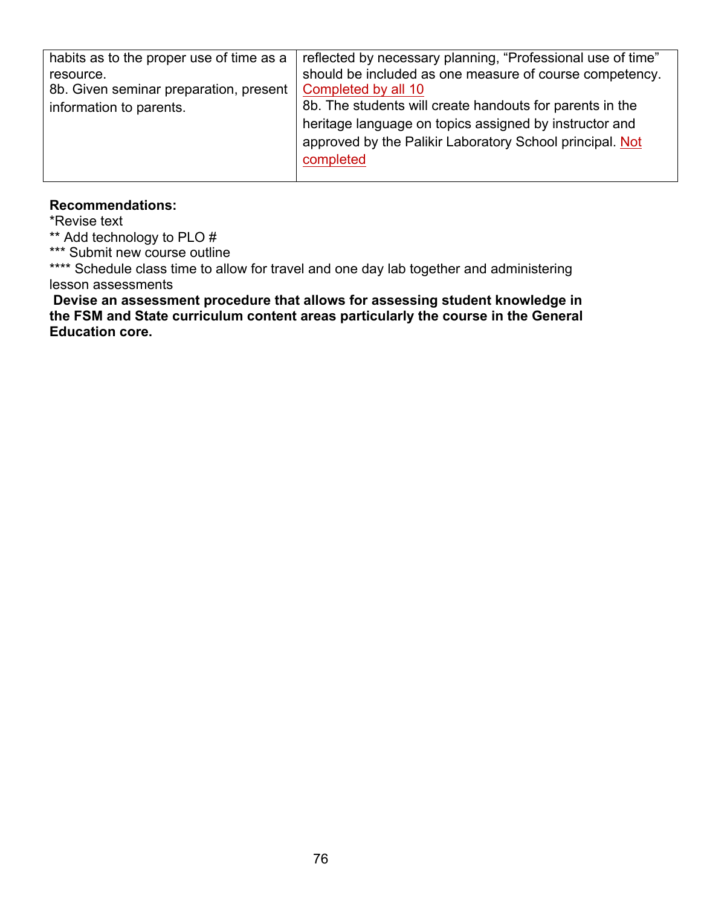| | |
|---|---|
| habits as to the proper use of time as a resource.<br>8b. Given seminar preparation, present information to parents. | reflected by necessary planning, "Professional use of time" should be included as one measure of course competency. Completed by all 10<br>8b. The students will create handouts for parents in the heritage language on topics assigned by instructor and approved by the Palikir Laboratory School principal. Not completed |

**Recommendations:**

*Revise text

** Add technology to PLO #

*** Submit new course outline

**** Schedule class time to allow for travel and one day lab together and administering lesson assessments

**Devise an assessment procedure that allows for assessing student knowledge in the FSM and State curriculum content areas particularly the course in the General Education core.**